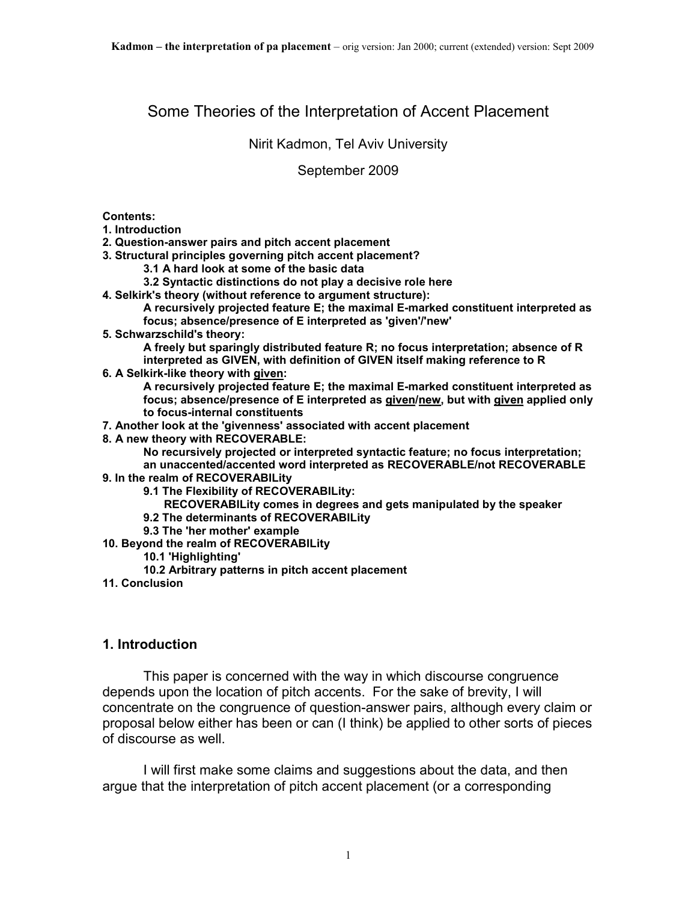# Some Theories of the Interpretation of Accent Placement

Nirit Kadmon, Tel Aviv University

September 2009

**Contents:**

**1. Introduction**

**2. Question-answer pairs and pitch accent placement**

**3. Structural principles governing pitch accent placement?**

- **3.1 A hard look at some of the basic data**
- **3.2 Syntactic distinctions do not play a decisive role here**

**4. Selkirk's theory (without reference to argument structure):**
**A recursively projected feature E; the maximal E-marked constituent interpreted as focus; absence/presence of E interpreted as 'given'/'new'**

**5. Schwarzschild's theory:**
**A freely but sparingly distributed feature R; no focus interpretation; absence of R interpreted as GIVEN, with definition of GIVEN itself making reference to R**

**6. A Selkirk-like theory with <u>given</u>:**
**A recursively projected feature E; the maximal E-marked constituent interpreted as focus; absence/presence of E interpreted as <u>given</u>/<u>new</u>, but with <u>given</u> applied only to focus-internal constituents**

**7. Another look at the 'givenness' associated with accent placement**

**8. A new theory with RECOVERABLE:**
**No recursively projected or interpreted syntactic feature; no focus interpretation; an unaccented/accented word interpreted as RECOVERABLE/not RECOVERABLE**

**9. In the realm of RECOVERABILity**

- **9.1 The Flexibility of RECOVERABILity:**
  **RECOVERABILity comes in degrees and gets manipulated by the speaker**
- **9.2 The determinants of RECOVERABILity**
- **9.3 The 'her mother' example**

**10. Beyond the realm of RECOVERABILity**

- **10.1 'Highlighting'**
- **10.2 Arbitrary patterns in pitch accent placement**

**11. Conclusion**

## 1. Introduction

This paper is concerned with the way in which discourse congruence depends upon the location of pitch accents. For the sake of brevity, I will concentrate on the congruence of question-answer pairs, although every claim or proposal below either has been or can (I think) be applied to other sorts of pieces of discourse as well.

I will first make some claims and suggestions about the data, and then argue that the interpretation of pitch accent placement (or a corresponding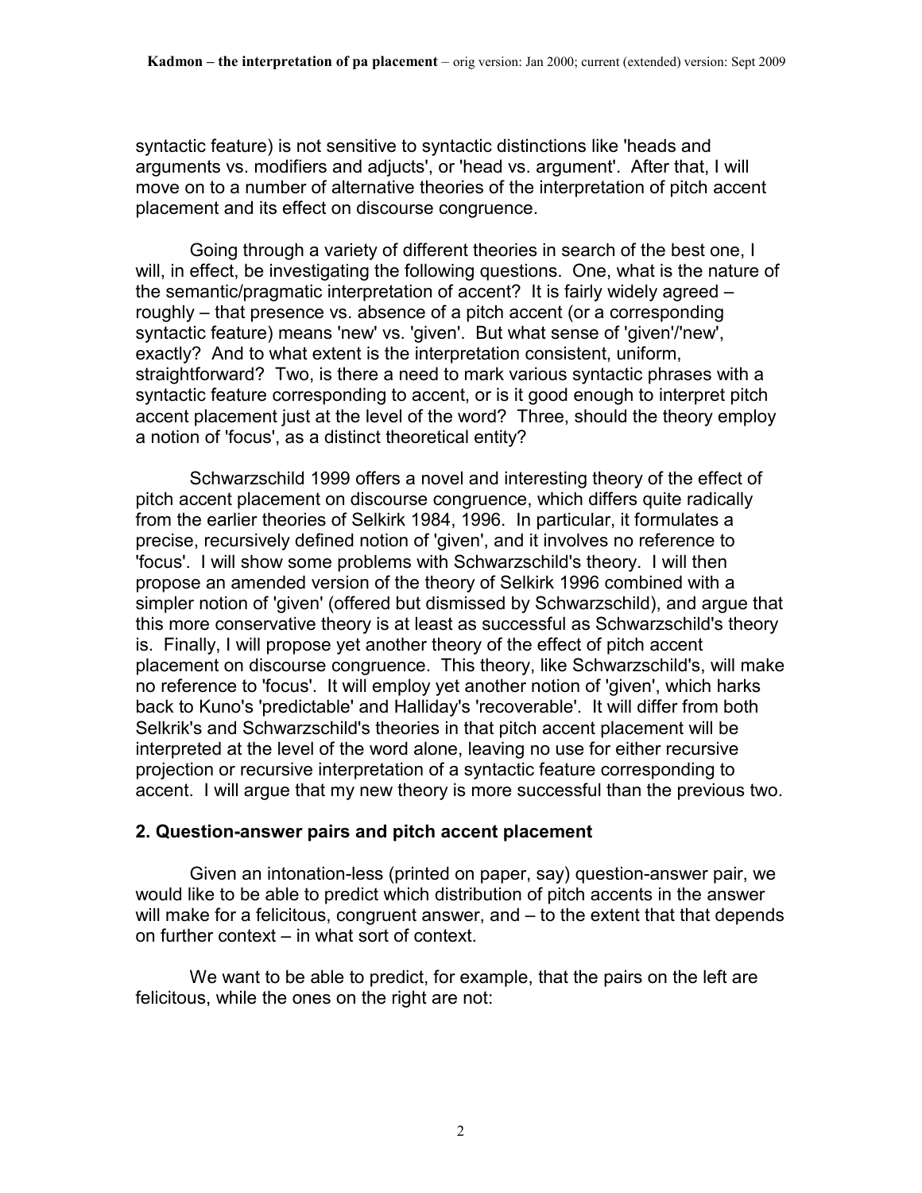syntactic feature) is not sensitive to syntactic distinctions like 'heads and arguments vs. modifiers and adjucts', or 'head vs. argument'. After that, I will move on to a number of alternative theories of the interpretation of pitch accent placement and its effect on discourse congruence.

Going through a variety of different theories in search of the best one, I will, in effect, be investigating the following questions. One, what is the nature of the semantic/pragmatic interpretation of accent? It is fairly widely agreed – roughly – that presence vs. absence of a pitch accent (or a corresponding syntactic feature) means 'new' vs. 'given'. But what sense of 'given'/'new', exactly? And to what extent is the interpretation consistent, uniform, straightforward? Two, is there a need to mark various syntactic phrases with a syntactic feature corresponding to accent, or is it good enough to interpret pitch accent placement just at the level of the word? Three, should the theory employ a notion of 'focus', as a distinct theoretical entity?

Schwarzschild 1999 offers a novel and interesting theory of the effect of pitch accent placement on discourse congruence, which differs quite radically from the earlier theories of Selkirk 1984, 1996. In particular, it formulates a precise, recursively defined notion of 'given', and it involves no reference to 'focus'. I will show some problems with Schwarzschild's theory. I will then propose an amended version of the theory of Selkirk 1996 combined with a simpler notion of 'given' (offered but dismissed by Schwarzschild), and argue that this more conservative theory is at least as successful as Schwarzschild's theory is. Finally, I will propose yet another theory of the effect of pitch accent placement on discourse congruence. This theory, like Schwarzschild's, will make no reference to 'focus'. It will employ yet another notion of 'given', which harks back to Kuno's 'predictable' and Halliday's 'recoverable'. It will differ from both Selkrik's and Schwarzschild's theories in that pitch accent placement will be interpreted at the level of the word alone, leaving no use for either recursive projection or recursive interpretation of a syntactic feature corresponding to accent. I will argue that my new theory is more successful than the previous two.

## 2. Question-answer pairs and pitch accent placement

Given an intonation-less (printed on paper, say) question-answer pair, we would like to be able to predict which distribution of pitch accents in the answer will make for a felicitous, congruent answer, and – to the extent that that depends on further context – in what sort of context.

We want to be able to predict, for example, that the pairs on the left are felicitous, while the ones on the right are not: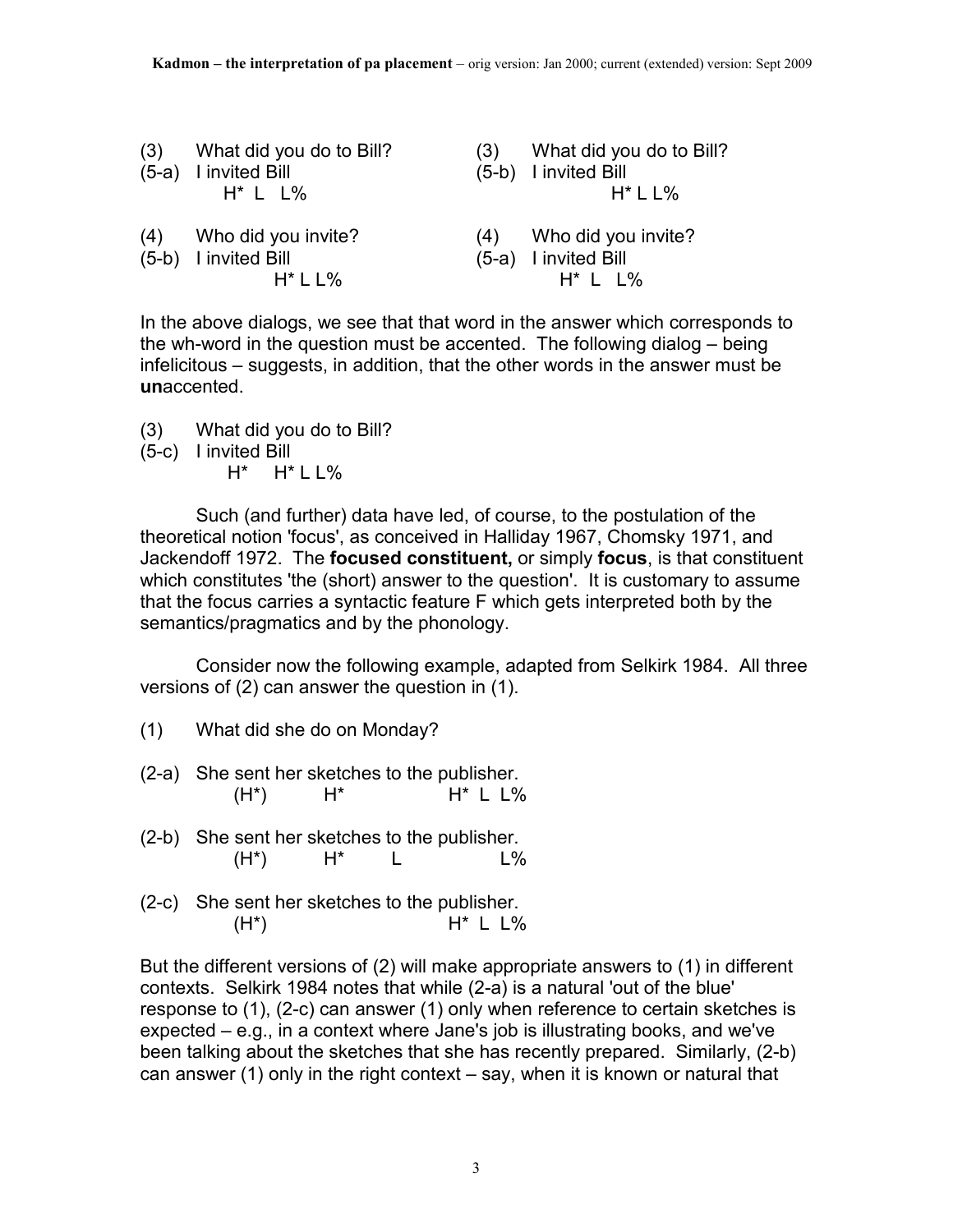|  |  |  |  |
|---|---|---|---|
| (3) | What did you do to Bill? | (3) | What did you do to Bill? |
| (5-a) | I invited Bill | (5-b) | I invited Bill |
|  | H* L L% |  | H* L L% |
| (4) | Who did you invite? | (4) | Who did you invite? |
| (5-b) | I invited Bill | (5-a) | I invited Bill |
|  | H* L L% |  | H* L L% |

In the above dialogs, we see that that word in the answer which corresponds to the wh-word in the question must be accented. The following dialog – being infelicitous – suggests, in addition, that the other words in the answer must be **un**accented.

(3) What did you do to Bill?
(5-c) I invited Bill
  H* H* L L%

Such (and further) data have led, of course, to the postulation of the theoretical notion 'focus', as conceived in Halliday 1967, Chomsky 1971, and Jackendoff 1972. The **focused constituent,** or simply **focus**, is that constituent which constitutes 'the (short) answer to the question'. It is customary to assume that the focus carries a syntactic feature F which gets interpreted both by the semantics/pragmatics and by the phonology.

Consider now the following example, adapted from Selkirk 1984. All three versions of (2) can answer the question in (1).

(1) What did she do on Monday?

(2-a) She sent her sketches to the publisher.
  (H*) H* H* L L%

(2-b) She sent her sketches to the publisher.
  (H*) H* L L%

(2-c) She sent her sketches to the publisher.
  (H*) H* L L%

But the different versions of (2) will make appropriate answers to (1) in different contexts. Selkirk 1984 notes that while (2-a) is a natural 'out of the blue' response to (1), (2-c) can answer (1) only when reference to certain sketches is expected – e.g., in a context where Jane's job is illustrating books, and we've been talking about the sketches that she has recently prepared. Similarly, (2-b) can answer (1) only in the right context – say, when it is known or natural that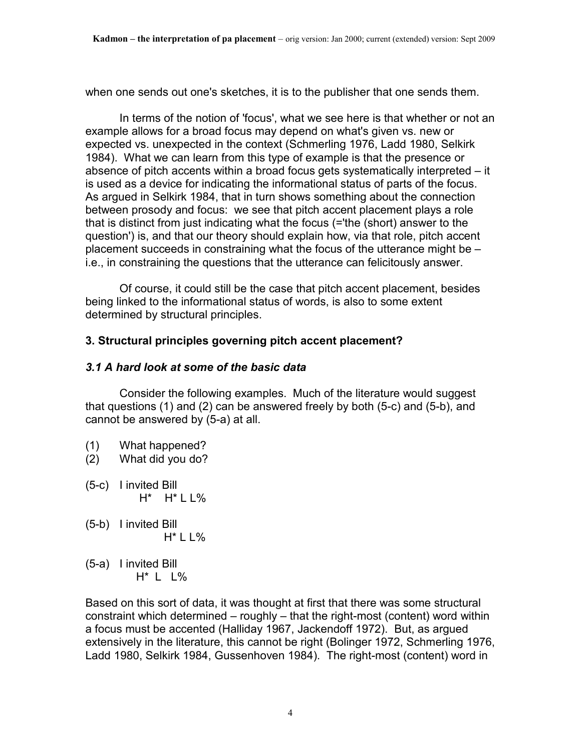when one sends out one's sketches, it is to the publisher that one sends them.

In terms of the notion of 'focus', what we see here is that whether or not an example allows for a broad focus may depend on what's given vs. new or expected vs. unexpected in the context (Schmerling 1976, Ladd 1980, Selkirk 1984). What we can learn from this type of example is that the presence or absence of pitch accents within a broad focus gets systematically interpreted – it is used as a device for indicating the informational status of parts of the focus. As argued in Selkirk 1984, that in turn shows something about the connection between prosody and focus: we see that pitch accent placement plays a role that is distinct from just indicating what the focus (='the (short) answer to the question') is, and that our theory should explain how, via that role, pitch accent placement succeeds in constraining what the focus of the utterance might be – i.e., in constraining the questions that the utterance can felicitously answer.

Of course, it could still be the case that pitch accent placement, besides being linked to the informational status of words, is also to some extent determined by structural principles.

### 3. Structural principles governing pitch accent placement?

#### *3.1 A hard look at some of the basic data*

Consider the following examples. Much of the literature would suggest that questions (1) and (2) can be answered freely by both (5-c) and (5-b), and cannot be answered by (5-a) at all.

```
(1)    What happened?
(2)    What did you do?

(5-c)  I invited Bill
            H*     H* L L%

(5-b)  I invited Bill
                   H* L L%

(5-a)  I invited Bill
            H*  L   L%
```

Based on this sort of data, it was thought at first that there was some structural constraint which determined – roughly – that the right-most (content) word within a focus must be accented (Halliday 1967, Jackendoff 1972). But, as argued extensively in the literature, this cannot be right (Bolinger 1972, Schmerling 1976, Ladd 1980, Selkirk 1984, Gussenhoven 1984). The right-most (content) word in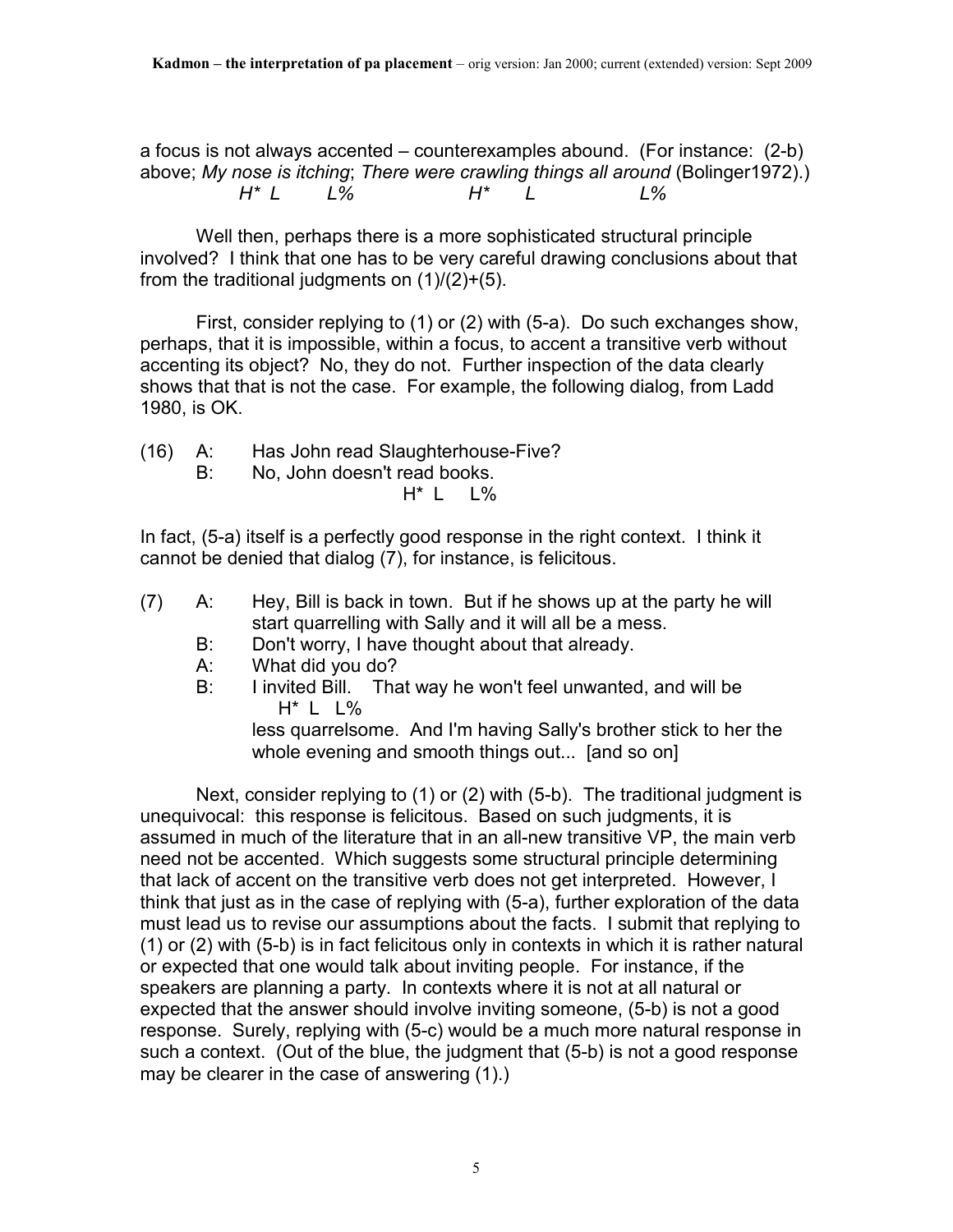a focus is not always accented – counterexamples abound. (For instance: (2-b) above; *My nose is itching*; *There were crawling things all around* (Bolinger1972).)
*H\* L L%* *H\* L L%*

Well then, perhaps there is a more sophisticated structural principle involved? I think that one has to be very careful drawing conclusions about that from the traditional judgments on (1)/(2)+(5).

First, consider replying to (1) or (2) with (5-a). Do such exchanges show, perhaps, that it is impossible, within a focus, to accent a transitive verb without accenting its object? No, they do not. Further inspection of the data clearly shows that that is not the case. For example, the following dialog, from Ladd 1980, is OK.

(16) A: Has John read Slaughterhouse-Five?
B: No, John doesn't read books.
H* L L%

In fact, (5-a) itself is a perfectly good response in the right context. I think it cannot be denied that dialog (7), for instance, is felicitous.

(7) A: Hey, Bill is back in town. But if he shows up at the party he will start quarrelling with Sally and it will all be a mess.
B: Don't worry, I have thought about that already.
A: What did you do?
B: I invited Bill. That way he won't feel unwanted, and will be
H* L L%
less quarrelsome. And I'm having Sally's brother stick to her the whole evening and smooth things out... [and so on]

Next, consider replying to (1) or (2) with (5-b). The traditional judgment is unequivocal: this response is felicitous. Based on such judgments, it is assumed in much of the literature that in an all-new transitive VP, the main verb need not be accented. Which suggests some structural principle determining that lack of accent on the transitive verb does not get interpreted. However, I think that just as in the case of replying with (5-a), further exploration of the data must lead us to revise our assumptions about the facts. I submit that replying to (1) or (2) with (5-b) is in fact felicitous only in contexts in which it is rather natural or expected that one would talk about inviting people. For instance, if the speakers are planning a party. In contexts where it is not at all natural or expected that the answer should involve inviting someone, (5-b) is not a good response. Surely, replying with (5-c) would be a much more natural response in such a context. (Out of the blue, the judgment that (5-b) is not a good response may be clearer in the case of answering (1).)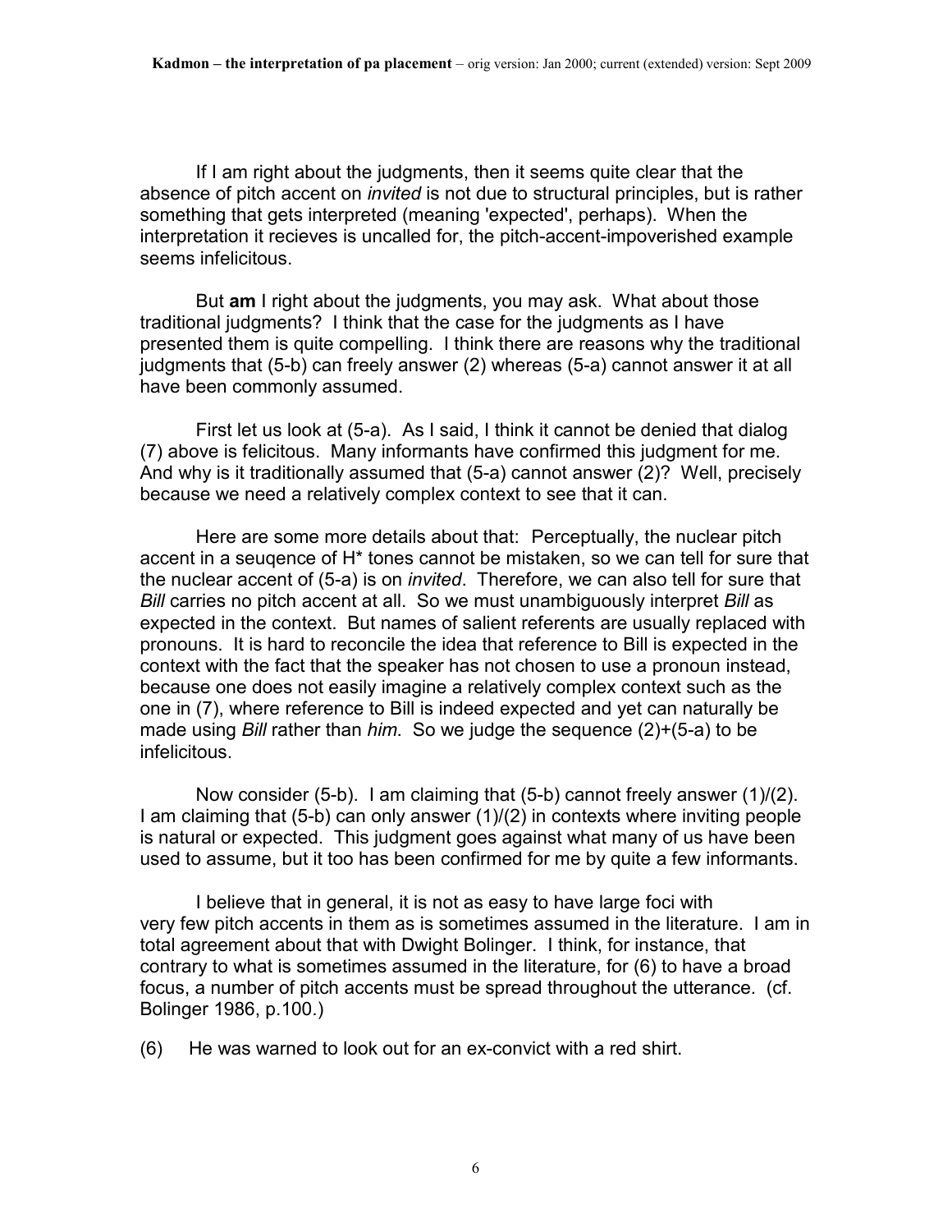If I am right about the judgments, then it seems quite clear that the absence of pitch accent on *invited* is not due to structural principles, but is rather something that gets interpreted (meaning 'expected', perhaps). When the interpretation it recieves is uncalled for, the pitch-accent-impoverished example seems infelicitous.

But **am** I right about the judgments, you may ask. What about those traditional judgments? I think that the case for the judgments as I have presented them is quite compelling. I think there are reasons why the traditional judgments that (5-b) can freely answer (2) whereas (5-a) cannot answer it at all have been commonly assumed.

First let us look at (5-a). As I said, I think it cannot be denied that dialog (7) above is felicitous. Many informants have confirmed this judgment for me. And why is it traditionally assumed that (5-a) cannot answer (2)? Well, precisely because we need a relatively complex context to see that it can.

Here are some more details about that: Perceptually, the nuclear pitch accent in a seuqence of H* tones cannot be mistaken, so we can tell for sure that the nuclear accent of (5-a) is on *invited*. Therefore, we can also tell for sure that *Bill* carries no pitch accent at all. So we must unambiguously interpret *Bill* as expected in the context. But names of salient referents are usually replaced with pronouns. It is hard to reconcile the idea that reference to Bill is expected in the context with the fact that the speaker has not chosen to use a pronoun instead, because one does not easily imagine a relatively complex context such as the one in (7), where reference to Bill is indeed expected and yet can naturally be made using *Bill* rather than *him*. So we judge the sequence (2)+(5-a) to be infelicitous.

Now consider (5-b). I am claiming that (5-b) cannot freely answer (1)/(2). I am claiming that (5-b) can only answer (1)/(2) in contexts where inviting people is natural or expected. This judgment goes against what many of us have been used to assume, but it too has been confirmed for me by quite a few informants.

I believe that in general, it is not as easy to have large foci with very few pitch accents in them as is sometimes assumed in the literature. I am in total agreement about that with Dwight Bolinger. I think, for instance, that contrary to what is sometimes assumed in the literature, for (6) to have a broad focus, a number of pitch accents must be spread throughout the utterance. (cf. Bolinger 1986, p.100.)

(6) He was warned to look out for an ex-convict with a red shirt.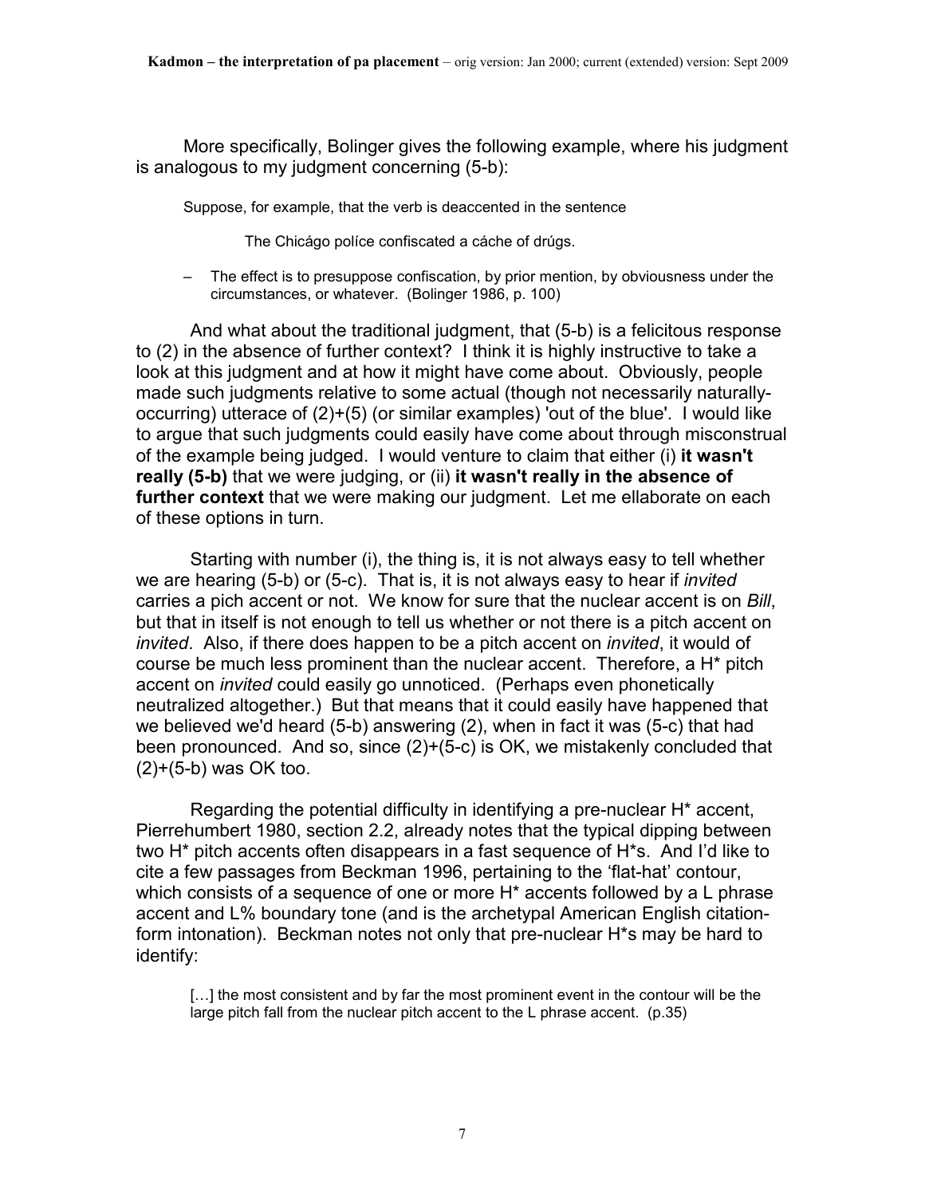More specifically, Bolinger gives the following example, where his judgment is analogous to my judgment concerning (5-b):

> Suppose, for example, that the verb is deaccented in the sentence
>
> The Chicágo polı́ce confiscated a cáche of drúgs.
>
> – The effect is to presuppose confiscation, by prior mention, by obviousness under the circumstances, or whatever. (Bolinger 1986, p. 100)

And what about the traditional judgment, that (5-b) is a felicitous response to (2) in the absence of further context? I think it is highly instructive to take a look at this judgment and at how it might have come about. Obviously, people made such judgments relative to some actual (though not necessarily naturally-occurring) utterace of (2)+(5) (or similar examples) 'out of the blue'. I would like to argue that such judgments could easily have come about through misconstrual of the example being judged. I would venture to claim that either (i) **it wasn't really (5-b)** that we were judging, or (ii) **it wasn't really in the absence of further context** that we were making our judgment. Let me elaborate on each of these options in turn.

Starting with number (i), the thing is, it is not always easy to tell whether we are hearing (5-b) or (5-c). That is, it is not always easy to hear if *invited* carries a pich accent or not. We know for sure that the nuclear accent is on *Bill*, but that in itself is not enough to tell us whether or not there is a pitch accent on *invited*. Also, if there does happen to be a pitch accent on *invited*, it would of course be much less prominent than the nuclear accent. Therefore, a H* pitch accent on *invited* could easily go unnoticed. (Perhaps even phonetically neutralized altogether.) But that means that it could easily have happened that we believed we'd heard (5-b) answering (2), when in fact it was (5-c) that had been pronounced. And so, since (2)+(5-c) is OK, we mistakenly concluded that (2)+(5-b) was OK too.

Regarding the potential difficulty in identifying a pre-nuclear H* accent, Pierrehumbert 1980, section 2.2, already notes that the typical dipping between two H* pitch accents often disappears in a fast sequence of H*s. And I'd like to cite a few passages from Beckman 1996, pertaining to the 'flat-hat' contour, which consists of a sequence of one or more H* accents followed by a L phrase accent and L% boundary tone (and is the archetypal American English citation-form intonation). Beckman notes not only that pre-nuclear H*s may be hard to identify:

> […] the most consistent and by far the most prominent event in the contour will be the large pitch fall from the nuclear pitch accent to the L phrase accent. (p.35)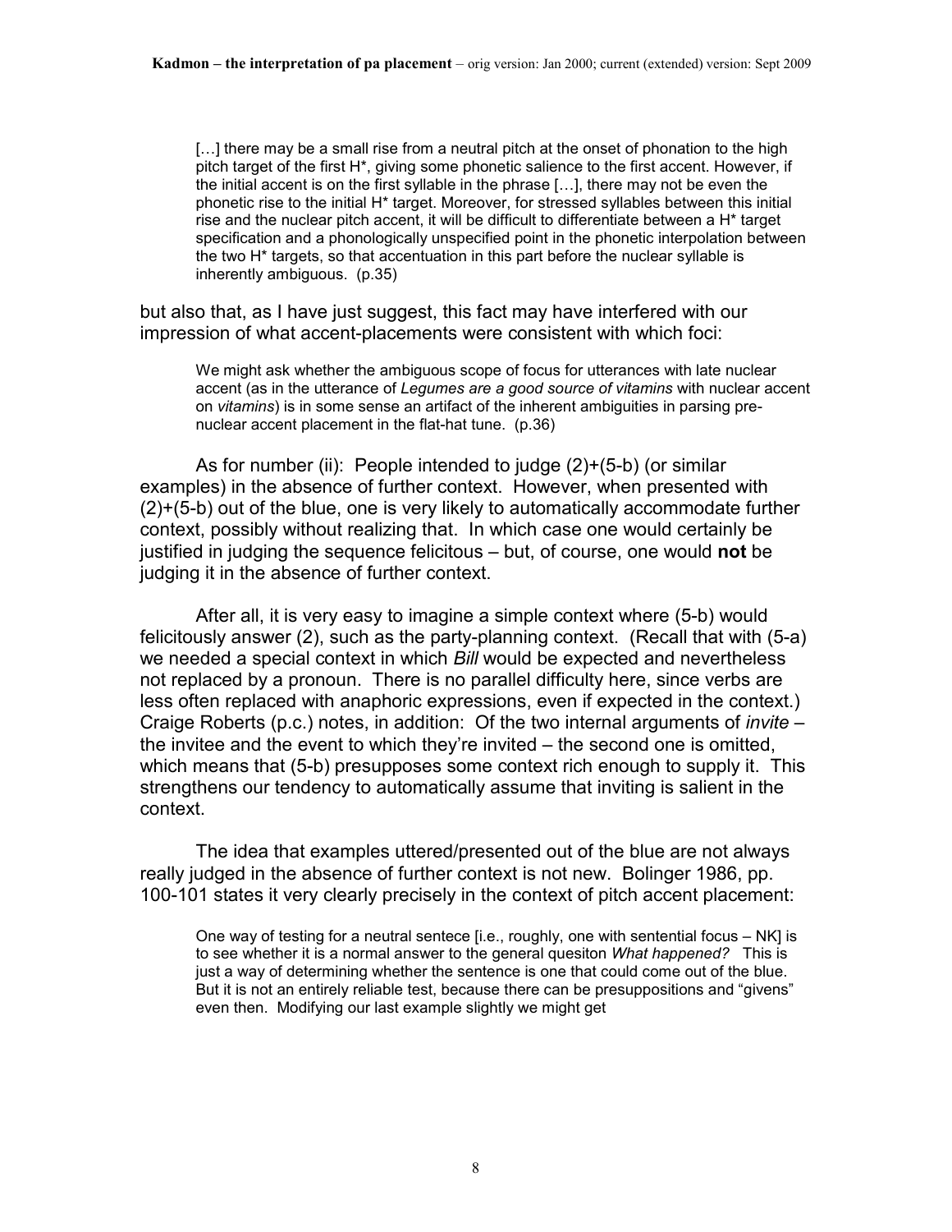> […] there may be a small rise from a neutral pitch at the onset of phonation to the high pitch target of the first H*, giving some phonetic salience to the first accent. However, if the initial accent is on the first syllable in the phrase […], there may not be even the phonetic rise to the initial H* target. Moreover, for stressed syllables between this initial rise and the nuclear pitch accent, it will be difficult to differentiate between a H* target specification and a phonologically unspecified point in the phonetic interpolation between the two H* targets, so that accentuation in this part before the nuclear syllable is inherently ambiguous. (p.35)

but also that, as I have just suggest, this fact may have interfered with our impression of what accent-placements were consistent with which foci:

> We might ask whether the ambiguous scope of focus for utterances with late nuclear accent (as in the utterance of *Legumes are a good source of vitamins* with nuclear accent on *vitamins*) is in some sense an artifact of the inherent ambiguities in parsing pre-nuclear accent placement in the flat-hat tune. (p.36)

As for number (ii): People intended to judge (2)+(5-b) (or similar examples) in the absence of further context. However, when presented with (2)+(5-b) out of the blue, one is very likely to automatically accommodate further context, possibly without realizing that. In which case one would certainly be justified in judging the sequence felicitous – but, of course, one would **not** be judging it in the absence of further context.

After all, it is very easy to imagine a simple context where (5-b) would felicitously answer (2), such as the party-planning context. (Recall that with (5-a) we needed a special context in which *Bill* would be expected and nevertheless not replaced by a pronoun. There is no parallel difficulty here, since verbs are less often replaced with anaphoric expressions, even if expected in the context.) Craige Roberts (p.c.) notes, in addition: Of the two internal arguments of *invite* – the invitee and the event to which they're invited – the second one is omitted, which means that (5-b) presupposes some context rich enough to supply it. This strengthens our tendency to automatically assume that inviting is salient in the context.

The idea that examples uttered/presented out of the blue are not always really judged in the absence of further context is not new. Bolinger 1986, pp. 100-101 states it very clearly precisely in the context of pitch accent placement:

> One way of testing for a neutral sentece [i.e., roughly, one with sentential focus – NK] is to see whether it is a normal answer to the general quesiton *What happened?* This is just a way of determining whether the sentence is one that could come out of the blue. But it is not an entirely reliable test, because there can be presuppositions and "givens" even then. Modifying our last example slightly we might get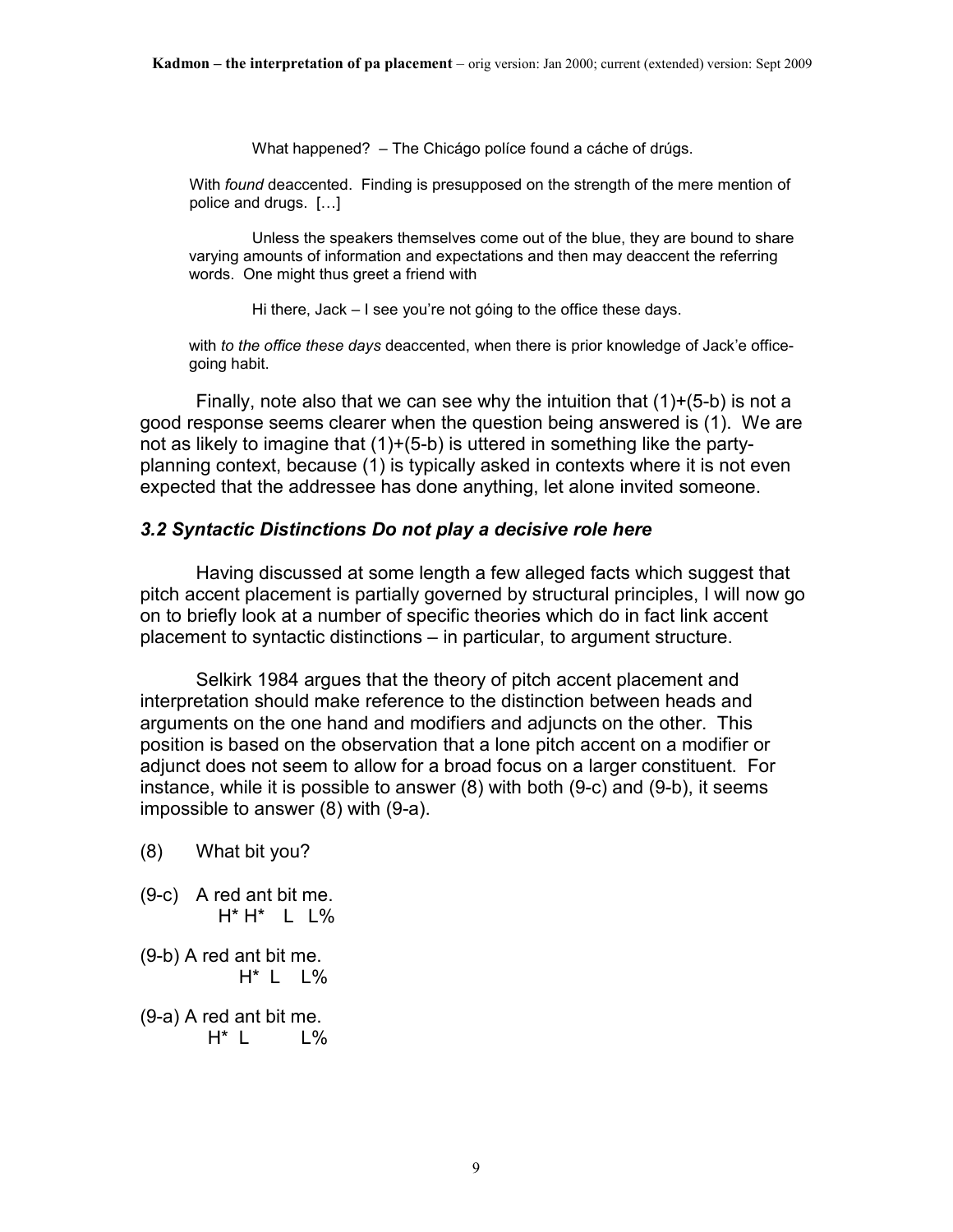> What happened? – The Chicágo polı́ce found a cáche of drúgs.
>
> With *found* deaccented. Finding is presupposed on the strength of the mere mention of police and drugs. […]
>
> Unless the speakers themselves come out of the blue, they are bound to share varying amounts of information and expectations and then may deaccent the referring words. One might thus greet a friend with
>
> Hi there, Jack – I see you're not góing to the office these days.
>
> with *to the office these days* deaccented, when there is prior knowledge of Jack'e office-going habit.

Finally, note also that we can see why the intuition that (1)+(5-b) is not a good response seems clearer when the question being answered is (1). We are not as likely to imagine that (1)+(5-b) is uttered in something like the party-planning context, because (1) is typically asked in contexts where it is not even expected that the addressee has done anything, let alone invited someone.

### *3.2 Syntactic Distinctions Do not play a decisive role here*

Having discussed at some length a few alleged facts which suggest that pitch accent placement is partially governed by structural principles, I will now go on to briefly look at a number of specific theories which do in fact link accent placement to syntactic distinctions – in particular, to argument structure.

Selkirk 1984 argues that the theory of pitch accent placement and interpretation should make reference to the distinction between heads and arguments on the one hand and modifiers and adjuncts on the other. This position is based on the observation that a lone pitch accent on a modifier or adjunct does not seem to allow for a broad focus on a larger constituent. For instance, while it is possible to answer (8) with both (9-c) and (9-b), it seems impossible to answer (8) with (9-a).

(8) What bit you?

```
(9-c)  A red ant bit me.
         H* H*   L  L%

(9-b) A red ant bit me.
            H*  L    L%

(9-a) A red ant bit me.
         H*  L         L%
```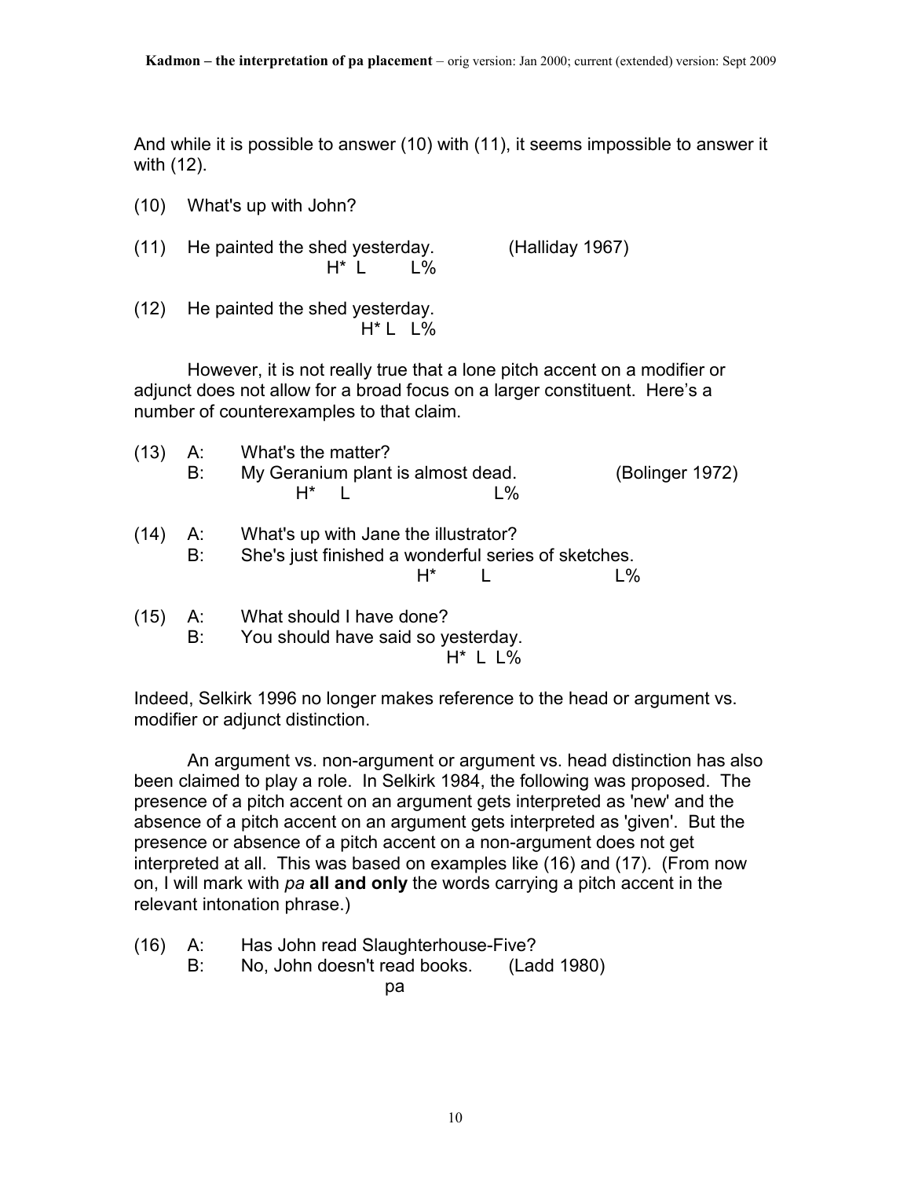And while it is possible to answer (10) with (11), it seems impossible to answer it with (12).

(10) What's up with John?

(11) He painted the shed yesterday. (Halliday 1967)
```
                    H*  L      L%
```

(12) He painted the shed yesterday.
```
                           H* L  L%
```

However, it is not really true that a lone pitch accent on a modifier or adjunct does not allow for a broad focus on a larger constituent. Here's a number of counterexamples to that claim.

(13) A: What's the matter?
B: My Geranium plant is almost dead. (Bolinger 1972)
```
          H*   L                      L%
```

(14) A: What's up with Jane the illustrator?
B: She's just finished a wonderful series of sketches.
```
                            H*      L                L%
```

(15) A: What should I have done?
B: You should have said so yesterday.
```
                                  H*  L  L%
```

Indeed, Selkirk 1996 no longer makes reference to the head or argument vs. modifier or adjunct distinction.

An argument vs. non-argument or argument vs. head distinction has also been claimed to play a role. In Selkirk 1984, the following was proposed. The presence of a pitch accent on an argument gets interpreted as 'new' and the absence of a pitch accent on an argument gets interpreted as 'given'. But the presence or absence of a pitch accent on a non-argument does not get interpreted at all. This was based on examples like (16) and (17). (From now on, I will mark with *pa* **all and only** the words carrying a pitch accent in the relevant intonation phrase.)

(16) A: Has John read Slaughterhouse-Five?
B: No, John doesn't read books. (Ladd 1980)
```
                      pa
```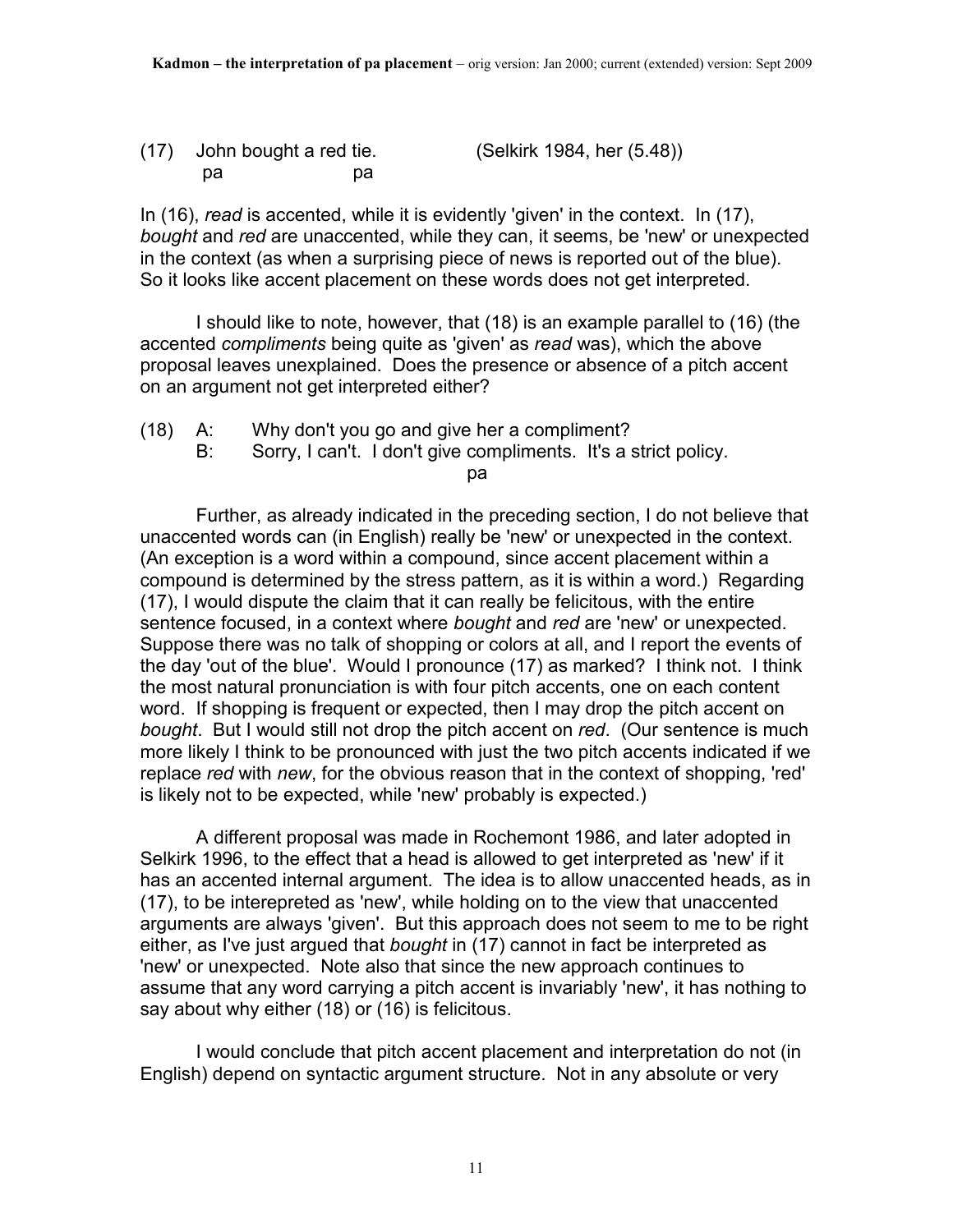(17) John bought a red tie. (Selkirk 1984, her (5.48))
      pa            pa

In (16), *read* is accented, while it is evidently 'given' in the context. In (17), *bought* and *red* are unaccented, while they can, it seems, be 'new' or unexpected in the context (as when a surprising piece of news is reported out of the blue). So it looks like accent placement on these words does not get interpreted.

I should like to note, however, that (18) is an example parallel to (16) (the accented *compliments* being quite as 'given' as *read* was), which the above proposal leaves unexplained. Does the presence or absence of a pitch accent on an argument not get interpreted either?

(18) A: Why don't you go and give her a compliment?
     B: Sorry, I can't. I don't give compliments. It's a strict policy.
                                              pa

Further, as already indicated in the preceding section, I do not believe that unaccented words can (in English) really be 'new' or unexpected in the context. (An exception is a word within a compound, since accent placement within a compound is determined by the stress pattern, as it is within a word.) Regarding (17), I would dispute the claim that it can really be felicitous, with the entire sentence focused, in a context where *bought* and *red* are 'new' or unexpected. Suppose there was no talk of shopping or colors at all, and I report the events of the day 'out of the blue'. Would I pronounce (17) as marked? I think not. I think the most natural pronunciation is with four pitch accents, one on each content word. If shopping is frequent or expected, then I may drop the pitch accent on *bought*. But I would still not drop the pitch accent on *red*. (Our sentence is much more likely I think to be pronounced with just the two pitch accents indicated if we replace *red* with *new*, for the obvious reason that in the context of shopping, 'red' is likely not to be expected, while 'new' probably is expected.)

A different proposal was made in Rochemont 1986, and later adopted in Selkirk 1996, to the effect that a head is allowed to get interpreted as 'new' if it has an accented internal argument. The idea is to allow unaccented heads, as in (17), to be interepreted as 'new', while holding on to the view that unaccented arguments are always 'given'. But this approach does not seem to me to be right either, as I've just argued that *bought* in (17) cannot in fact be interpreted as 'new' or unexpected. Note also that since the new approach continues to assume that any word carrying a pitch accent is invariably 'new', it has nothing to say about why either (18) or (16) is felicitous.

I would conclude that pitch accent placement and interpretation do not (in English) depend on syntactic argument structure. Not in any absolute or very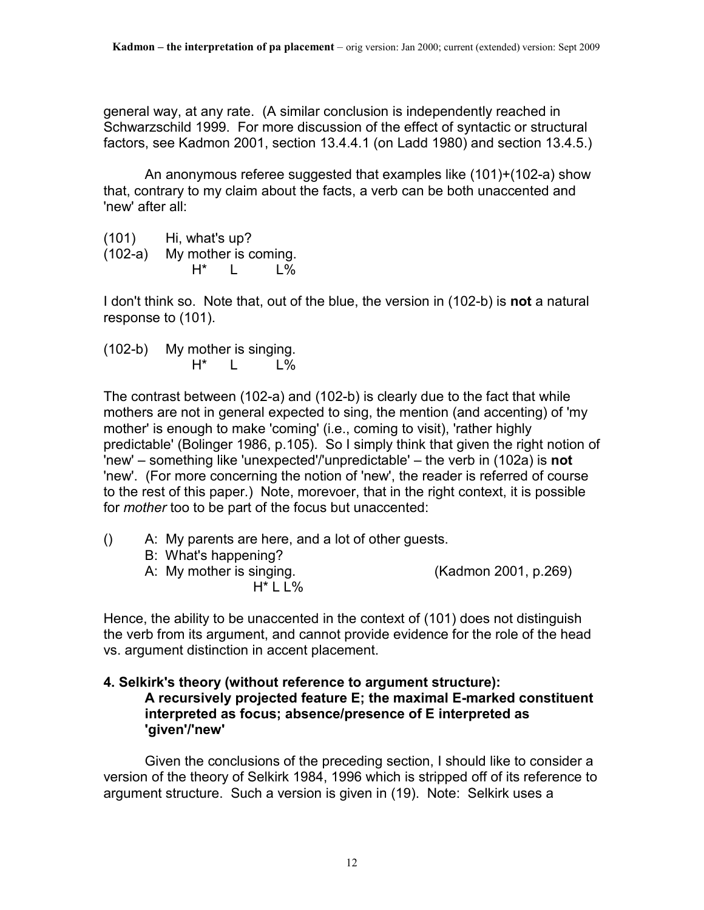general way, at any rate. (A similar conclusion is independently reached in Schwarzschild 1999. For more discussion of the effect of syntactic or structural factors, see Kadmon 2001, section 13.4.4.1 (on Ladd 1980) and section 13.4.5.)

An anonymous referee suggested that examples like (101)+(102-a) show that, contrary to my claim about the facts, a verb can be both unaccented and 'new' after all:

(101) Hi, what's up?
(102-a) My mother is coming.
H* L L%

I don't think so. Note that, out of the blue, the version in (102-b) is **not** a natural response to (101).

(102-b) My mother is singing.
H* L L%

The contrast between (102-a) and (102-b) is clearly due to the fact that while mothers are not in general expected to sing, the mention (and accenting) of 'my mother' is enough to make 'coming' (i.e., coming to visit), 'rather highly predictable' (Bolinger 1986, p.105). So I simply think that given the right notion of 'new' – something like 'unexpected'/'unpredictable' – the verb in (102a) is **not** 'new'. (For more concerning the notion of 'new', the reader is referred of course to the rest of this paper.) Note, morevoer, that in the right context, it is possible for *mother* too to be part of the focus but unaccented:

() A: My parents are here, and a lot of other guests.
B: What's happening?
A: My mother is singing. (Kadmon 2001, p.269)
H* L L%

Hence, the ability to be unaccented in the context of (101) does not distinguish the verb from its argument, and cannot provide evidence for the role of the head vs. argument distinction in accent placement.

### 4. Selkirk's theory (without reference to argument structure): A recursively projected feature E; the maximal E-marked constituent interpreted as focus; absence/presence of E interpreted as 'given'/'new'

Given the conclusions of the preceding section, I should like to consider a version of the theory of Selkirk 1984, 1996 which is stripped off of its reference to argument structure. Such a version is given in (19). Note: Selkirk uses a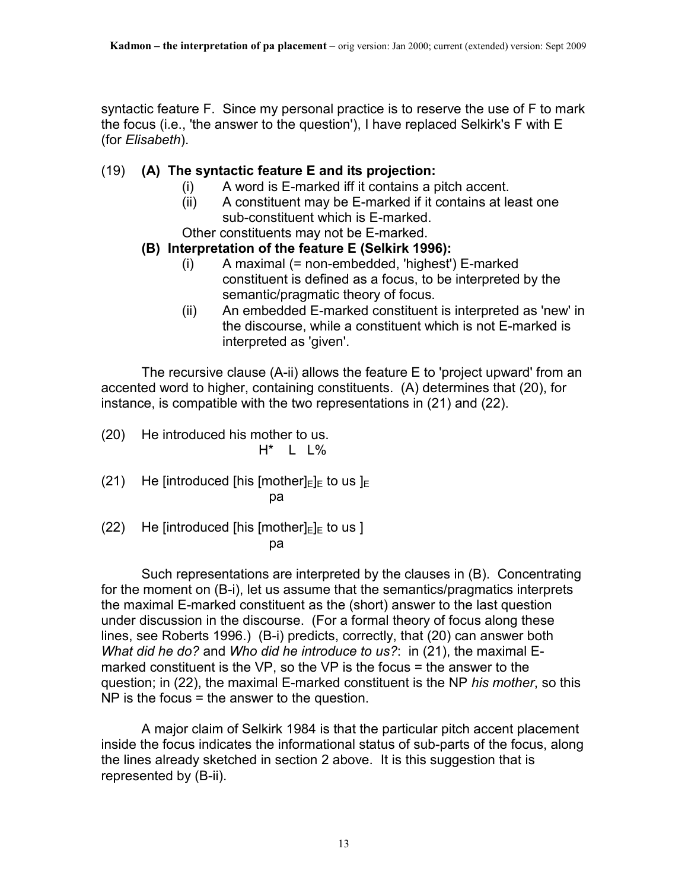syntactic feature F. Since my personal practice is to reserve the use of F to mark the focus (i.e., 'the answer to the question'), I have replaced Selkirk's F with E (for *Elisabeth*).

(19) **(A) The syntactic feature E and its projection:**

(i) A word is E-marked iff it contains a pitch accent.

(ii) A constituent may be E-marked if it contains at least one sub-constituent which is E-marked.

Other constituents may not be E-marked.

**(B) Interpretation of the feature E (Selkirk 1996):**

(i) A maximal (= non-embedded, 'highest') E-marked constituent is defined as a focus, to be interpreted by the semantic/pragmatic theory of focus.

(ii) An embedded E-marked constituent is interpreted as 'new' in the discourse, while a constituent which is not E-marked is interpreted as 'given'.

The recursive clause (A-ii) allows the feature E to 'project upward' from an accented word to higher, containing constituents. (A) determines that (20), for instance, is compatible with the two representations in (21) and (22).

(20) He introduced his mother to us.
H* L L%

(21) He [introduced [his [mother]$_E$]$_E$ to us ]$_E$
pa

(22) He [introduced [his [mother]$_E$]$_E$ to us ]
pa

Such representations are interpreted by the clauses in (B). Concentrating for the moment on (B-i), let us assume that the semantics/pragmatics interprets the maximal E-marked constituent as the (short) answer to the last question under discussion in the discourse. (For a formal theory of focus along these lines, see Roberts 1996.) (B-i) predicts, correctly, that (20) can answer both *What did he do?* and *Who did he introduce to us?*: in (21), the maximal E-marked constituent is the VP, so the VP is the focus = the answer to the question; in (22), the maximal E-marked constituent is the NP *his mother*, so this NP is the focus = the answer to the question.

A major claim of Selkirk 1984 is that the particular pitch accent placement inside the focus indicates the informational status of sub-parts of the focus, along the lines already sketched in section 2 above. It is this suggestion that is represented by (B-ii).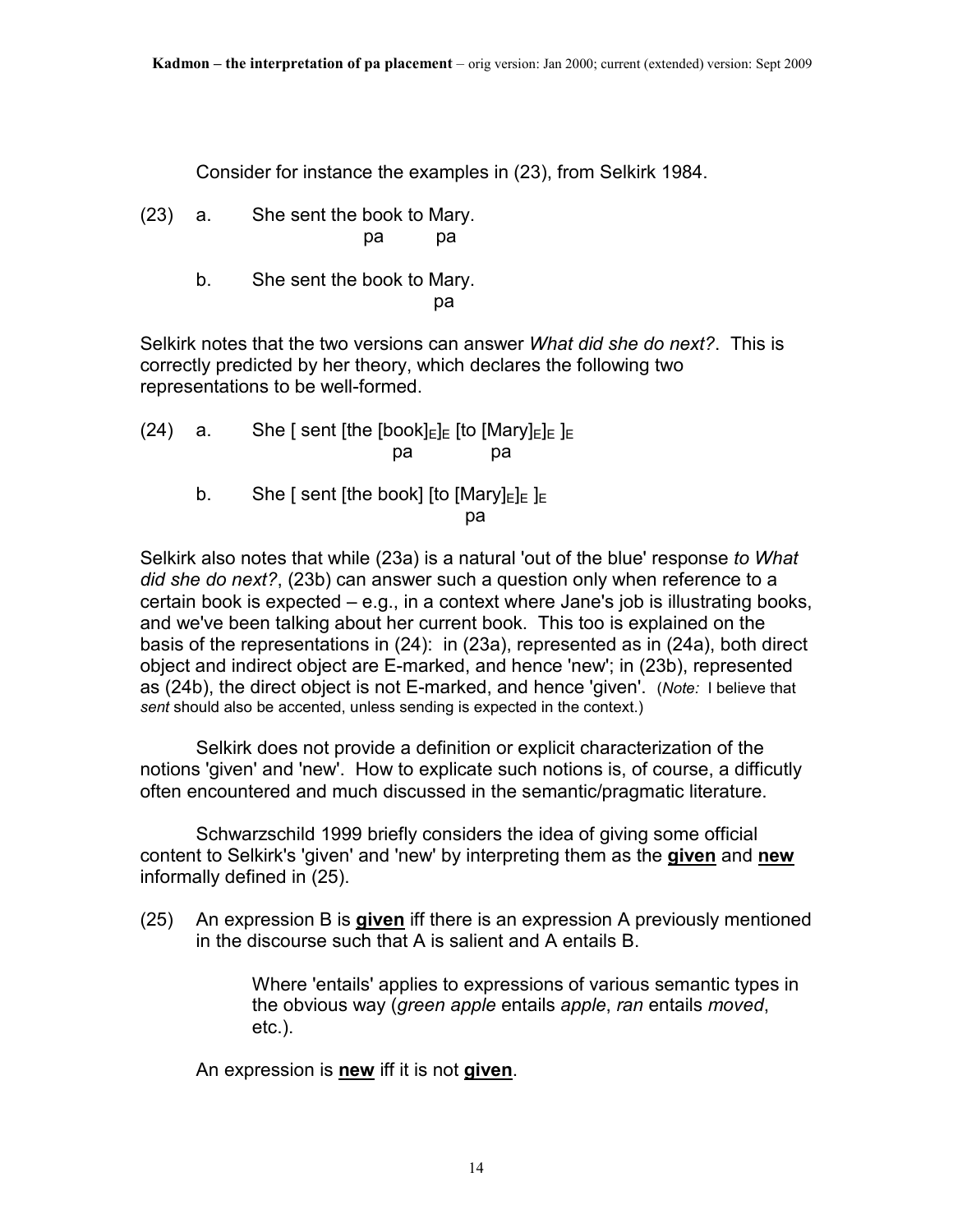Consider for instance the examples in (23), from Selkirk 1984.

(23) a. She sent the book to Mary.
                 pa   pa

b. She sent the book to Mary.
                      pa

Selkirk notes that the two versions can answer *What did she do next?*. This is correctly predicted by her theory, which declares the following two representations to be well-formed.

(24) a. She [ sent [the $[\text{book}]_E]_E$ [to $[\text{Mary}]_E]_E$ $]_E$
                 pa   pa

b. She [ sent [the book] [to $[\text{Mary}]_E]_E$ $]_E$
                      pa

Selkirk also notes that while (23a) is a natural 'out of the blue' response *to What did she do next?*, (23b) can answer such a question only when reference to a certain book is expected – e.g., in a context where Jane's job is illustrating books, and we've been talking about her current book. This too is explained on the basis of the representations in (24): in (23a), represented as in (24a), both direct object and indirect object are E-marked, and hence 'new'; in (23b), represented as (24b), the direct object is not E-marked, and hence 'given'. (*Note:* I believe that *sent* should also be accented, unless sending is expected in the context.)

Selkirk does not provide a definition or explicit characterization of the notions 'given' and 'new'. How to explicate such notions is, of course, a difficutly often encountered and much discussed in the semantic/pragmatic literature.

Schwarzschild 1999 briefly considers the idea of giving some official content to Selkirk's 'given' and 'new' by interpreting them as the **given** and **new** informally defined in (25).

(25) An expression B is **given** iff there is an expression A previously mentioned in the discourse such that A is salient and A entails B.

Where 'entails' applies to expressions of various semantic types in the obvious way (*green apple* entails *apple*, *ran* entails *moved*, etc.).

An expression is **new** iff it is not **given**.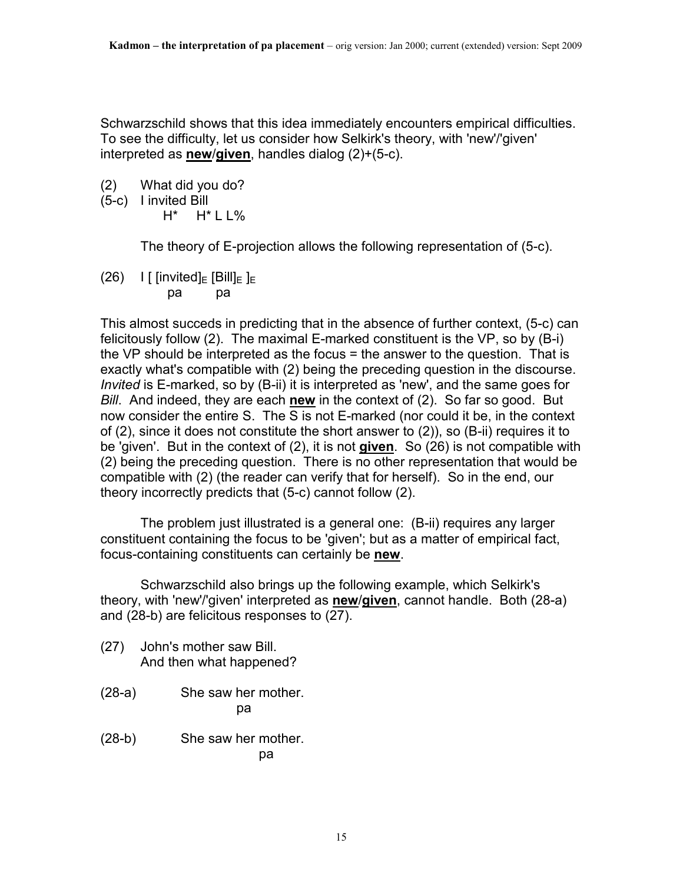Schwarzschild shows that this idea immediately encounters empirical difficulties. To see the difficulty, let us consider how Selkirk's theory, with 'new'/'given' interpreted as **<u>new</u>**/**<u>given</u>**, handles dialog (2)+(5-c).

(2) What did you do?
(5-c) I invited Bill
      H*     H* L L%

The theory of E-projection allows the following representation of (5-c).

(26) I [ [invited]$_E$ [Bill]$_E$ ]$_E$
          pa        pa

This almost succeds in predicting that in the absence of further context, (5-c) can felicitously follow (2). The maximal E-marked constituent is the VP, so by (B-i) the VP should be interpreted as the focus = the answer to the question. That is exactly what's compatible with (2) being the preceding question in the discourse. *Invited* is E-marked, so by (B-ii) it is interpreted as 'new', and the same goes for *Bill*. And indeed, they are each **<u>new</u>** in the context of (2). So far so good. But now consider the entire S. The S is not E-marked (nor could it be, in the context of (2), since it does not constitute the short answer to (2)), so (B-ii) requires it to be 'given'. But in the context of (2), it is not **<u>given</u>**. So (26) is not compatible with (2) being the preceding question. There is no other representation that would be compatible with (2) (the reader can verify that for herself). So in the end, our theory incorrectly predicts that (5-c) cannot follow (2).

The problem just illustrated is a general one: (B-ii) requires any larger constituent containing the focus to be 'given'; but as a matter of empirical fact, focus-containing constituents can certainly be **<u>new</u>**.

Schwarzschild also brings up the following example, which Selkirk's theory, with 'new'/'given' interpreted as **<u>new</u>**/**<u>given</u>**, cannot handle. Both (28-a) and (28-b) are felicitous responses to (27).

(27) John's mother saw Bill.
     And then what happened?

(28-a) She saw her mother.
                  pa

(28-b) She saw her mother.
                       pa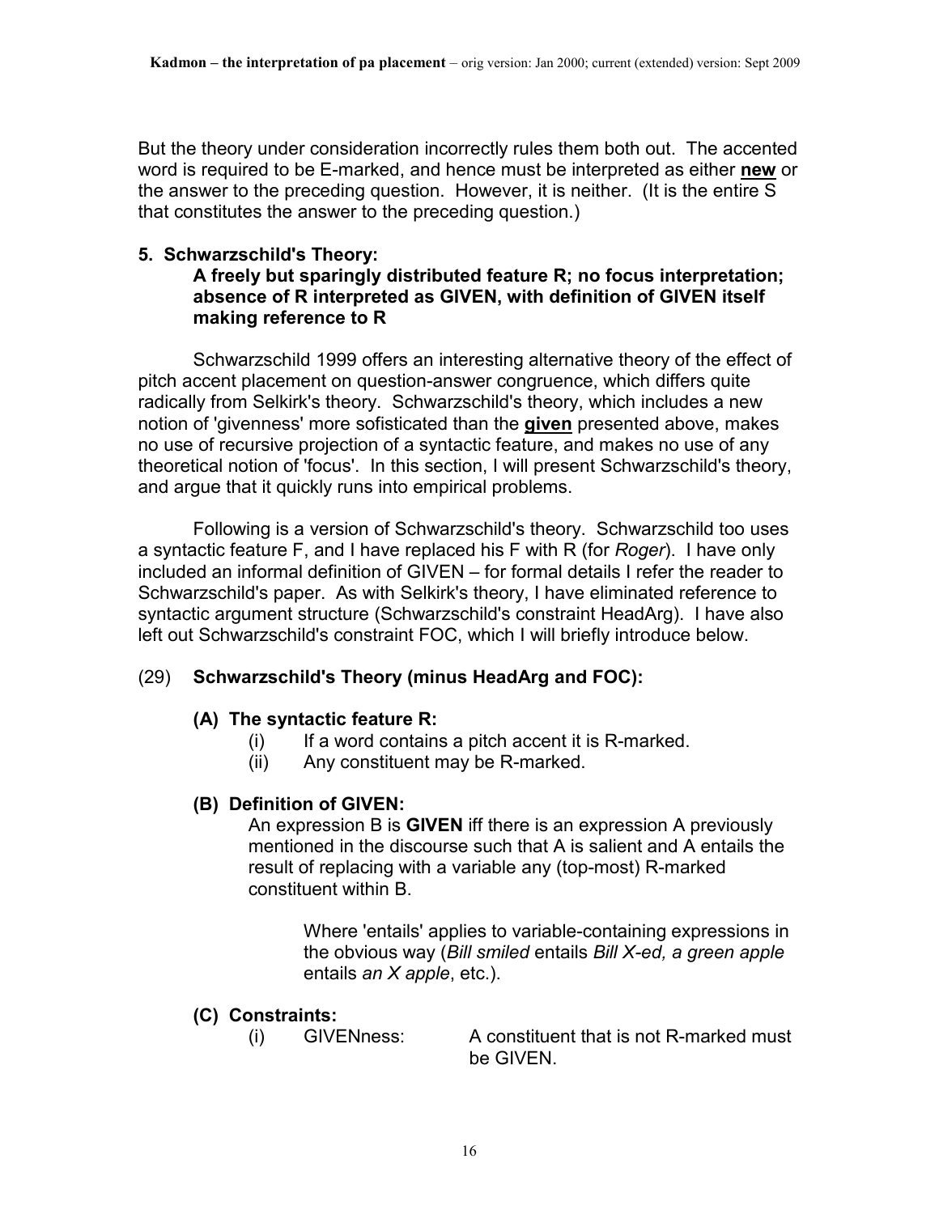But the theory under consideration incorrectly rules them both out. The accented word is required to be E-marked, and hence must be interpreted as either **new** or the answer to the preceding question. However, it is neither. (It is the entire S that constitutes the answer to the preceding question.)

## 5. Schwarzschild's Theory: A freely but sparingly distributed feature R; no focus interpretation; absence of R interpreted as GIVEN, with definition of GIVEN itself making reference to R

Schwarzschild 1999 offers an interesting alternative theory of the effect of pitch accent placement on question-answer congruence, which differs quite radically from Selkirk's theory. Schwarzschild's theory, which includes a new notion of 'givenness' more sofisticated than the **given** presented above, makes no use of recursive projection of a syntactic feature, and makes no use of any theoretical notion of 'focus'. In this section, I will present Schwarzschild's theory, and argue that it quickly runs into empirical problems.

Following is a version of Schwarzschild's theory. Schwarzschild too uses a syntactic feature F, and I have replaced his F with R (for *Roger*). I have only included an informal definition of GIVEN – for formal details I refer the reader to Schwarzschild's paper. As with Selkirk's theory, I have eliminated reference to syntactic argument structure (Schwarzschild's constraint HeadArg). I have also left out Schwarzschild's constraint FOC, which I will briefly introduce below.

(29) **Schwarzschild's Theory (minus HeadArg and FOC):**

**(A) The syntactic feature R:**

(i) If a word contains a pitch accent it is R-marked.
(ii) Any constituent may be R-marked.

**(B) Definition of GIVEN:**

An expression B is **GIVEN** iff there is an expression A previously mentioned in the discourse such that A is salient and A entails the result of replacing with a variable any (top-most) R-marked constituent within B.

Where 'entails' applies to variable-containing expressions in the obvious way (*Bill smiled* entails *Bill X-ed, a green apple* entails *an X apple*, etc.).

**(C) Constraints:**

(i) GIVENness: A constituent that is not R-marked must be GIVEN.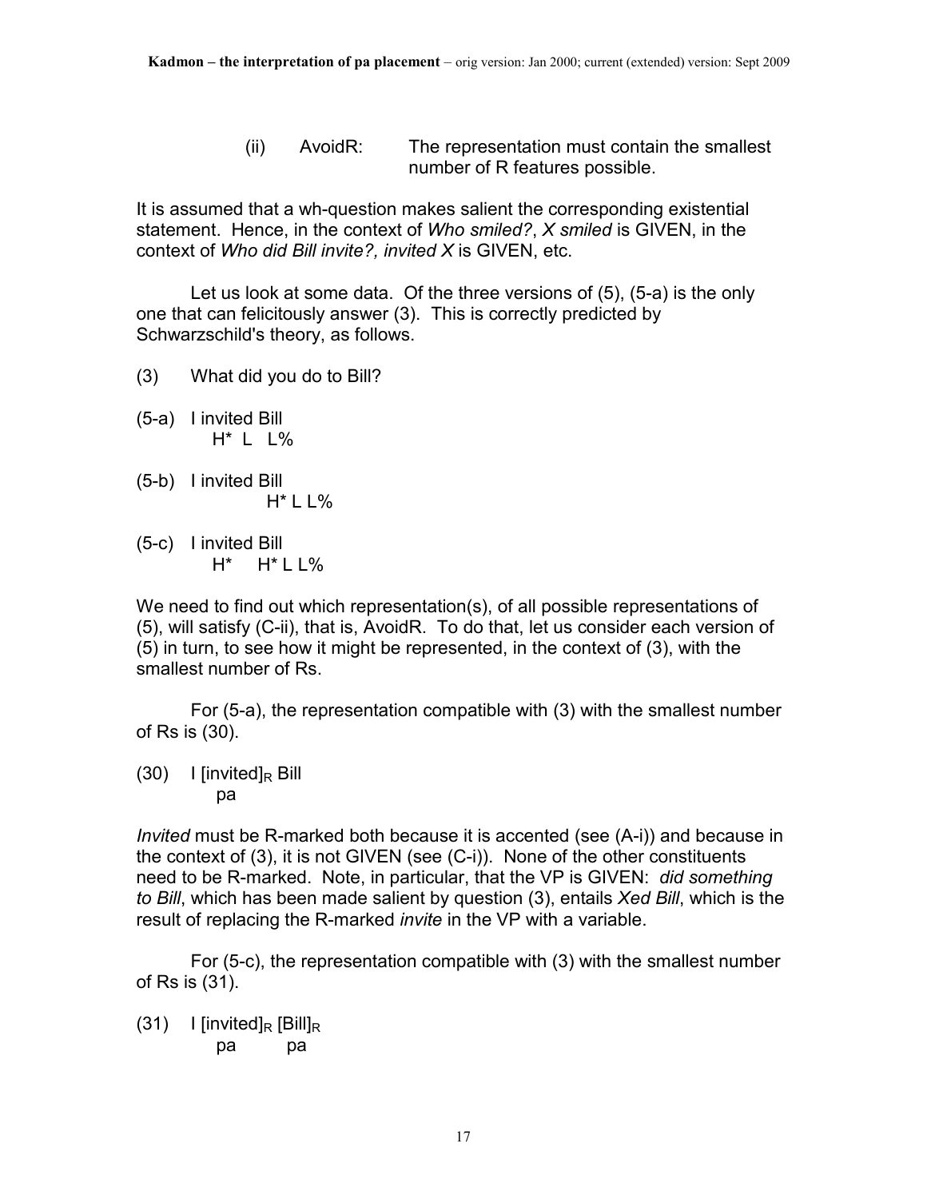(ii) AvoidR: The representation must contain the smallest number of R features possible.

It is assumed that a wh-question makes salient the corresponding existential statement. Hence, in the context of *Who smiled?*, *X smiled* is GIVEN, in the context of *Who did Bill invite?, invited X* is GIVEN, etc.

Let us look at some data. Of the three versions of (5), (5-a) is the only one that can felicitously answer (3). This is correctly predicted by Schwarzschild's theory, as follows.

(3) What did you do to Bill?

```
(5-a) I invited Bill
         H*  L  L%

(5-b) I invited Bill
                H* L L%

(5-c) I invited Bill
         H*    H* L L%
```

We need to find out which representation(s), of all possible representations of (5), will satisfy (C-ii), that is, AvoidR. To do that, let us consider each version of (5) in turn, to see how it might be represented, in the context of (3), with the smallest number of Rs.

For (5-a), the representation compatible with (3) with the smallest number of Rs is (30).

(30) I $[\text{invited}]_R$ Bill
   pa

*Invited* must be R-marked both because it is accented (see (A-i)) and because in the context of (3), it is not GIVEN (see (C-i)). None of the other constituents need to be R-marked. Note, in particular, that the VP is GIVEN: *did something to Bill*, which has been made salient by question (3), entails *Xed Bill*, which is the result of replacing the R-marked *invite* in the VP with a variable.

For (5-c), the representation compatible with (3) with the smallest number of Rs is (31).

(31) I $[\text{invited}]_R$ $[\text{Bill}]_R$
   pa   pa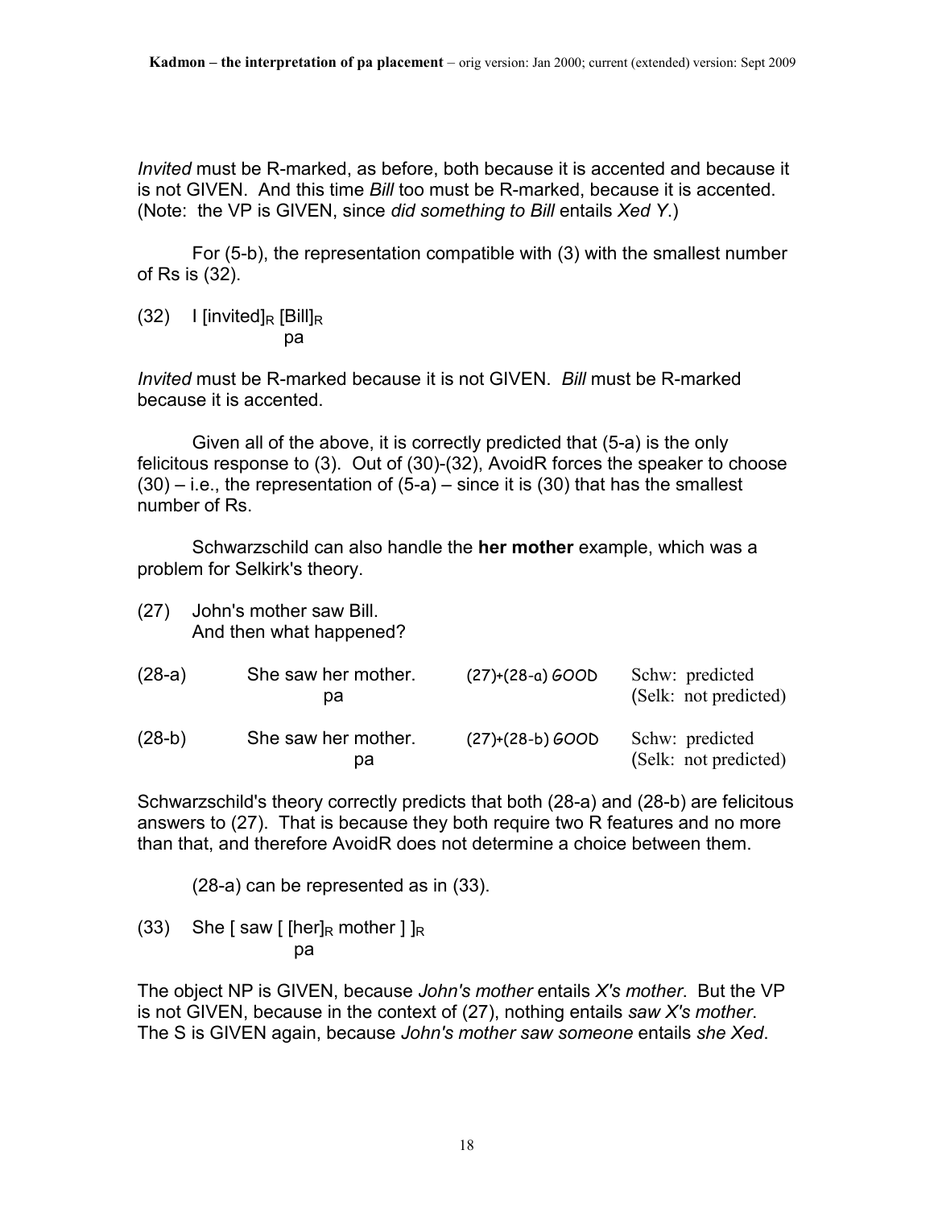*Invited* must be R-marked, as before, both because it is accented and because it is not GIVEN. And this time *Bill* too must be R-marked, because it is accented. (Note: the VP is GIVEN, since *did something to Bill* entails *Xed Y*.)

For (5-b), the representation compatible with (3) with the smallest number of Rs is (32).

(32) I $[\text{invited}]_R$ $[\text{Bill}]_R$
                    pa

*Invited* must be R-marked because it is not GIVEN. *Bill* must be R-marked because it is accented.

Given all of the above, it is correctly predicted that (5-a) is the only felicitous response to (3). Out of (30)-(32), AvoidR forces the speaker to choose (30) – i.e., the representation of (5-a) – since it is (30) that has the smallest number of Rs.

Schwarzschild can also handle the **her mother** example, which was a problem for Selkirk's theory.

(27) John's mother saw Bill.
     And then what happened?

| | | | |
|---|---|---|---|
| (28-a) | She saw her mother.<br>pa | (27)+(28-a) GOOD | Schw: predicted<br>(Selk: not predicted) |
| (28-b) | She saw her mother.<br>pa | (27)+(28-b) GOOD | Schw: predicted<br>(Selk: not predicted) |

Schwarzschild's theory correctly predicts that both (28-a) and (28-b) are felicitous answers to (27). That is because they both require two R features and no more than that, and therefore AvoidR does not determine a choice between them.

(28-a) can be represented as in (33).

(33) She [ saw [ $[\text{her}]_R$ mother ] $]_R$
               pa

The object NP is GIVEN, because *John's mother* entails *X's mother*. But the VP is not GIVEN, because in the context of (27), nothing entails *saw X's mother*. The S is GIVEN again, because *John's mother saw someone* entails *she Xed*.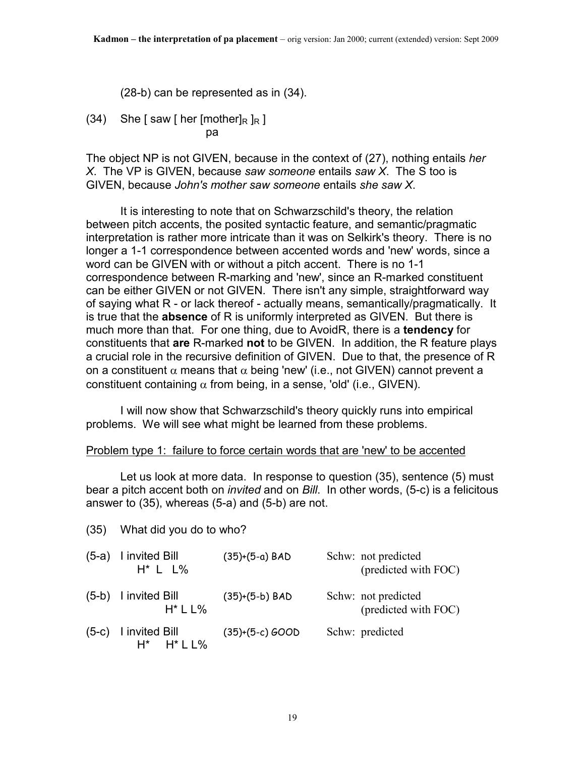(28-b) can be represented as in (34).

(34) She [ saw [ her [mother]$_R$ ]$_R$ ]
                    pa

The object NP is not GIVEN, because in the context of (27), nothing entails *her X*. The VP is GIVEN, because *saw someone* entails *saw X*. The S too is GIVEN, because *John's mother saw someone* entails *she saw X*.

It is interesting to note that on Schwarzschild's theory, the relation between pitch accents, the posited syntactic feature, and semantic/pragmatic interpretation is rather more intricate than it was on Selkirk's theory. There is no longer a 1-1 correspondence between accented words and 'new' words, since a word can be GIVEN with or without a pitch accent. There is no 1-1 correspondence between R-marking and 'new', since an R-marked constituent can be either GIVEN or not GIVEN. There isn't any simple, straightforward way of saying what R - or lack thereof - actually means, semantically/pragmatically. It is true that the **absence** of R is uniformly interpreted as GIVEN. But there is much more than that. For one thing, due to AvoidR, there is a **tendency** for constituents that **are** R-marked **not** to be GIVEN. In addition, the R feature plays a crucial role in the recursive definition of GIVEN. Due to that, the presence of R on a constituent $\alpha$ means that $\alpha$ being 'new' (i.e., not GIVEN) cannot prevent a constituent containing $\alpha$ from being, in a sense, 'old' (i.e., GIVEN).

I will now show that Schwarzschild's theory quickly runs into empirical problems. We will see what might be learned from these problems.

Problem type 1: failure to force certain words that are 'new' to be accented

Let us look at more data. In response to question (35), sentence (5) must bear a pitch accent both on *invited* and on *Bill*. In other words, (5-c) is a felicitous answer to (35), whereas (5-a) and (5-b) are not.

(35) What did you do to who?

| | | | |
|---|---|---|---|
| (5-a) | I invited Bill<br>H* L L% | (35)+(5-a) BAD | Schw: not predicted<br>(predicted with FOC) |
| (5-b) | I invited Bill<br>H* L L% | (35)+(5-b) BAD | Schw: not predicted<br>(predicted with FOC) |
| (5-c) | I invited Bill<br>H* H* L L% | (35)+(5-c) GOOD | Schw: predicted |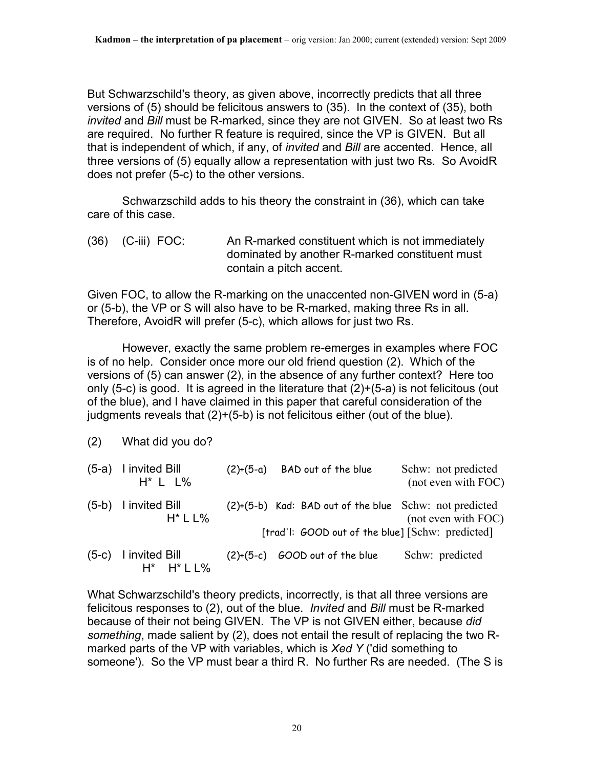But Schwarzschild's theory, as given above, incorrectly predicts that all three versions of (5) should be felicitous answers to (35). In the context of (35), both *invited* and *Bill* must be R-marked, since they are not GIVEN. So at least two Rs are required. No further R feature is required, since the VP is GIVEN. But all that is independent of which, if any, of *invited* and *Bill* are accented. Hence, all three versions of (5) equally allow a representation with just two Rs. So AvoidR does not prefer (5-c) to the other versions.

Schwarzschild adds to his theory the constraint in (36), which can take care of this case.

(36) (C-iii) FOC: An R-marked constituent which is not immediately dominated by another R-marked constituent must contain a pitch accent.

Given FOC, to allow the R-marking on the unaccented non-GIVEN word in (5-a) or (5-b), the VP or S will also have to be R-marked, making three Rs in all. Therefore, AvoidR will prefer (5-c), which allows for just two Rs.

However, exactly the same problem re-emerges in examples where FOC is of no help. Consider once more our old friend question (2). Which of the versions of (5) can answer (2), in the absence of any further context? Here too only (5-c) is good. It is agreed in the literature that (2)+(5-a) is not felicitous (out of the blue), and I have claimed in this paper that careful consideration of the judgments reveals that (2)+(5-b) is not felicitous either (out of the blue).

(2) What did you do?

| | | | |
|---|---|---|---|
| (5-a) I invited Bill<br>H* L L% | (2)+(5-a) | BAD out of the blue | Schw: not predicted (not even with FOC) |
| (5-b) I invited Bill<br>H* L L% | (2)+(5-b) | Kad: BAD out of the blue | Schw: not predicted (not even with FOC) |
| | | [trad'l: GOOD out of the blue] | [Schw: predicted] |
| (5-c) I invited Bill<br>H* H* L L% | (2)+(5-c) | GOOD out of the blue | Schw: predicted |

What Schwarzschild's theory predicts, incorrectly, is that all three versions are felicitous responses to (2), out of the blue. *Invited* and *Bill* must be R-marked because of their not being GIVEN. The VP is not GIVEN either, because *did something*, made salient by (2), does not entail the result of replacing the two R-marked parts of the VP with variables, which is *Xed Y* ('did something to someone'). So the VP must bear a third R. No further Rs are needed. (The S is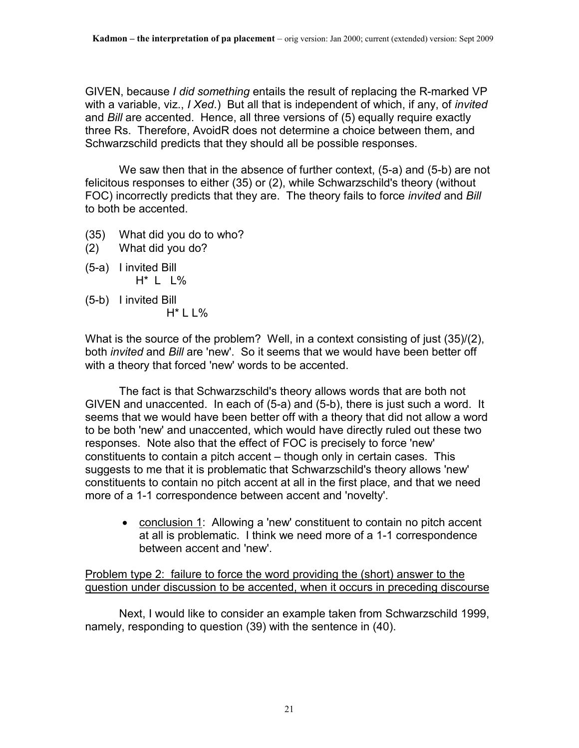GIVEN, because *I did something* entails the result of replacing the R-marked VP with a variable, viz., *I Xed*.) But all that is independent of which, if any, of *invited* and *Bill* are accented. Hence, all three versions of (5) equally require exactly three Rs. Therefore, AvoidR does not determine a choice between them, and Schwarzschild predicts that they should all be possible responses.

We saw then that in the absence of further context, (5-a) and (5-b) are not felicitous responses to either (35) or (2), while Schwarzschild's theory (without FOC) incorrectly predicts that they are. The theory fails to force *invited* and *Bill* to both be accented.

(35) What did you do to who?
(2) What did you do?

(5-a) I invited Bill
       H* L L%

(5-b) I invited Bill
            H* L L%

What is the source of the problem? Well, in a context consisting of just (35)/(2), both *invited* and *Bill* are 'new'. So it seems that we would have been better off with a theory that forced 'new' words to be accented.

The fact is that Schwarzschild's theory allows words that are both not GIVEN and unaccented. In each of (5-a) and (5-b), there is just such a word. It seems that we would have been better off with a theory that did not allow a word to be both 'new' and unaccented, which would have directly ruled out these two responses. Note also that the effect of FOC is precisely to force 'new' constituents to contain a pitch accent – though only in certain cases. This suggests to me that it is problematic that Schwarzschild's theory allows 'new' constituents to contain no pitch accent at all in the first place, and that we need more of a 1-1 correspondence between accent and 'novelty'.

- conclusion 1: Allowing a 'new' constituent to contain no pitch accent at all is problematic. I think we need more of a 1-1 correspondence between accent and 'new'.

Problem type 2: failure to force the word providing the (short) answer to the question under discussion to be accented, when it occurs in preceding discourse

Next, I would like to consider an example taken from Schwarzschild 1999, namely, responding to question (39) with the sentence in (40).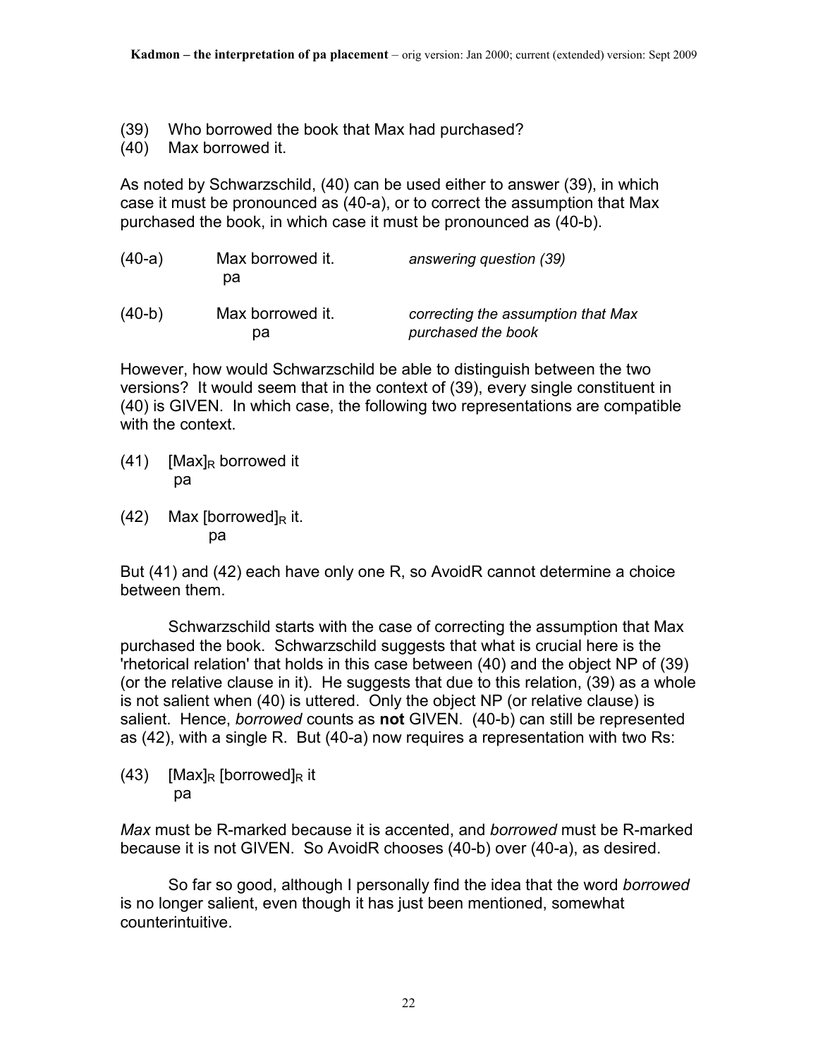(39) Who borrowed the book that Max had purchased?
(40) Max borrowed it.

As noted by Schwarzschild, (40) can be used either to answer (39), in which case it must be pronounced as (40-a), or to correct the assumption that Max purchased the book, in which case it must be pronounced as (40-b).

(40-a) Max borrowed it. *answering question (39)*
  pa

(40-b) Max borrowed it. *correcting the assumption that Max purchased the book*
  pa

However, how would Schwarzschild be able to distinguish between the two versions? It would seem that in the context of (39), every single constituent in (40) is GIVEN. In which case, the following two representations are compatible with the context.

(41) $[\text{Max}]_R$ borrowed it
  pa

(42) Max $[\text{borrowed}]_R$ it.
  pa

But (41) and (42) each have only one R, so AvoidR cannot determine a choice between them.

Schwarzschild starts with the case of correcting the assumption that Max purchased the book. Schwarzschild suggests that what is crucial here is the 'rhetorical relation' that holds in this case between (40) and the object NP of (39) (or the relative clause in it). He suggests that due to this relation, (39) as a whole is not salient when (40) is uttered. Only the object NP (or relative clause) is salient. Hence, *borrowed* counts as **not** GIVEN. (40-b) can still be represented as (42), with a single R. But (40-a) now requires a representation with two Rs:

(43) $[\text{Max}]_R$ $[\text{borrowed}]_R$ it
  pa

*Max* must be R-marked because it is accented, and *borrowed* must be R-marked because it is not GIVEN. So AvoidR chooses (40-b) over (40-a), as desired.

So far so good, although I personally find the idea that the word *borrowed* is no longer salient, even though it has just been mentioned, somewhat counterintuitive.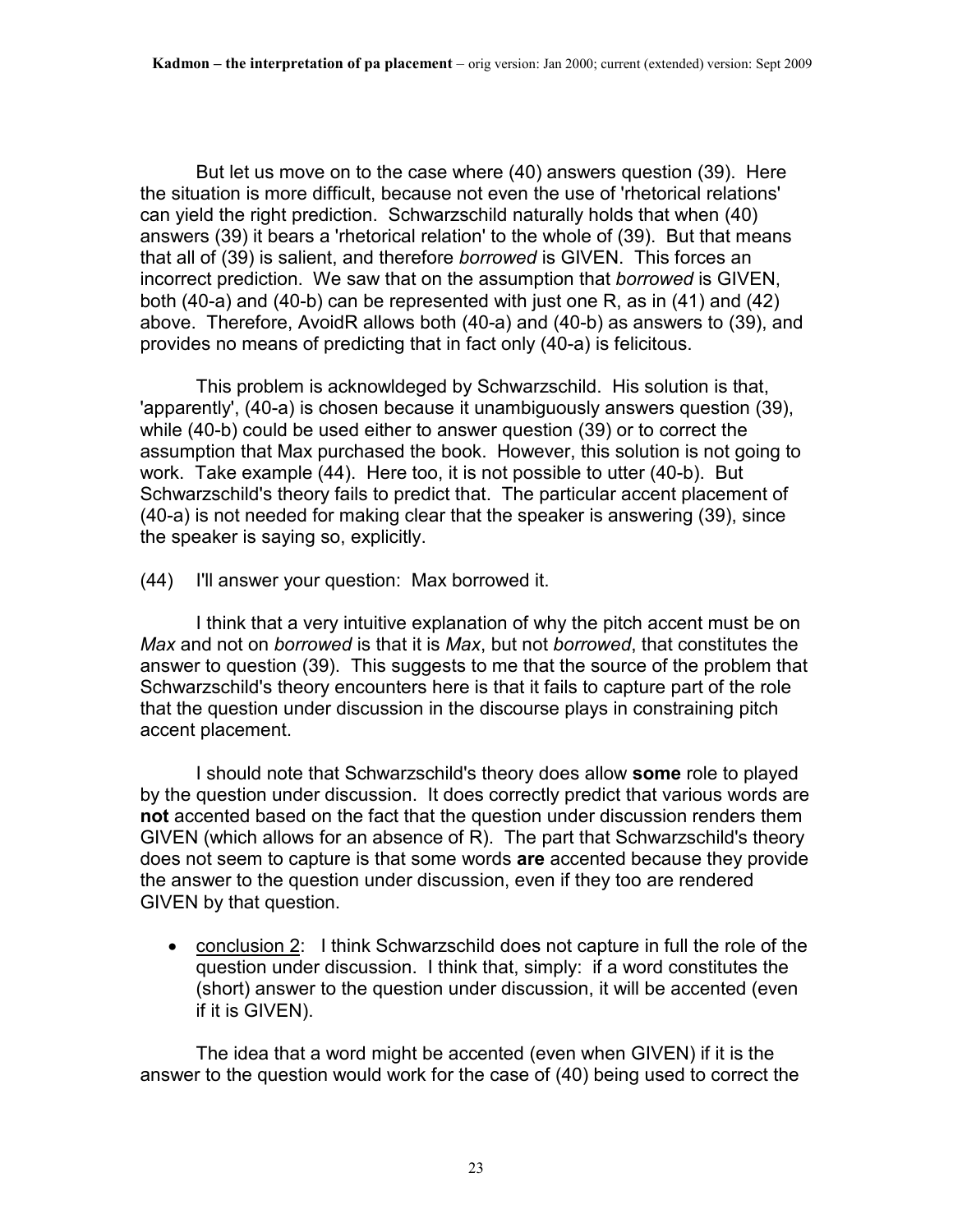But let us move on to the case where (40) answers question (39). Here the situation is more difficult, because not even the use of 'rhetorical relations' can yield the right prediction. Schwarzschild naturally holds that when (40) answers (39) it bears a 'rhetorical relation' to the whole of (39). But that means that all of (39) is salient, and therefore *borrowed* is GIVEN. This forces an incorrect prediction. We saw that on the assumption that *borrowed* is GIVEN, both (40-a) and (40-b) can be represented with just one R, as in (41) and (42) above. Therefore, AvoidR allows both (40-a) and (40-b) as answers to (39), and provides no means of predicting that in fact only (40-a) is felicitous.

This problem is acknowldeged by Schwarzschild. His solution is that, 'apparently', (40-a) is chosen because it unambiguously answers question (39), while (40-b) could be used either to answer question (39) or to correct the assumption that Max purchased the book. However, this solution is not going to work. Take example (44). Here too, it is not possible to utter (40-b). But Schwarzschild's theory fails to predict that. The particular accent placement of (40-a) is not needed for making clear that the speaker is answering (39), since the speaker is saying so, explicitly.

(44) I'll answer your question: Max borrowed it.

I think that a very intuitive explanation of why the pitch accent must be on *Max* and not on *borrowed* is that it is *Max*, but not *borrowed*, that constitutes the answer to question (39). This suggests to me that the source of the problem that Schwarzschild's theory encounters here is that it fails to capture part of the role that the question under discussion in the discourse plays in constraining pitch accent placement.

I should note that Schwarzschild's theory does allow **some** role to played by the question under discussion. It does correctly predict that various words are **not** accented based on the fact that the question under discussion renders them GIVEN (which allows for an absence of R). The part that Schwarzschild's theory does not seem to capture is that some words **are** accented because they provide the answer to the question under discussion, even if they too are rendered GIVEN by that question.

- <u>conclusion 2</u>: I think Schwarzschild does not capture in full the role of the question under discussion. I think that, simply: if a word constitutes the (short) answer to the question under discussion, it will be accented (even if it is GIVEN).

The idea that a word might be accented (even when GIVEN) if it is the answer to the question would work for the case of (40) being used to correct the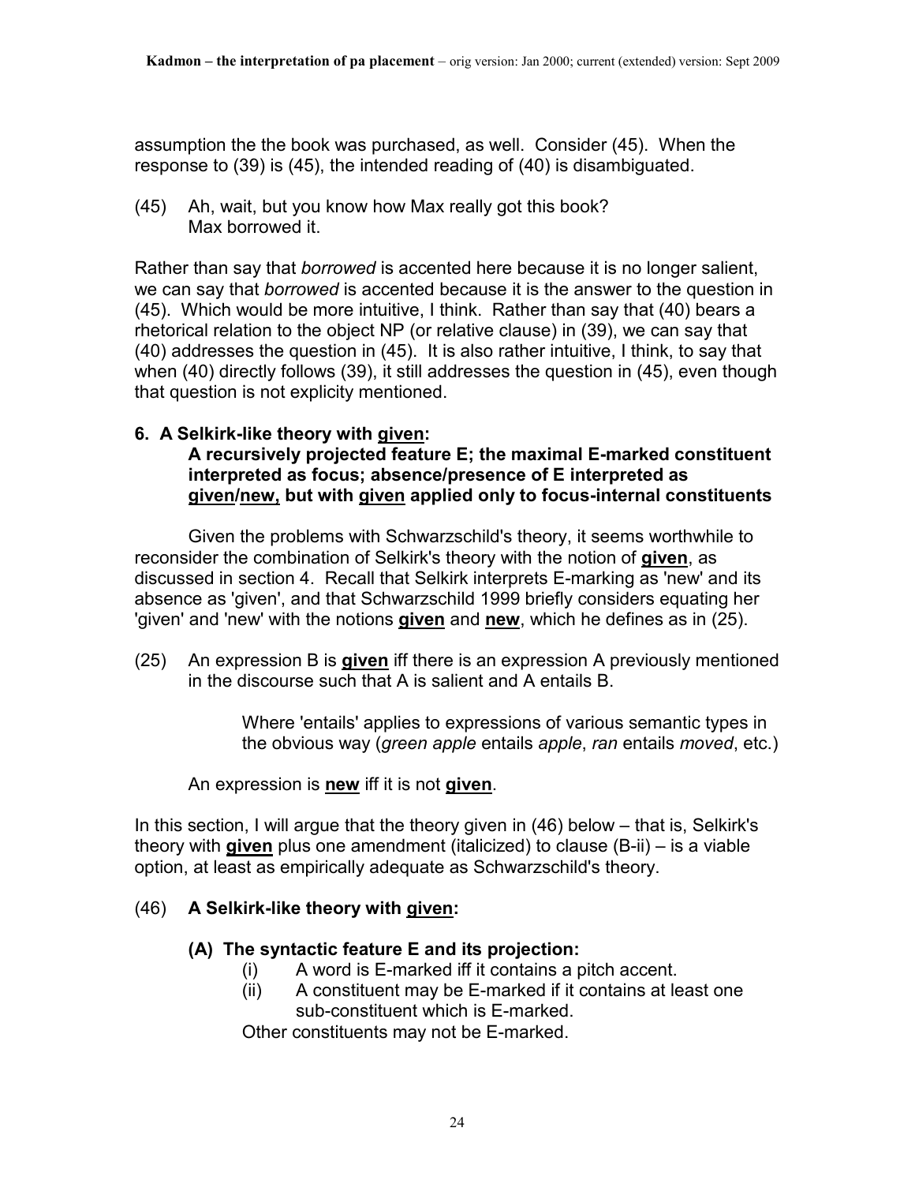assumption the the book was purchased, as well. Consider (45). When the response to (39) is (45), the intended reading of (40) is disambiguated.

(45) Ah, wait, but you know how Max really got this book?
 Max borrowed it.

Rather than say that *borrowed* is accented here because it is no longer salient, we can say that *borrowed* is accented because it is the answer to the question in (45). Which would be more intuitive, I think. Rather than say that (40) bears a rhetorical relation to the object NP (or relative clause) in (39), we can say that (40) addresses the question in (45). It is also rather intuitive, I think, to say that when (40) directly follows (39), it still addresses the question in (45), even though that question is not explicity mentioned.

## 6. A Selkirk-like theory with given: A recursively projected feature E; the maximal E-marked constituent interpreted as focus; absence/presence of E interpreted as given/new, but with given applied only to focus-internal constituents

Given the problems with Schwarzschild's theory, it seems worthwhile to reconsider the combination of Selkirk's theory with the notion of **given**, as discussed in section 4. Recall that Selkirk interprets E-marking as 'new' and its absence as 'given', and that Schwarzschild 1999 briefly considers equating her 'given' and 'new' with the notions **given** and **new**, which he defines as in (25).

(25) An expression B is **given** iff there is an expression A previously mentioned in the discourse such that A is salient and A entails B.

Where 'entails' applies to expressions of various semantic types in the obvious way (*green apple* entails *apple*, *ran* entails *moved*, etc.)

An expression is **new** iff it is not **given**.

In this section, I will argue that the theory given in (46) below – that is, Selkirk's theory with **given** plus one amendment (italicized) to clause (B-ii) – is a viable option, at least as empirically adequate as Schwarzschild's theory.

(46) **A Selkirk-like theory with given:**

**(A) The syntactic feature E and its projection:**

(i) A word is E-marked iff it contains a pitch accent.

(ii) A constituent may be E-marked if it contains at least one sub-constituent which is E-marked.

Other constituents may not be E-marked.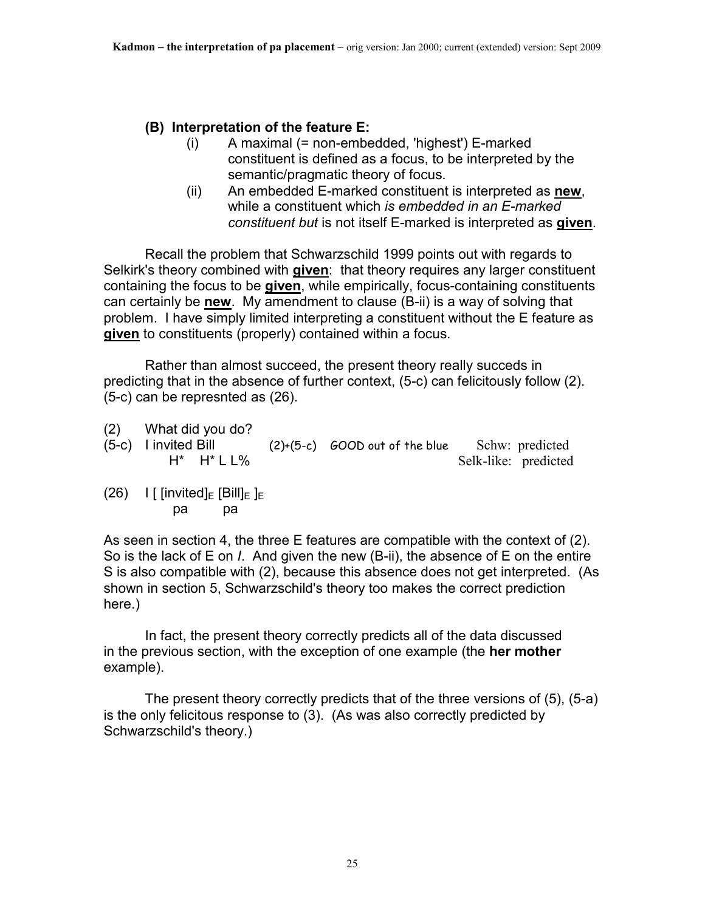### (B) Interpretation of the feature E:

(i) A maximal (= non-embedded, 'highest') E-marked constituent is defined as a focus, to be interpreted by the semantic/pragmatic theory of focus.

(ii) An embedded E-marked constituent is interpreted as **new**, while a constituent which *is embedded in an E-marked constituent but* is not itself E-marked is interpreted as **given**.

Recall the problem that Schwarzschild 1999 points out with regards to Selkirk's theory combined with **given**: that theory requires any larger constituent containing the focus to be **given**, while empirically, focus-containing constituents can certainly be **new**. My amendment to clause (B-ii) is a way of solving that problem. I have simply limited interpreting a constituent without the E feature as **given** to constituents (properly) contained within a focus.

Rather than almost succeed, the present theory really succeds in predicting that in the absence of further context, (5-c) can felicitously follow (2). (5-c) can be represnted as (26).

(2) What did you do?

(5-c) I invited Bill  (2)+(5-c) GOOD out of the blue  Schw: predicted
  H* H* L L%  Selk-like: predicted

(26) I [ [invited]$_E$ [Bill]$_E$ ]$_E$
  pa  pa

As seen in section 4, the three E features are compatible with the context of (2). So is the lack of E on *I*. And given the new (B-ii), the absence of E on the entire S is also compatible with (2), because this absence does not get interpreted. (As shown in section 5, Schwarzschild's theory too makes the correct prediction here.)

In fact, the present theory correctly predicts all of the data discussed in the previous section, with the exception of one example (the **her mother** example).

The present theory correctly predicts that of the three versions of (5), (5-a) is the only felicitous response to (3). (As was also correctly predicted by Schwarzschild's theory.)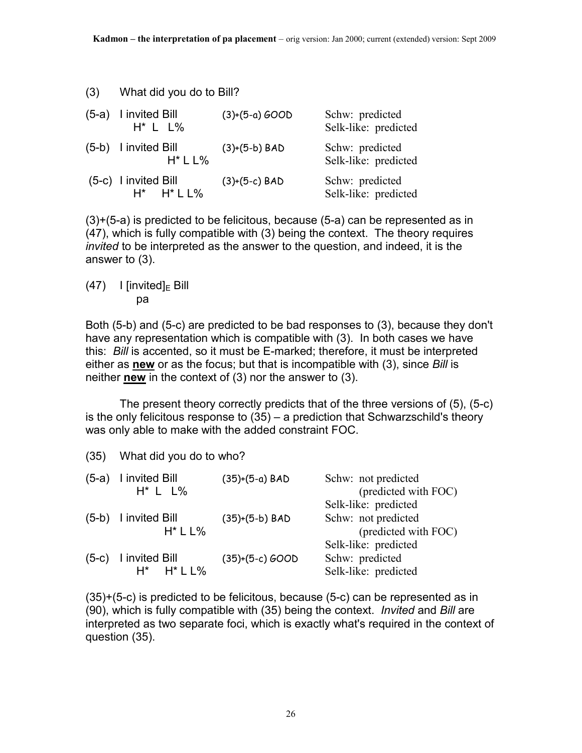(3) What did you do to Bill?

| | | | |
|---|---|---|---|
| (5-a) | I invited Bill<br>H* L L% | (3)+(5-a) GOOD | Schw: predicted<br>Selk-like: predicted |
| (5-b) | I invited Bill<br>H* L L% | (3)+(5-b) BAD | Schw: predicted<br>Selk-like: predicted |
| (5-c) | I invited Bill<br>H* H* L L% | (3)+(5-c) BAD | Schw: predicted<br>Selk-like: predicted |

(3)+(5-a) is predicted to be felicitous, because (5-a) can be represented as in (47), which is fully compatible with (3) being the context. The theory requires *invited* to be interpreted as the answer to the question, and indeed, it is the answer to (3).

(47) I $[\text{invited}]_E$ Bill
pa

Both (5-b) and (5-c) are predicted to be bad responses to (3), because they don't have any representation which is compatible with (3). In both cases we have this: *Bill* is accented, so it must be E-marked; therefore, it must be interpreted either as **new** or as the focus; but that is incompatible with (3), since *Bill* is neither **new** in the context of (3) nor the answer to (3).

The present theory correctly predicts that of the three versions of (5), (5-c) is the only felicitous response to (35) – a prediction that Schwarzschild's theory was only able to make with the added constraint FOC.

(35) What did you do to who?

| | | | |
|---|---|---|---|
| (5-a) | I invited Bill<br>H* L L% | (35)+(5-a) BAD | Schw: not predicted<br>(predicted with FOC)<br>Selk-like: predicted |
| (5-b) | I invited Bill<br>H* L L% | (35)+(5-b) BAD | Schw: not predicted<br>(predicted with FOC)<br>Selk-like: predicted |
| (5-c) | I invited Bill<br>H* H* L L% | (35)+(5-c) GOOD | Schw: predicted<br>Selk-like: predicted |

(35)+(5-c) is predicted to be felicitous, because (5-c) can be represented as in (90), which is fully compatible with (35) being the context. *Invited* and *Bill* are interpreted as two separate foci, which is exactly what's required in the context of question (35).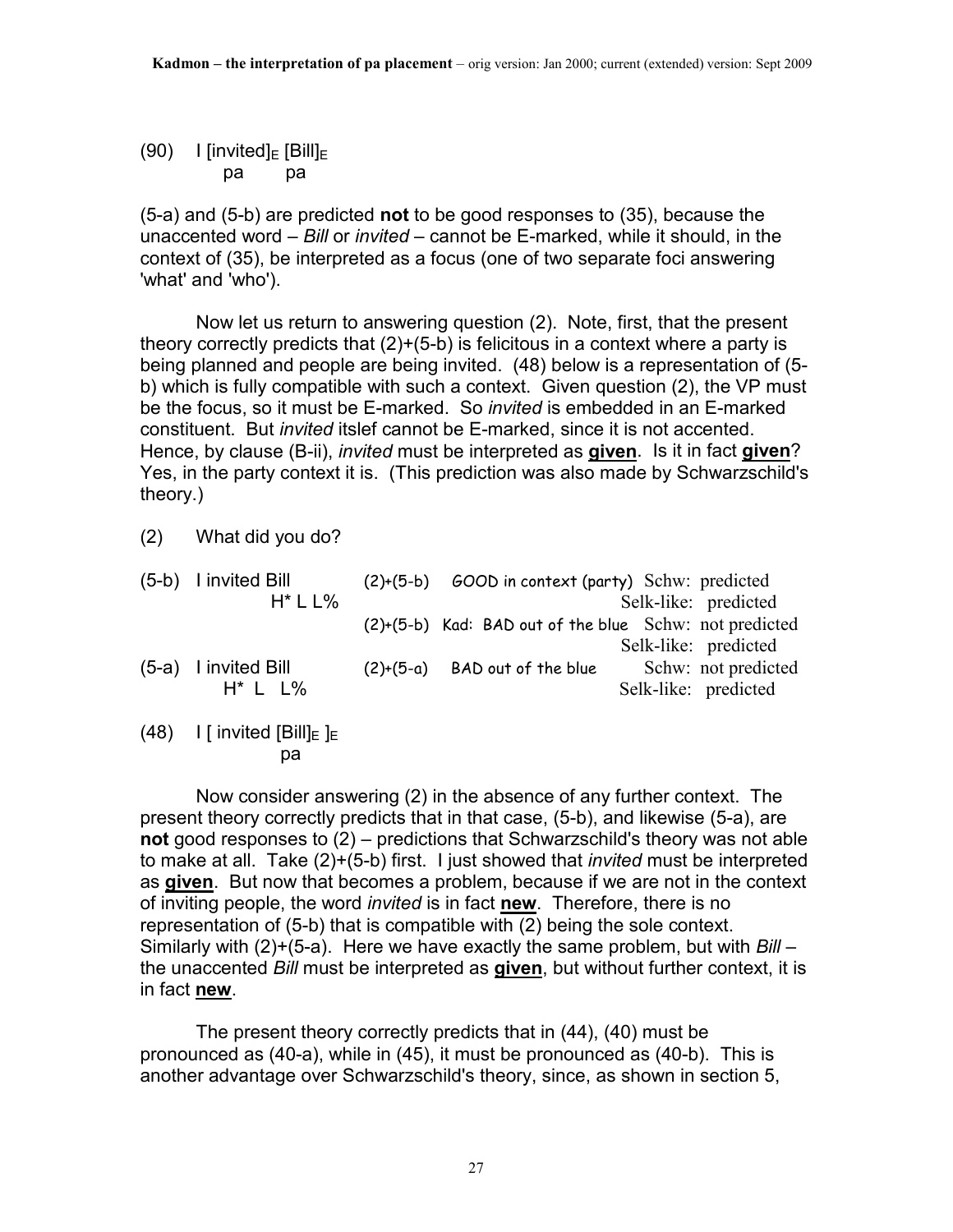(90) I [invited]$_E$ [Bill]$_E$
pa pa

(5-a) and (5-b) are predicted **not** to be good responses to (35), because the unaccented word – *Bill* or *invited* – cannot be E-marked, while it should, in the context of (35), be interpreted as a focus (one of two separate foci answering 'what' and 'who').

Now let us return to answering question (2). Note, first, that the present theory correctly predicts that (2)+(5-b) is felicitous in a context where a party is being planned and people are being invited. (48) below is a representation of (5-b) which is fully compatible with such a context. Given question (2), the VP must be the focus, so it must be E-marked. So *invited* is embedded in an E-marked constituent. But *invited* itslef cannot be E-marked, since it is not accented. Hence, by clause (B-ii), *invited* must be interpreted as **given**. Is it in fact **given**? Yes, in the party context it is. (This prediction was also made by Schwarzschild's theory.)

(2) What did you do?

| | | | | |
|---|---|---|---|---|
| (5-b) I invited Bill H* L L% | (2)+(5-b) | GOOD in context (party) | Schw: predicted | Selk-like: predicted |
| | (2)+(5-b) | Kad: BAD out of the blue | Schw: not predicted | Selk-like: predicted |
| (5-a) I invited Bill H* L L% | (2)+(5-a) | BAD out of the blue | Schw: not predicted | Selk-like: predicted |

(48) I [ invited [Bill]$_E$ ]$_E$
pa

Now consider answering (2) in the absence of any further context. The present theory correctly predicts that in that case, (5-b), and likewise (5-a), are **not** good responses to (2) – predictions that Schwarzschild's theory was not able to make at all. Take (2)+(5-b) first. I just showed that *invited* must be interpreted as **given**. But now that becomes a problem, because if we are not in the context of inviting people, the word *invited* is in fact **new**. Therefore, there is no representation of (5-b) that is compatible with (2) being the sole context. Similarly with (2)+(5-a). Here we have exactly the same problem, but with *Bill* – the unaccented *Bill* must be interpreted as **given**, but without further context, it is in fact **new**.

The present theory correctly predicts that in (44), (40) must be pronounced as (40-a), while in (45), it must be pronounced as (40-b). This is another advantage over Schwarzschild's theory, since, as shown in section 5,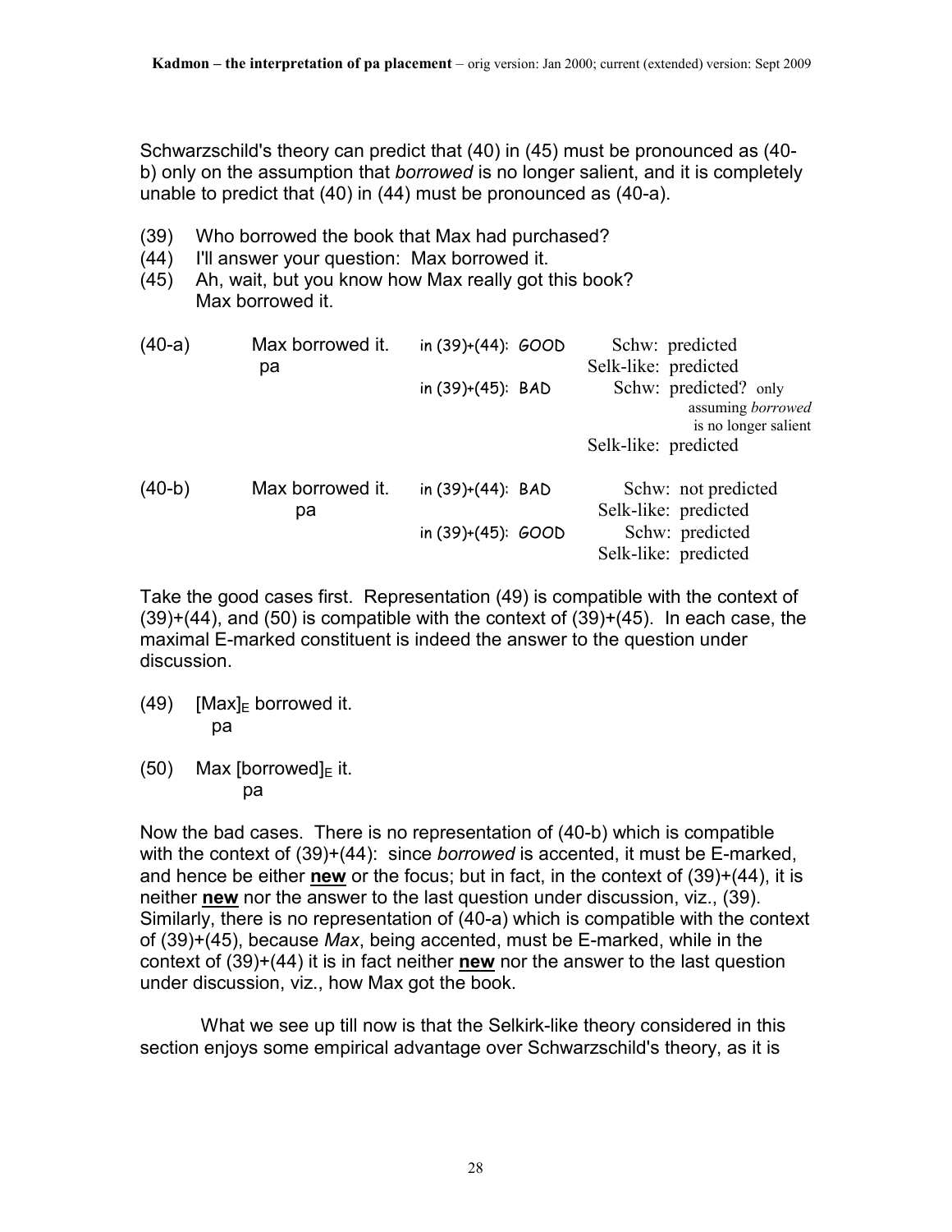Schwarzschild's theory can predict that (40) in (45) must be pronounced as (40-b) only on the assumption that *borrowed* is no longer salient, and it is completely unable to predict that (40) in (44) must be pronounced as (40-a).

(39) Who borrowed the book that Max had purchased?
(44) I'll answer your question: Max borrowed it.
(45) Ah, wait, but you know how Max really got this book?
Max borrowed it.

| | | | |
|---|---|---|---|
| (40-a) | Max borrowed it.<br>pa | in (39)+(44): GOOD | Schw: predicted<br>Selk-like: predicted |
| | | in (39)+(45): BAD | Schw: predicted? only assuming *borrowed* is no longer salient<br>Selk-like: predicted |
| (40-b) | Max borrowed it.<br>pa | in (39)+(44): BAD | Schw: not predicted<br>Selk-like: predicted |
| | | in (39)+(45): GOOD | Schw: predicted<br>Selk-like: predicted |

Take the good cases first. Representation (49) is compatible with the context of (39)+(44), and (50) is compatible with the context of (39)+(45). In each case, the maximal E-marked constituent is indeed the answer to the question under discussion.

(49) $[\text{Max}]_E$ borrowed it.
pa

(50) Max $[\text{borrowed}]_E$ it.
pa

Now the bad cases. There is no representation of (40-b) which is compatible with the context of (39)+(44): since *borrowed* is accented, it must be E-marked, and hence be either **new** or the focus; but in fact, in the context of (39)+(44), it is neither **new** nor the answer to the last question under discussion, viz., (39). Similarly, there is no representation of (40-a) which is compatible with the context of (39)+(45), because *Max*, being accented, must be E-marked, while in the context of (39)+(44) it is in fact neither **new** nor the answer to the last question under discussion, viz., how Max got the book.

What we see up till now is that the Selkirk-like theory considered in this section enjoys some empirical advantage over Schwarzschild's theory, as it is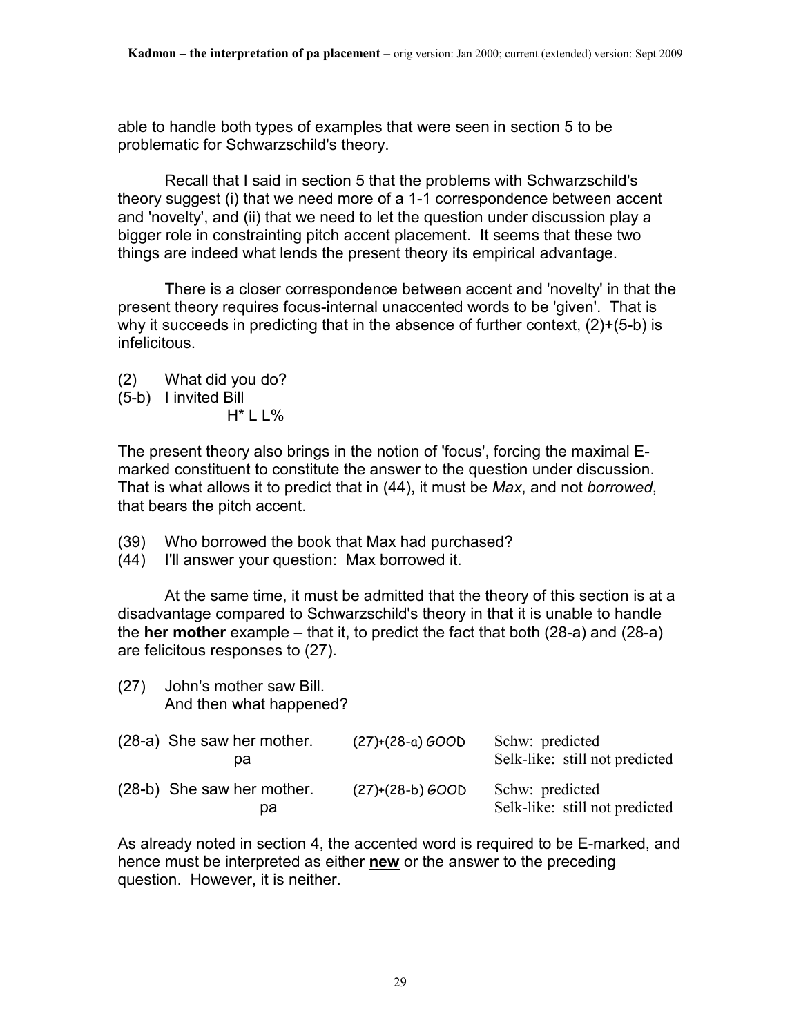able to handle both types of examples that were seen in section 5 to be problematic for Schwarzschild's theory.

Recall that I said in section 5 that the problems with Schwarzschild's theory suggest (i) that we need more of a 1-1 correspondence between accent and 'novelty', and (ii) that we need to let the question under discussion play a bigger role in constraining pitch accent placement. It seems that these two things are indeed what lends the present theory its empirical advantage.

There is a closer correspondence between accent and 'novelty' in that the present theory requires focus-internal unaccented words to be 'given'. That is why it succeeds in predicting that in the absence of further context, (2)+(5-b) is infelicitous.

(2) What did you do?
(5-b) I invited Bill
H* L L%

The present theory also brings in the notion of 'focus', forcing the maximal E-marked constituent to constitute the answer to the question under discussion. That is what allows it to predict that in (44), it must be *Max*, and not *borrowed*, that bears the pitch accent.

(39) Who borrowed the book that Max had purchased?
(44) I'll answer your question: Max borrowed it.

At the same time, it must be admitted that the theory of this section is at a disadvantage compared to Schwarzschild's theory in that it is unable to handle the **her mother** example – that it, to predict the fact that both (28-a) and (28-a) are felicitous responses to (27).

(27) John's mother saw Bill.
And then what happened?

| | | |
|---|---|---|
| (28-a) She saw her mother.<br>pa | (27)+(28-a) GOOD | Schw: predicted<br>Selk-like: still not predicted |
| (28-b) She saw her mother.<br>pa | (27)+(28-b) GOOD | Schw: predicted<br>Selk-like: still not predicted |

As already noted in section 4, the accented word is required to be E-marked, and hence must be interpreted as either **new** or the answer to the preceding question. However, it is neither.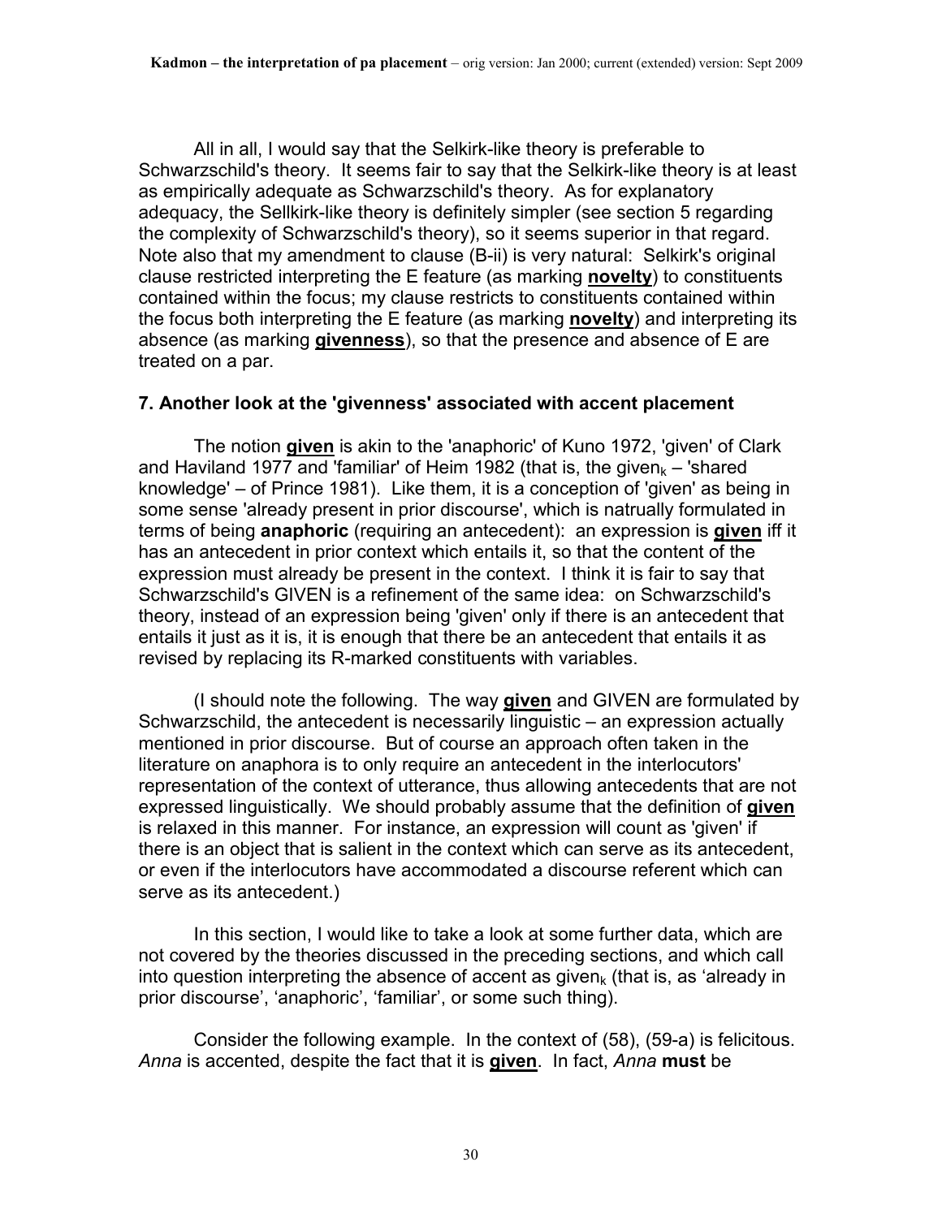All in all, I would say that the Selkirk-like theory is preferable to Schwarzschild's theory. It seems fair to say that the Selkirk-like theory is at least as empirically adequate as Schwarzschild's theory. As for explanatory adequacy, the Sellkirk-like theory is definitely simpler (see section 5 regarding the complexity of Schwarzschild's theory), so it seems superior in that regard. Note also that my amendment to clause (B-ii) is very natural: Selkirk's original clause restricted interpreting the E feature (as marking **novelty**) to constituents contained within the focus; my clause restricts to constituents contained within the focus both interpreting the E feature (as marking **novelty**) and interpreting its absence (as marking **givenness**), so that the presence and absence of E are treated on a par.

## 7. Another look at the 'givenness' associated with accent placement

The notion **given** is akin to the 'anaphoric' of Kuno 1972, 'given' of Clark and Haviland 1977 and 'familiar' of Heim 1982 (that is, the $\text{given}_k$ – 'shared knowledge' – of Prince 1981). Like them, it is a conception of 'given' as being in some sense 'already present in prior discourse', which is natrually formulated in terms of being **anaphoric** (requiring an antecedent): an expression is **given** iff it has an antecedent in prior context which entails it, so that the content of the expression must already be present in the context. I think it is fair to say that Schwarzschild's GIVEN is a refinement of the same idea: on Schwarzschild's theory, instead of an expression being 'given' only if there is an antecedent that entails it just as it is, it is enough that there be an antecedent that entails it as revised by replacing its R-marked constituents with variables.

(I should note the following. The way **given** and GIVEN are formulated by Schwarzschild, the antecedent is necessarily linguistic – an expression actually mentioned in prior discourse. But of course an approach often taken in the literature on anaphora is to only require an antecedent in the interlocutors' representation of the context of utterance, thus allowing antecedents that are not expressed linguistically. We should probably assume that the definition of **given** is relaxed in this manner. For instance, an expression will count as 'given' if there is an object that is salient in the context which can serve as its antecedent, or even if the interlocutors have accommodated a discourse referent which can serve as its antecedent.)

In this section, I would like to take a look at some further data, which are not covered by the theories discussed in the preceding sections, and which call into question interpreting the absence of accent as $\text{given}_k$ (that is, as 'already in prior discourse', 'anaphoric', 'familiar', or some such thing).

Consider the following example. In the context of (58), (59-a) is felicitous. *Anna* is accented, despite the fact that it is **given**. In fact, *Anna* **must** be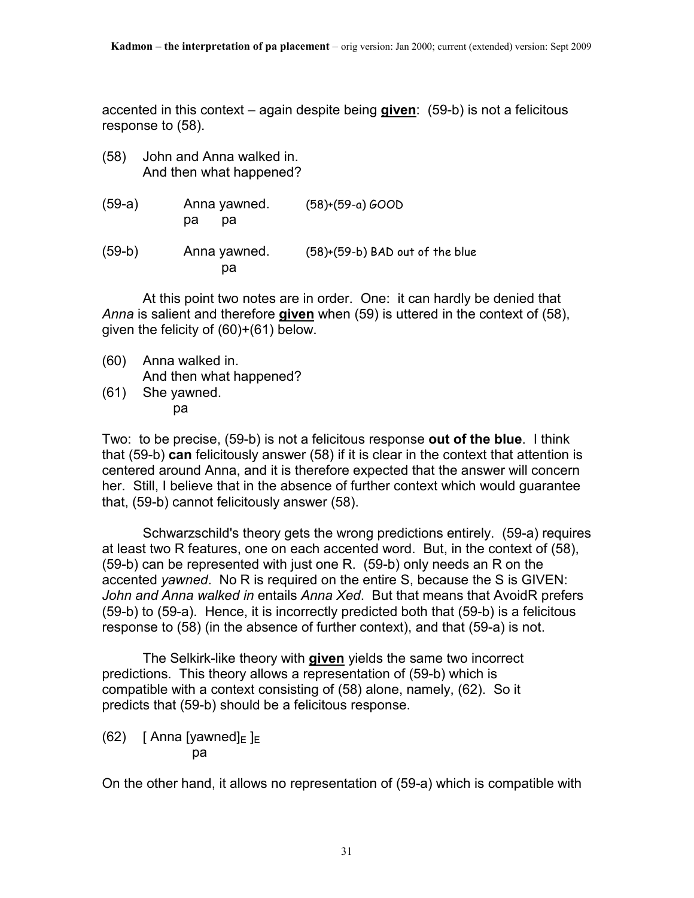accented in this context – again despite being **given**: (59-b) is not a felicitous response to (58).

(58) John and Anna walked in.
And then what happened?

```
(59-a)     Anna yawned.      (58)+(59-a) GOOD
           pa     pa

(59-b)     Anna yawned.      (58)+(59-b) BAD out of the blue
                  pa
```

At this point two notes are in order. One: it can hardly be denied that *Anna* is salient and therefore **given** when (59) is uttered in the context of (58), given the felicity of (60)+(61) below.

```
(60)  Anna walked in.
      And then what happened?
(61)  She yawned.
          pa
```

Two: to be precise, (59-b) is not a felicitous response **out of the blue**. I think that (59-b) **can** felicitously answer (58) if it is clear in the context that attention is centered around Anna, and it is therefore expected that the answer will concern her. Still, I believe that in the absence of further context which would guarantee that, (59-b) cannot felicitously answer (58).

Schwarzschild's theory gets the wrong predictions entirely. (59-a) requires at least two R features, one on each accented word. But, in the context of (58), (59-b) can be represented with just one R. (59-b) only needs an R on the accented *yawned*. No R is required on the entire S, because the S is GIVEN: *John and Anna walked in* entails *Anna Xed*. But that means that AvoidR prefers (59-b) to (59-a). Hence, it is incorrectly predicted both that (59-b) is a felicitous response to (58) (in the absence of further context), and that (59-a) is not.

The Selkirk-like theory with **given** yields the same two incorrect predictions. This theory allows a representation of (59-b) which is compatible with a context consisting of (58) alone, namely, (62). So it predicts that (59-b) should be a felicitous response.

(62) [ Anna [yawned]$_E$ ]$_E$
pa

On the other hand, it allows no representation of (59-a) which is compatible with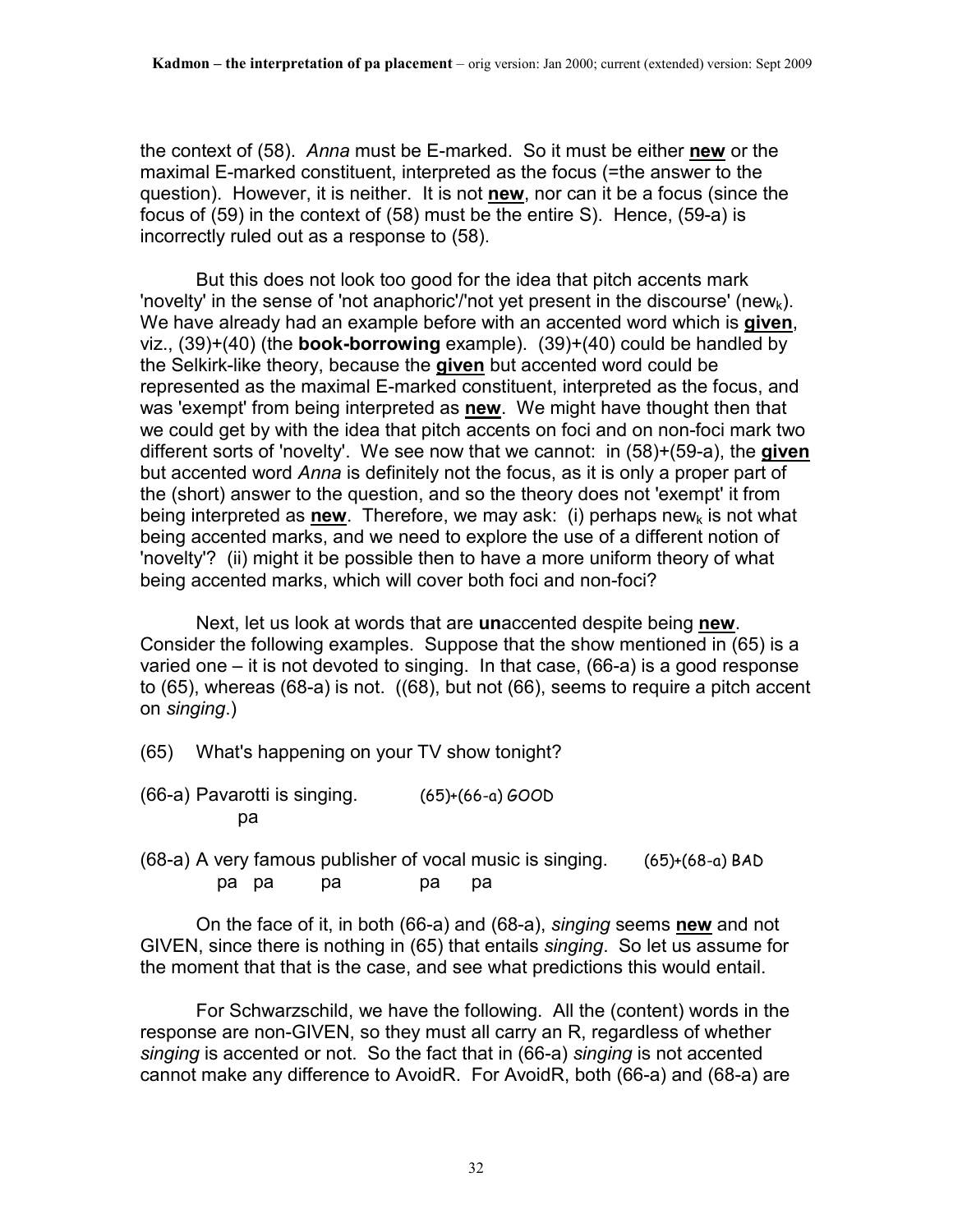the context of (58). *Anna* must be E-marked. So it must be either **new** or the maximal E-marked constituent, interpreted as the focus (=the answer to the question). However, it is neither. It is not **new**, nor can it be a focus (since the focus of (59) in the context of (58) must be the entire S). Hence, (59-a) is incorrectly ruled out as a response to (58).

But this does not look too good for the idea that pitch accents mark 'novelty' in the sense of 'not anaphoric'/'not yet present in the discourse' ($new_k$). We have already had an example before with an accented word which is **given**, viz., (39)+(40) (the **book-borrowing** example). (39)+(40) could be handled by the Selkirk-like theory, because the **given** but accented word could be represented as the maximal E-marked constituent, interpreted as the focus, and was 'exempt' from being interpreted as **new**. We might have thought then that we could get by with the idea that pitch accents on foci and on non-foci mark two different sorts of 'novelty'. We see now that we cannot: in (58)+(59-a), the **given** but accented word *Anna* is definitely not the focus, as it is only a proper part of the (short) answer to the question, and so the theory does not 'exempt' it from being interpreted as **new**. Therefore, we may ask: (i) perhaps $new_k$ is not what being accented marks, and we need to explore the use of a different notion of 'novelty'? (ii) might it be possible then to have a more uniform theory of what being accented marks, which will cover both foci and non-foci?

Next, let us look at words that are **un**accented despite being **new**. Consider the following examples. Suppose that the show mentioned in (65) is a varied one – it is not devoted to singing. In that case, (66-a) is a good response to (65), whereas (68-a) is not. ((68), but not (66), seems to require a pitch accent on *singing*.)

(65) What's happening on your TV show tonight?

(66-a) Pavarotti is singing. (65)+(66-a) GOOD
pa

(68-a) A very famous publisher of vocal music is singing. (65)+(68-a) BAD
pa pa pa pa pa

On the face of it, in both (66-a) and (68-a), *singing* seems **new** and not GIVEN, since there is nothing in (65) that entails *singing*. So let us assume for the moment that that is the case, and see what predictions this would entail.

For Schwarzschild, we have the following. All the (content) words in the response are non-GIVEN, so they must all carry an R, regardless of whether *singing* is accented or not. So the fact that in (66-a) *singing* is not accented cannot make any difference to AvoidR. For AvoidR, both (66-a) and (68-a) are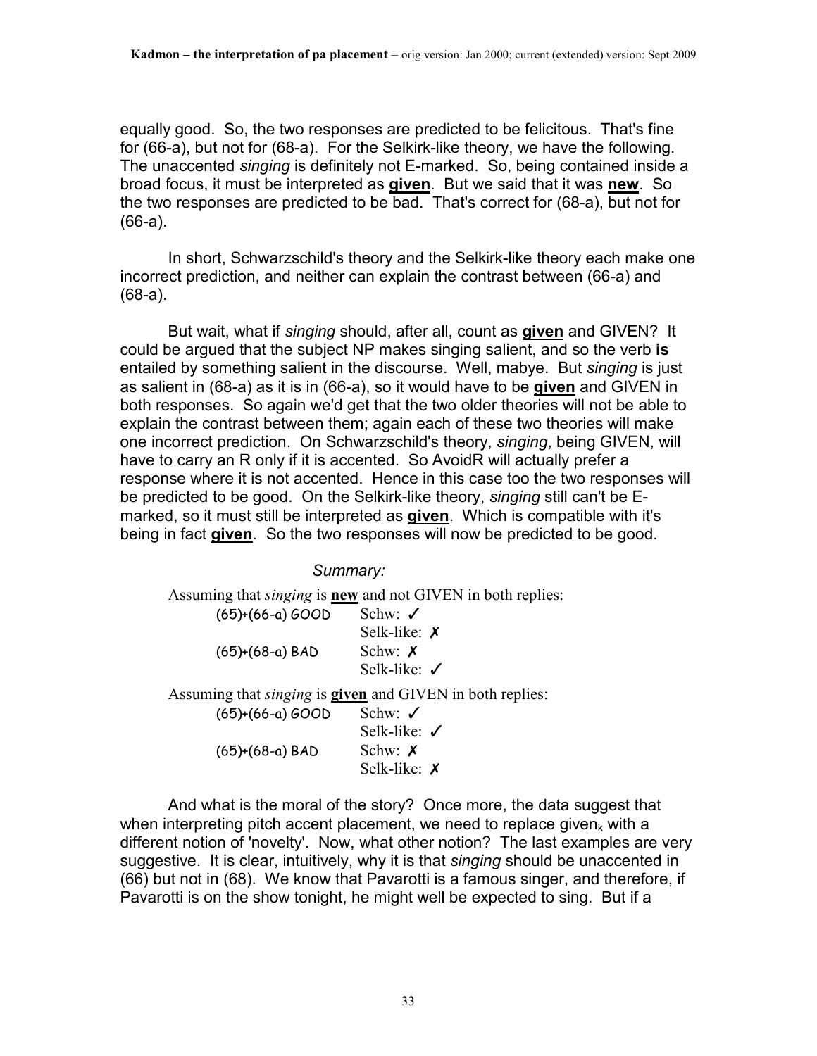equally good. So, the two responses are predicted to be felicitous. That's fine for (66-a), but not for (68-a). For the Selkirk-like theory, we have the following. The unaccented *singing* is definitely not E-marked. So, being contained inside a broad focus, it must be interpreted as **given**. But we said that it was **new**. So the two responses are predicted to be bad. That's correct for (68-a), but not for (66-a).

In short, Schwarzschild's theory and the Selkirk-like theory each make one incorrect prediction, and neither can explain the contrast between (66-a) and (68-a).

But wait, what if *singing* should, after all, count as **given** and GIVEN? It could be argued that the subject NP makes singing salient, and so the verb **is** entailed by something salient in the discourse. Well, mabye. But *singing* is just as salient in (68-a) as it is in (66-a), so it would have to be **given** and GIVEN in both responses. So again we'd get that the two older theories will not be able to explain the contrast between them; again each of these two theories will make one incorrect prediction. On Schwarzschild's theory, *singing*, being GIVEN, will have to carry an R only if it is accented. So AvoidR will actually prefer a response where it is not accented. Hence in this case too the two responses will be predicted to be good. On the Selkirk-like theory, *singing* still can't be E-marked, so it must still be interpreted as **given**. Which is compatible with it's being in fact **given**. So the two responses will now be predicted to be good.

*Summary:*

Assuming that *singing* is **new** and not GIVEN in both replies:

| | |
|---|---|
| (65)+(66-a) GOOD | Schw: ✓ |
| | Selk-like: ✗ |
| (65)+(68-a) BAD | Schw: ✗ |
| | Selk-like: ✓ |

Assuming that *singing* is **given** and GIVEN in both replies:

| | |
|---|---|
| (65)+(66-a) GOOD | Schw: ✓ |
| | Selk-like: ✓ |
| (65)+(68-a) BAD | Schw: ✗ |
| | Selk-like: ✗ |

And what is the moral of the story? Once more, the data suggest that when interpreting pitch accent placement, we need to replace $given_k$ with a different notion of 'novelty'. Now, what other notion? The last examples are very suggestive. It is clear, intuitively, why it is that *singing* should be unaccented in (66) but not in (68). We know that Pavarotti is a famous singer, and therefore, if Pavarotti is on the show tonight, he might well be expected to sing. But if a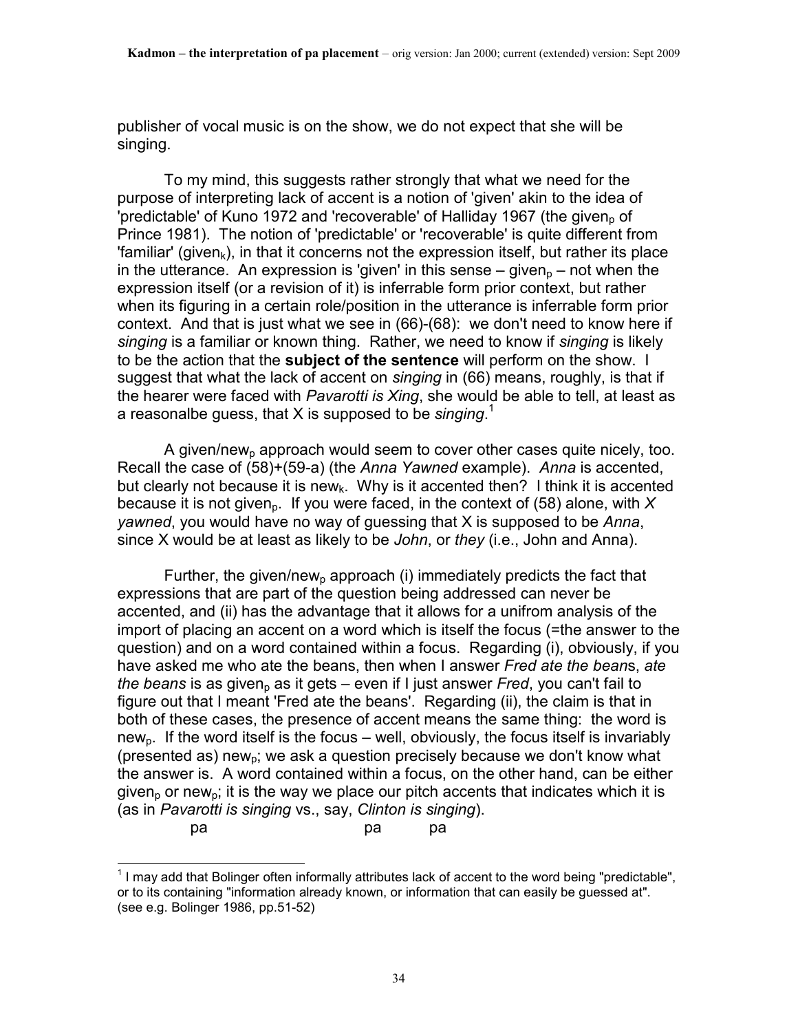publisher of vocal music is on the show, we do not expect that she will be singing.

To my mind, this suggests rather strongly that what we need for the purpose of interpreting lack of accent is a notion of 'given' akin to the idea of 'predictable' of Kuno 1972 and 'recoverable' of Halliday 1967 (the given$_p$ of Prince 1981). The notion of 'predictable' or 'recoverable' is quite different from 'familiar' (given$_k$), in that it concerns not the expression itself, but rather its place in the utterance. An expression is 'given' in this sense – given$_p$ – not when the expression itself (or a revision of it) is inferrable form prior context, but rather when its figuring in a certain role/position in the utterance is inferrable form prior context. And that is just what we see in (66)-(68): we don't need to know here if *singing* is a familiar or known thing. Rather, we need to know if *singing* is likely to be the action that the **subject of the sentence** will perform on the show. I suggest that what the lack of accent on *singing* in (66) means, roughly, is that if the hearer were faced with *Pavarotti is Xing*, she would be able to tell, at least as a reasonalbe guess, that X is supposed to be *singing*.[1]

A given/new$_p$ approach would seem to cover other cases quite nicely, too. Recall the case of (58)+(59-a) (the *Anna Yawned* example). *Anna* is accented, but clearly not because it is new$_k$. Why is it accented then? I think it is accented because it is not given$_p$. If you were faced, in the context of (58) alone, with *X yawned*, you would have no way of guessing that X is supposed to be *Anna*, since X would be at least as likely to be *John*, or *they* (i.e., John and Anna).

Further, the given/new$_p$ approach (i) immediately predicts the fact that expressions that are part of the question being addressed can never be accented, and (ii) has the advantage that it allows for a unifrom analysis of the import of placing an accent on a word which is itself the focus (=the answer to the question) and on a word contained within a focus. Regarding (i), obviously, if you have asked me who ate the beans, then when I answer *Fred ate the bean*s, *ate the beans* is as given$_p$ as it gets – even if I just answer *Fred*, you can't fail to figure out that I meant 'Fred ate the beans'. Regarding (ii), the claim is that in both of these cases, the presence of accent means the same thing: the word is new$_p$. If the word itself is the focus – well, obviously, the focus itself is invariably (presented as) new$_p$; we ask a question precisely because we don't know what the answer is. A word contained within a focus, on the other hand, can be either given$_p$ or new$_p$; it is the way we place our pitch accents that indicates which it is (as in *Pavarotti is singing* vs., say, *Clinton is singing*).

```
          pa                        pa       pa
```

[1] I may add that Bolinger often informally attributes lack of accent to the word being "predictable", or to its containing "information already known, or information that can easily be guessed at". (see e.g. Bolinger 1986, pp.51-52)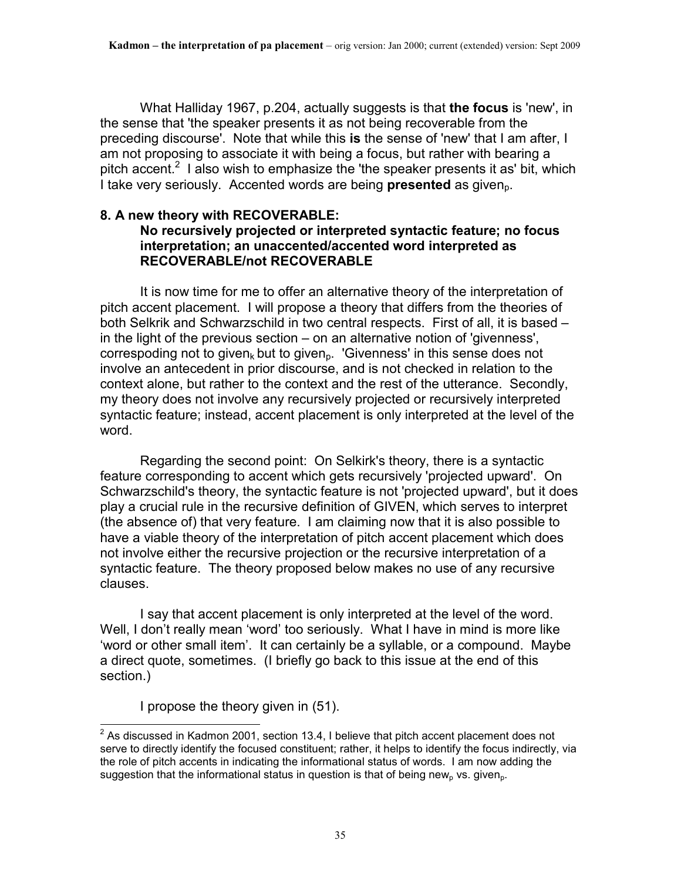What Halliday 1967, p.204, actually suggests is that **the focus** is 'new', in the sense that 'the speaker presents it as not being recoverable from the preceding discourse'. Note that while this **is** the sense of 'new' that I am after, I am not proposing to associate it with being a focus, but rather with bearing a pitch accent.[2] I also wish to emphasize the 'the speaker presents it as' bit, which I take very seriously. Accented words are being **presented** as $\text{given}_p$.

## 8. A new theory with RECOVERABLE: No recursively projected or interpreted syntactic feature; no focus interpretation; an unaccented/accented word interpreted as RECOVERABLE/not RECOVERABLE

It is now time for me to offer an alternative theory of the interpretation of pitch accent placement. I will propose a theory that differs from the theories of both Selkrik and Schwarzschild in two central respects. First of all, it is based – in the light of the previous section – on an alternative notion of 'givenness', correspoding not to $\text{given}_k$ but to $\text{given}_p$. 'Givenness' in this sense does not involve an antecedent in prior discourse, and is not checked in relation to the context alone, but rather to the context and the rest of the utterance. Secondly, my theory does not involve any recursively projected or recursively interpreted syntactic feature; instead, accent placement is only interpreted at the level of the word.

Regarding the second point: On Selkirk's theory, there is a syntactic feature corresponding to accent which gets recursively 'projected upward'. On Schwarzschild's theory, the syntactic feature is not 'projected upward', but it does play a crucial rule in the recursive definition of GIVEN, which serves to interpret (the absence of) that very feature. I am claiming now that it is also possible to have a viable theory of the interpretation of pitch accent placement which does not involve either the recursive projection or the recursive interpretation of a syntactic feature. The theory proposed below makes no use of any recursive clauses.

I say that accent placement is only interpreted at the level of the word. Well, I don't really mean 'word' too seriously. What I have in mind is more like 'word or other small item'. It can certainly be a syllable, or a compound. Maybe a direct quote, sometimes. (I briefly go back to this issue at the end of this section.)

I propose the theory given in (51).

---

[2] As discussed in Kadmon 2001, section 13.4, I believe that pitch accent placement does not serve to directly identify the focused constituent; rather, it helps to identify the focus indirectly, via the role of pitch accents in indicating the informational status of words. I am now adding the suggestion that the informational status in question is that of being $\text{new}_p$ vs. $\text{given}_p$.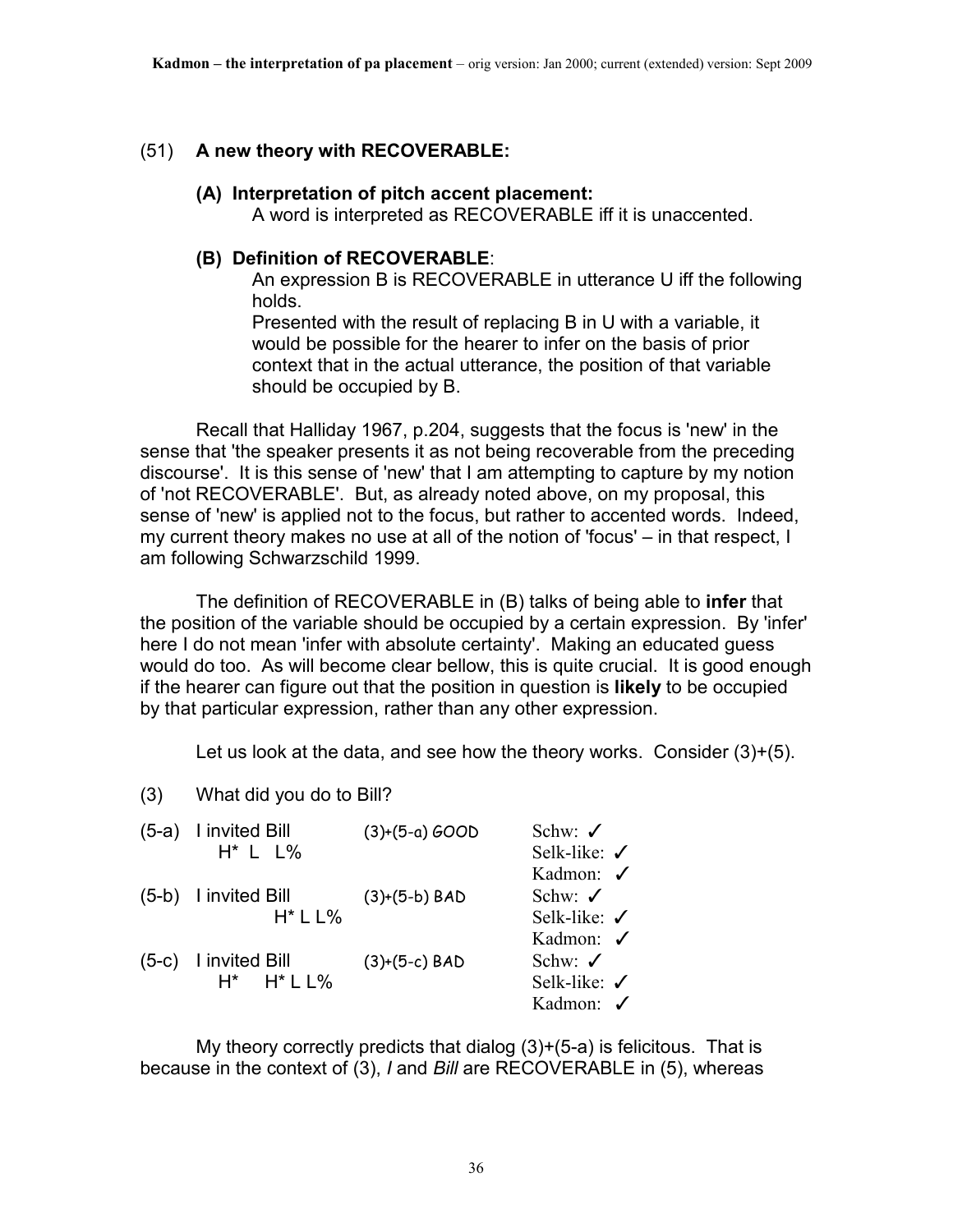(51) **A new theory with RECOVERABLE:**

**(A) Interpretation of pitch accent placement:**
A word is interpreted as RECOVERABLE iff it is unaccented.

**(B) Definition of RECOVERABLE**:
An expression B is RECOVERABLE in utterance U iff the following holds.
Presented with the result of replacing B in U with a variable, it would be possible for the hearer to infer on the basis of prior context that in the actual utterance, the position of that variable should be occupied by B.

Recall that Halliday 1967, p.204, suggests that the focus is 'new' in the sense that 'the speaker presents it as not being recoverable from the preceding discourse'. It is this sense of 'new' that I am attempting to capture by my notion of 'not RECOVERABLE'. But, as already noted above, on my proposal, this sense of 'new' is applied not to the focus, but rather to accented words. Indeed, my current theory makes no use at all of the notion of 'focus' – in that respect, I am following Schwarzschild 1999.

The definition of RECOVERABLE in (B) talks of being able to **infer** that the position of the variable should be occupied by a certain expression. By 'infer' here I do not mean 'infer with absolute certainty'. Making an educated guess would do too. As will become clear bellow, this is quite crucial. It is good enough if the hearer can figure out that the position in question is **likely** to be occupied by that particular expression, rather than any other expression.

Let us look at the data, and see how the theory works. Consider (3)+(5).

(3) What did you do to Bill?

| | | | |
|---|---|---|---|
| (5-a) | I invited Bill<br>H* L L% | (3)+(5-a) GOOD | Schw: ✓<br>Selk-like: ✓<br>Kadmon: ✓ |
| (5-b) | I invited Bill<br>H* L L% | (3)+(5-b) BAD | Schw: ✓<br>Selk-like: ✓<br>Kadmon: ✓ |
| (5-c) | I invited Bill<br>H* H* L L% | (3)+(5-c) BAD | Schw: ✓<br>Selk-like: ✓<br>Kadmon: ✓ |

My theory correctly predicts that dialog (3)+(5-a) is felicitous. That is because in the context of (3), *I* and *Bill* are RECOVERABLE in (5), whereas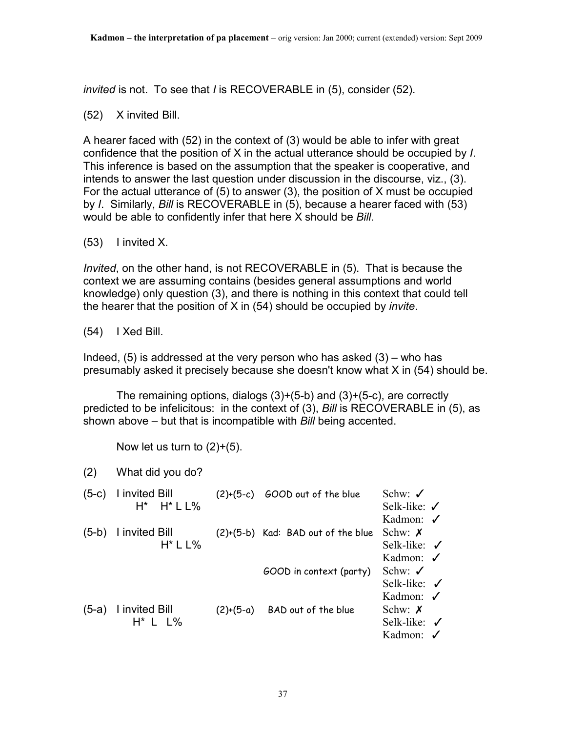*invited* is not. To see that *I* is RECOVERABLE in (5), consider (52).

(52) X invited Bill.

A hearer faced with (52) in the context of (3) would be able to infer with great confidence that the position of X in the actual utterance should be occupied by *I*. This inference is based on the assumption that the speaker is cooperative, and intends to answer the last question under discussion in the discourse, viz., (3). For the actual utterance of (5) to answer (3), the position of X must be occupied by *I*. Similarly, *Bill* is RECOVERABLE in (5), because a hearer faced with (53) would be able to confidently infer that here X should be *Bill*.

(53) I invited X.

*Invited*, on the other hand, is not RECOVERABLE in (5). That is because the context we are assuming contains (besides general assumptions and world knowledge) only question (3), and there is nothing in this context that could tell the hearer that the position of X in (54) should be occupied by *invite*.

(54) I Xed Bill.

Indeed, (5) is addressed at the very person who has asked (3) – who has presumably asked it precisely because she doesn't know what X in (54) should be.

The remaining options, dialogs (3)+(5-b) and (3)+(5-c), are correctly predicted to be infelicitous: in the context of (3), *Bill* is RECOVERABLE in (5), as shown above – but that is incompatible with *Bill* being accented.

Now let us turn to (2)+(5).

(2) What did you do?

| | | | | |
|---|---|---|---|---|
| (5-c) | I invited Bill<br>H* H* L L% | (2)+(5-c) | GOOD out of the blue | Schw: ✓<br>Selk-like: ✓<br>Kadmon: ✓ |
| (5-b) | I invited Bill<br>H* L L% | (2)+(5-b) | Kad: BAD out of the blue | Schw: ✗<br>Selk-like: ✓<br>Kadmon: ✓ |
| | | | GOOD in context (party) | Schw: ✓<br>Selk-like: ✓<br>Kadmon: ✓ |
| (5-a) | I invited Bill<br>H* L L% | (2)+(5-a) | BAD out of the blue | Schw: ✗<br>Selk-like: ✓<br>Kadmon: ✓ |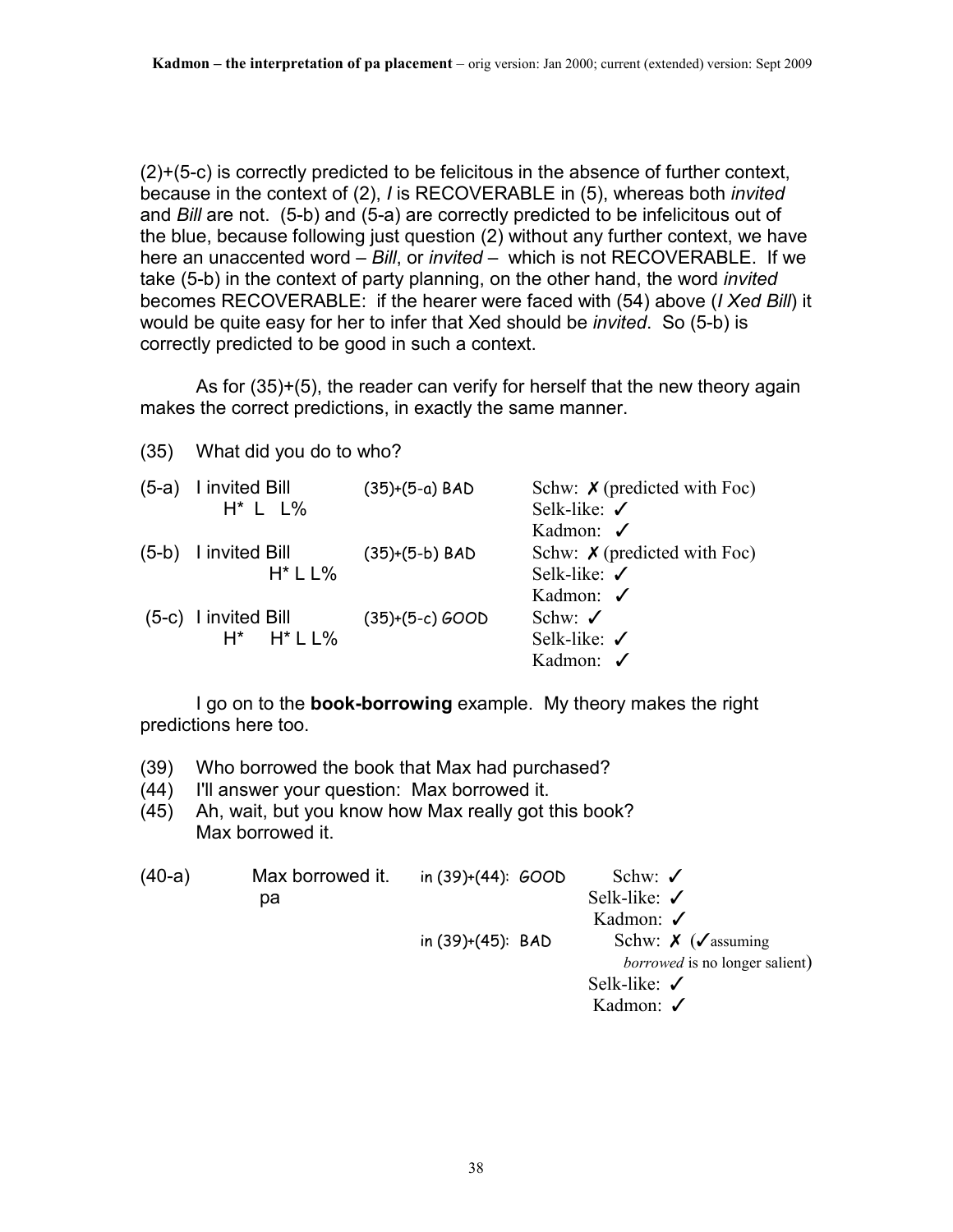(2)+(5-c) is correctly predicted to be felicitous in the absence of further context, because in the context of (2), *I* is RECOVERABLE in (5), whereas both *invited* and *Bill* are not. (5-b) and (5-a) are correctly predicted to be infelicitous out of the blue, because following just question (2) without any further context, we have here an unaccented word – *Bill*, or *invited* – which is not RECOVERABLE. If we take (5-b) in the context of party planning, on the other hand, the word *invited* becomes RECOVERABLE: if the hearer were faced with (54) above (*I Xed Bill*) it would be quite easy for her to infer that Xed should be *invited*. So (5-b) is correctly predicted to be good in such a context.

As for (35)+(5), the reader can verify for herself that the new theory again makes the correct predictions, in exactly the same manner.

(35) What did you do to who?

| | | | |
|---|---|---|---|
| (5-a) | I invited Bill<br>H* L L% | (35)+(5-a) BAD | Schw: ✗ (predicted with Foc)<br>Selk-like: ✓<br>Kadmon: ✓ |
| (5-b) | I invited Bill<br>H* L L% | (35)+(5-b) BAD | Schw: ✗ (predicted with Foc)<br>Selk-like: ✓<br>Kadmon: ✓ |
| (5-c) | I invited Bill<br>H* H* L L% | (35)+(5-c) GOOD | Schw: ✓<br>Selk-like: ✓<br>Kadmon: ✓ |

I go on to the **book-borrowing** example. My theory makes the right predictions here too.

(39) Who borrowed the book that Max had purchased?
(44) I'll answer your question: Max borrowed it.
(45) Ah, wait, but you know how Max really got this book?
Max borrowed it.

| | | | |
|---|---|---|---|
| (40-a) | Max borrowed it.<br>pa | in (39)+(44): GOOD | Schw: ✓<br>Selk-like: ✓<br>Kadmon: ✓ |
| | | in (39)+(45): BAD | Schw: ✗ (✓assuming *borrowed* is no longer salient)<br>Selk-like: ✓<br>Kadmon: ✓ |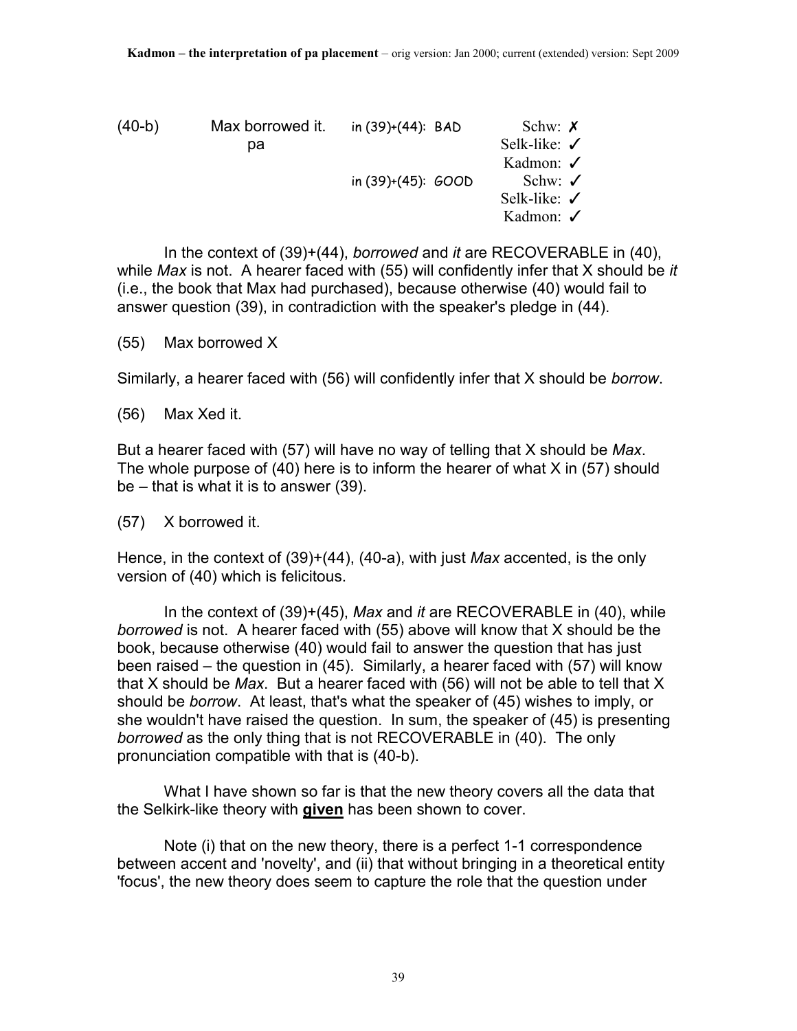| (40-b) | Max borrowed it. | in (39)+(44): BAD | Schw: ✗ |
|---|---|---|---|
| | pa | | Selk-like: ✓ |
| | | | Kadmon: ✓ |
| | | in (39)+(45): GOOD | Schw: ✓ |
| | | | Selk-like: ✓ |
| | | | Kadmon: ✓ |

In the context of (39)+(44), *borrowed* and *it* are RECOVERABLE in (40), while *Max* is not. A hearer faced with (55) will confidently infer that X should be *it* (i.e., the book that Max had purchased), because otherwise (40) would fail to answer question (39), in contradiction with the speaker's pledge in (44).

(55) Max borrowed X

Similarly, a hearer faced with (56) will confidently infer that X should be *borrow*.

(56) Max Xed it.

But a hearer faced with (57) will have no way of telling that X should be *Max*. The whole purpose of (40) here is to inform the hearer of what X in (57) should be – that is what it is to answer (39).

(57) X borrowed it.

Hence, in the context of (39)+(44), (40-a), with just *Max* accented, is the only version of (40) which is felicitous.

In the context of (39)+(45), *Max* and *it* are RECOVERABLE in (40), while *borrowed* is not. A hearer faced with (55) above will know that X should be the book, because otherwise (40) would fail to answer the question that has just been raised – the question in (45). Similarly, a hearer faced with (57) will know that X should be *Max*. But a hearer faced with (56) will not be able to tell that X should be *borrow*. At least, that's what the speaker of (45) wishes to imply, or she wouldn't have raised the question. In sum, the speaker of (45) is presenting *borrowed* as the only thing that is not RECOVERABLE in (40). The only pronunciation compatible with that is (40-b).

What I have shown so far is that the new theory covers all the data that the Selkirk-like theory with **given** has been shown to cover.

Note (i) that on the new theory, there is a perfect 1-1 correspondence between accent and 'novelty', and (ii) that without bringing in a theoretical entity 'focus', the new theory does seem to capture the role that the question under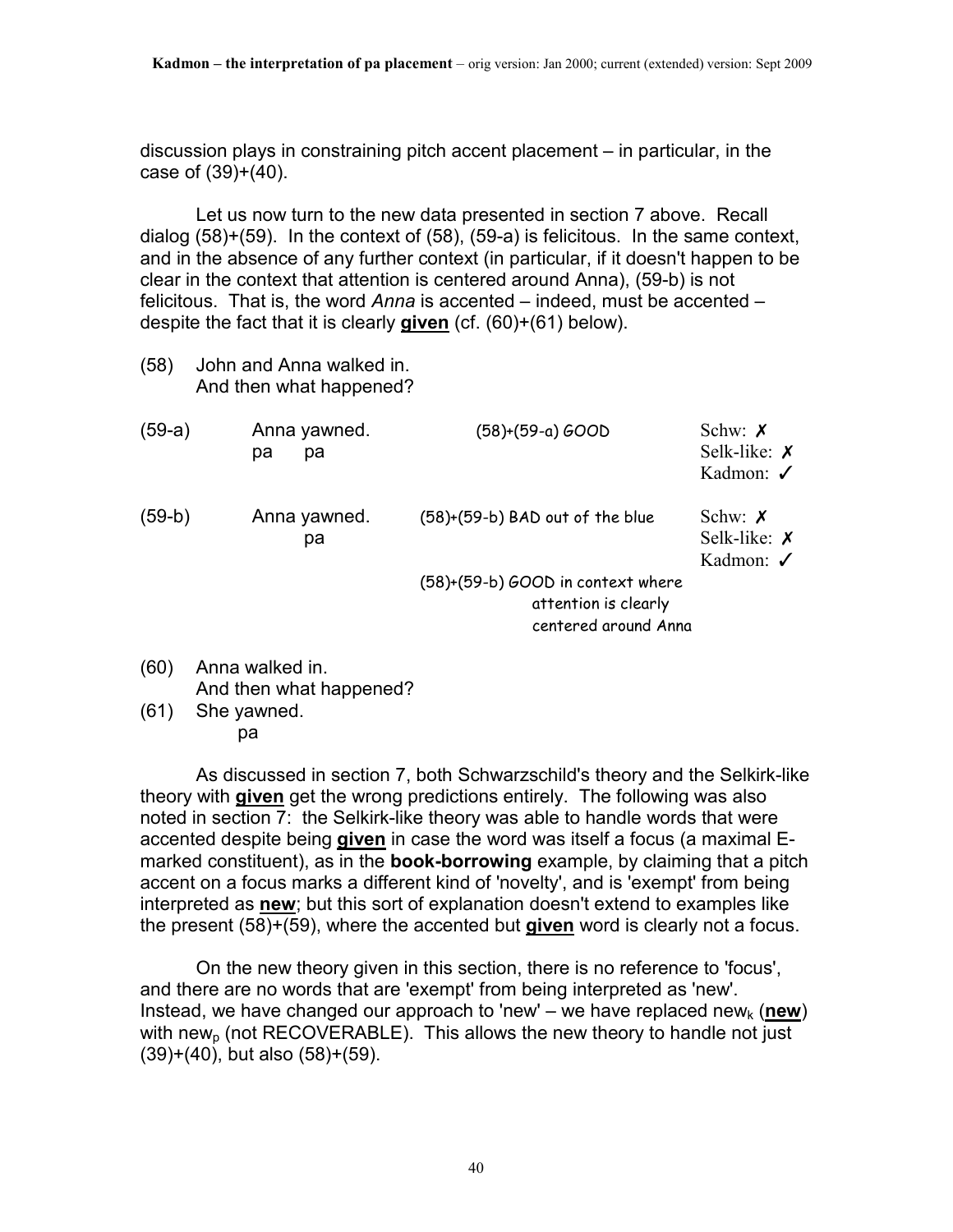discussion plays in constraining pitch accent placement – in particular, in the case of (39)+(40).

Let us now turn to the new data presented in section 7 above. Recall dialog (58)+(59). In the context of (58), (59-a) is felicitous. In the same context, and in the absence of any further context (in particular, if it doesn't happen to be clear in the context that attention is centered around Anna), (59-b) is not felicitous. That is, the word *Anna* is accented – indeed, must be accented – despite the fact that it is clearly **given** (cf. (60)+(61) below).

(58) John and Anna walked in.
And then what happened?

| | | | |
|---|---|---|---|
| (59-a) | Anna yawned.<br>pa pa | (58)+(59-a) GOOD | Schw: ✗<br>Selk-like: ✗<br>Kadmon: ✓ |
| (59-b) | Anna yawned.<br>pa | (58)+(59-b) BAD out of the blue<br><br>(58)+(59-b) GOOD in context where attention is clearly centered around Anna | Schw: ✗<br>Selk-like: ✗<br>Kadmon: ✓ |

(60) Anna walked in.
And then what happened?

(61) She yawned.
pa

As discussed in section 7, both Schwarzschild's theory and the Selkirk-like theory with **given** get the wrong predictions entirely. The following was also noted in section 7: the Selkirk-like theory was able to handle words that were accented despite being **given** in case the word was itself a focus (a maximal E-marked constituent), as in the **book-borrowing** example, by claiming that a pitch accent on a focus marks a different kind of 'novelty', and is 'exempt' from being interpreted as **new**; but this sort of explanation doesn't extend to examples like the present (58)+(59), where the accented but **given** word is clearly not a focus.

On the new theory given in this section, there is no reference to 'focus', and there are no words that are 'exempt' from being interpreted as 'new'. Instead, we have changed our approach to 'new' – we have replaced $new_k$ (**new**) with $new_p$ (not RECOVERABLE). This allows the new theory to handle not just (39)+(40), but also (58)+(59).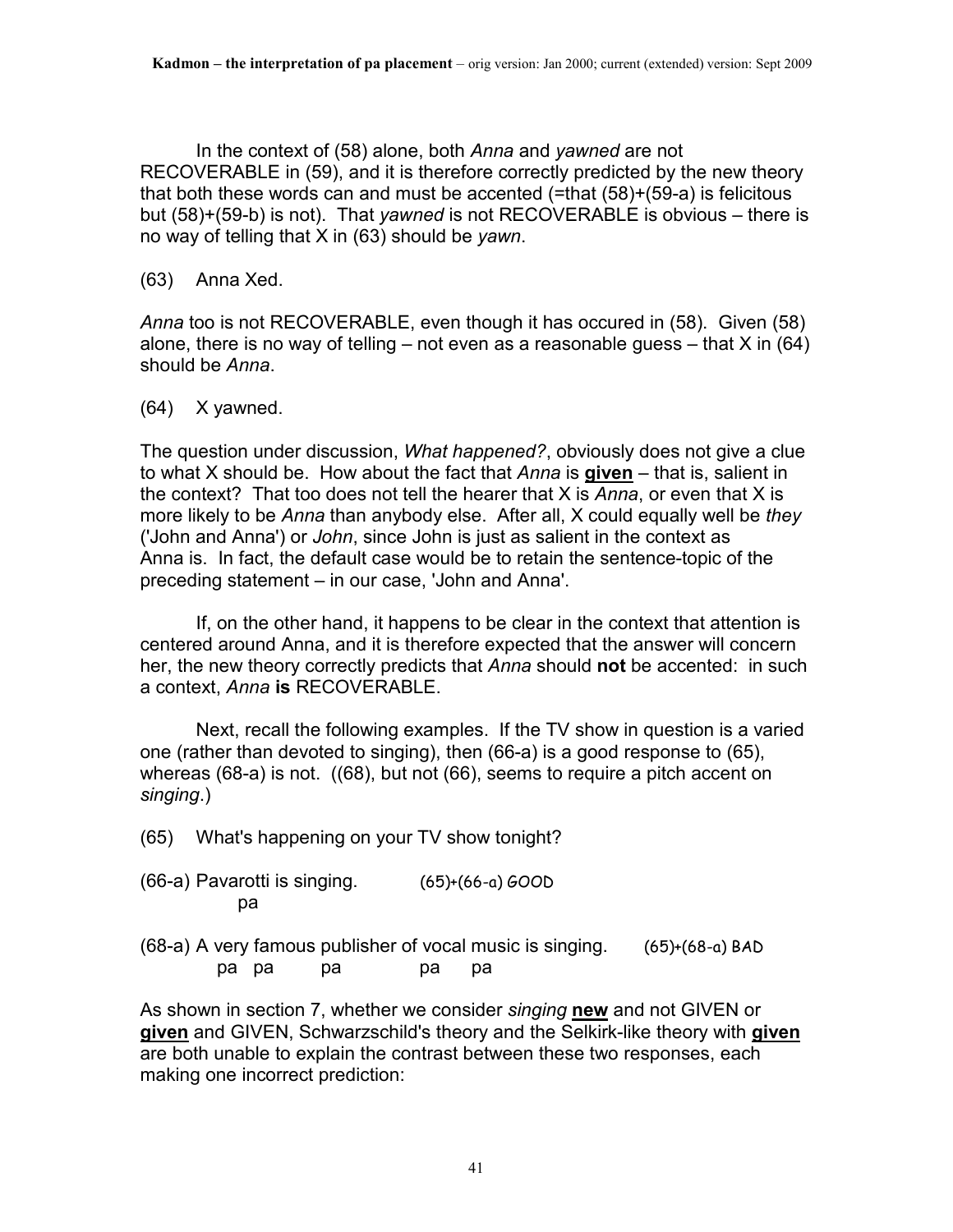In the context of (58) alone, both *Anna* and *yawned* are not RECOVERABLE in (59), and it is therefore correctly predicted by the new theory that both these words can and must be accented (=that (58)+(59-a) is felicitous but (58)+(59-b) is not). That *yawned* is not RECOVERABLE is obvious – there is no way of telling that X in (63) should be *yawn*.

(63) Anna Xed.

*Anna* too is not RECOVERABLE, even though it has occured in (58). Given (58) alone, there is no way of telling – not even as a reasonable guess – that X in (64) should be *Anna*.

(64) X yawned.

The question under discussion, *What happened?*, obviously does not give a clue to what X should be. How about the fact that *Anna* is **given** – that is, salient in the context? That too does not tell the hearer that X is *Anna*, or even that X is more likely to be *Anna* than anybody else. After all, X could equally well be *they* ('John and Anna') or *John*, since John is just as salient in the context as Anna is. In fact, the default case would be to retain the sentence-topic of the preceding statement – in our case, 'John and Anna'.

If, on the other hand, it happens to be clear in the context that attention is centered around Anna, and it is therefore expected that the answer will concern her, the new theory correctly predicts that *Anna* should **not** be accented: in such a context, *Anna* **is** RECOVERABLE.

Next, recall the following examples. If the TV show in question is a varied one (rather than devoted to singing), then (66-a) is a good response to (65), whereas (68-a) is not. ((68), but not (66), seems to require a pitch accent on *singing*.)

(65) What's happening on your TV show tonight?

```
(66-a) Pavarotti is singing.          (65)+(66-a) GOOD
          pa

(68-a) A very famous publisher of vocal music is singing.     (65)+(68-a) BAD
         pa   pa         pa              pa       pa
```

As shown in section 7, whether we consider *singing* **new** and not GIVEN or **given** and GIVEN, Schwarzschild's theory and the Selkirk-like theory with **given** are both unable to explain the contrast between these two responses, each making one incorrect prediction: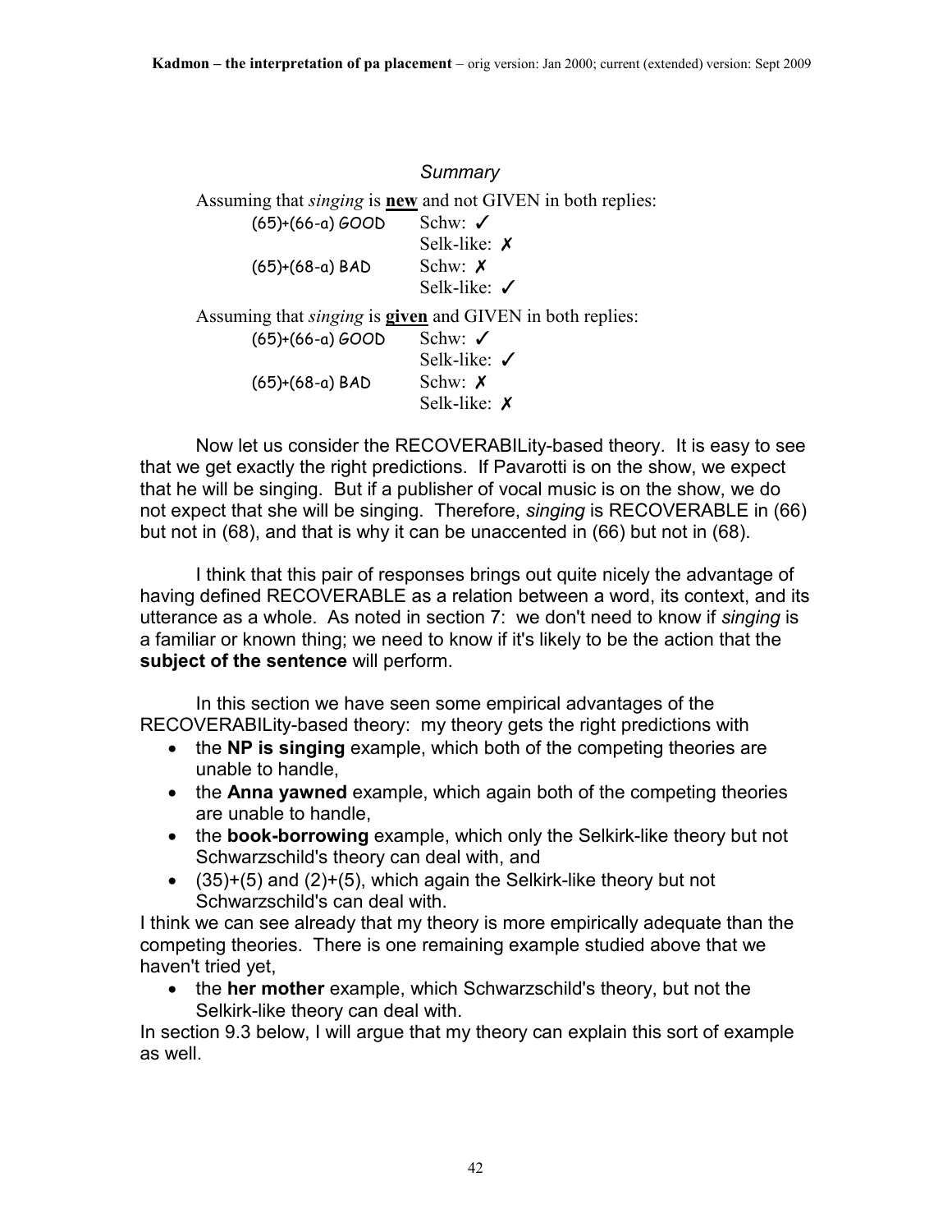*Summary*

Assuming that *singing* is **new** and not GIVEN in both replies:

| | |
|---|---|
| (65)+(66-a) GOOD | Schw: ✓ |
| | Selk-like: ✗ |
| (65)+(68-a) BAD | Schw: ✗ |
| | Selk-like: ✓ |

Assuming that *singing* is **given** and GIVEN in both replies:

| | |
|---|---|
| (65)+(66-a) GOOD | Schw: ✓ |
| | Selk-like: ✓ |
| (65)+(68-a) BAD | Schw: ✗ |
| | Selk-like: ✗ |

Now let us consider the RECOVERABILity-based theory. It is easy to see that we get exactly the right predictions. If Pavarotti is on the show, we expect that he will be singing. But if a publisher of vocal music is on the show, we do not expect that she will be singing. Therefore, *singing* is RECOVERABLE in (66) but not in (68), and that is why it can be unaccented in (66) but not in (68).

I think that this pair of responses brings out quite nicely the advantage of having defined RECOVERABLE as a relation between a word, its context, and its utterance as a whole. As noted in section 7: we don't need to know if *singing* is a familiar or known thing; we need to know if it's likely to be the action that the **subject of the sentence** will perform.

In this section we have seen some empirical advantages of the RECOVERABILity-based theory: my theory gets the right predictions with

- the **NP is singing** example, which both of the competing theories are unable to handle,
- the **Anna yawned** example, which again both of the competing theories are unable to handle,
- the **book-borrowing** example, which only the Selkirk-like theory but not Schwarzschild's theory can deal with, and
- (35)+(5) and (2)+(5), which again the Selkirk-like theory but not Schwarzschild's can deal with.

I think we can see already that my theory is more empirically adequate than the competing theories. There is one remaining example studied above that we haven't tried yet,

- the **her mother** example, which Schwarzschild's theory, but not the Selkirk-like theory can deal with.

In section 9.3 below, I will argue that my theory can explain this sort of example as well.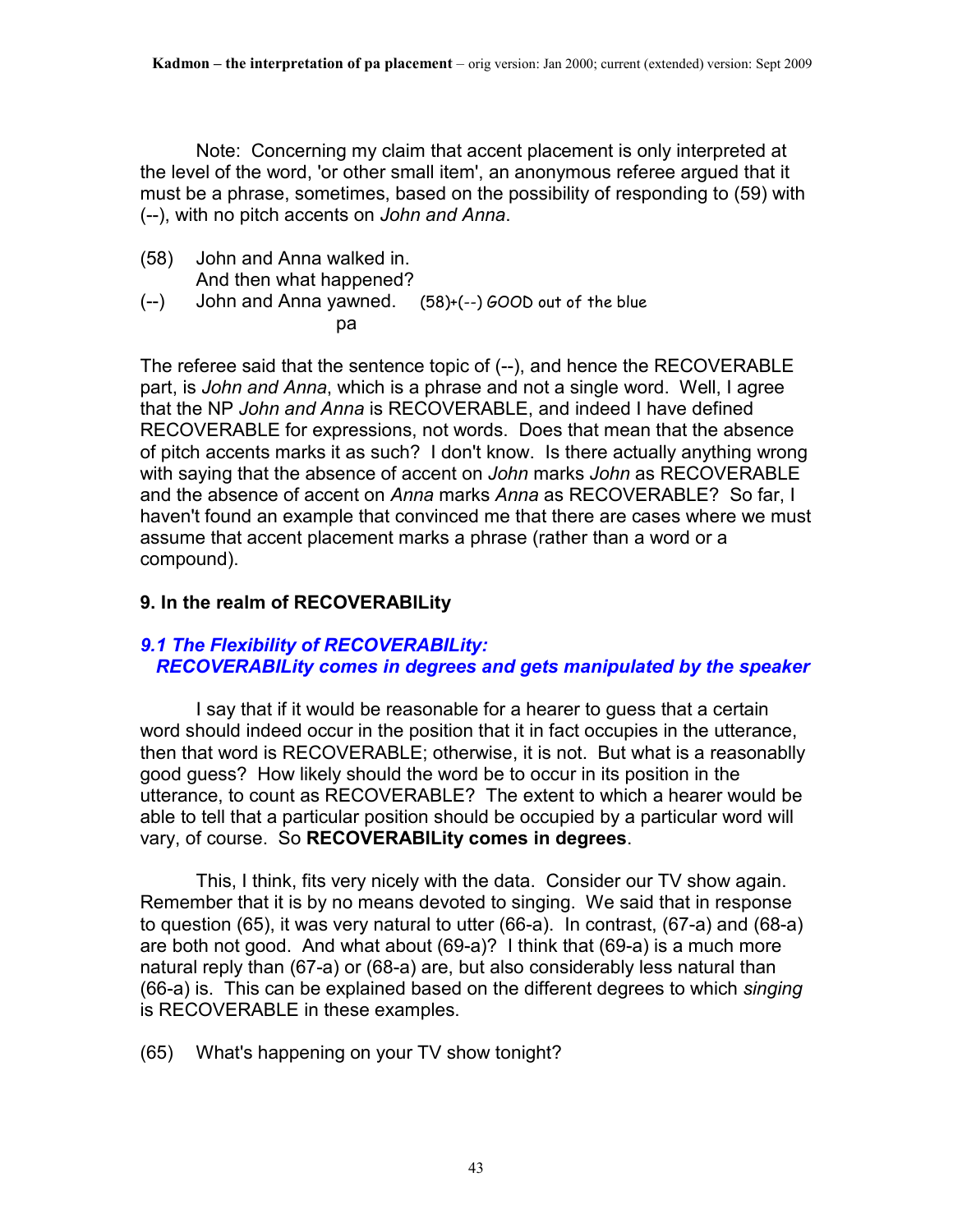Note: Concerning my claim that accent placement is only interpreted at the level of the word, 'or other small item', an anonymous referee argued that it must be a phrase, sometimes, based on the possibility of responding to (59) with (--), with no pitch accents on *John and Anna*.

(58) John and Anna walked in.
 And then what happened?
(--) John and Anna yawned. (58)+(--) GOOD out of the blue
 pa

The referee said that the sentence topic of (--), and hence the RECOVERABLE part, is *John and Anna*, which is a phrase and not a single word. Well, I agree that the NP *John and Anna* is RECOVERABLE, and indeed I have defined RECOVERABLE for expressions, not words. Does that mean that the absence of pitch accents marks it as such? I don't know. Is there actually anything wrong with saying that the absence of accent on *John* marks *John* as RECOVERABLE and the absence of accent on *Anna* marks *Anna* as RECOVERABLE? So far, I haven't found an example that convinced me that there are cases where we must assume that accent placement marks a phrase (rather than a word or a compound).

## 9. In the realm of RECOVERABILity

### *9.1 The Flexibility of RECOVERABILity: RECOVERABILity comes in degrees and gets manipulated by the speaker*

I say that if it would be reasonable for a hearer to guess that a certain word should indeed occur in the position that it in fact occupies in the utterance, then that word is RECOVERABLE; otherwise, it is not. But what is a reasonablly good guess? How likely should the word be to occur in its position in the utterance, to count as RECOVERABLE? The extent to which a hearer would be able to tell that a particular position should be occupied by a particular word will vary, of course. So **RECOVERABILity comes in degrees**.

This, I think, fits very nicely with the data. Consider our TV show again. Remember that it is by no means devoted to singing. We said that in response to question (65), it was very natural to utter (66-a). In contrast, (67-a) and (68-a) are both not good. And what about (69-a)? I think that (69-a) is a much more natural reply than (67-a) or (68-a) are, but also considerably less natural than (66-a) is. This can be explained based on the different degrees to which *singing* is RECOVERABLE in these examples.

(65) What's happening on your TV show tonight?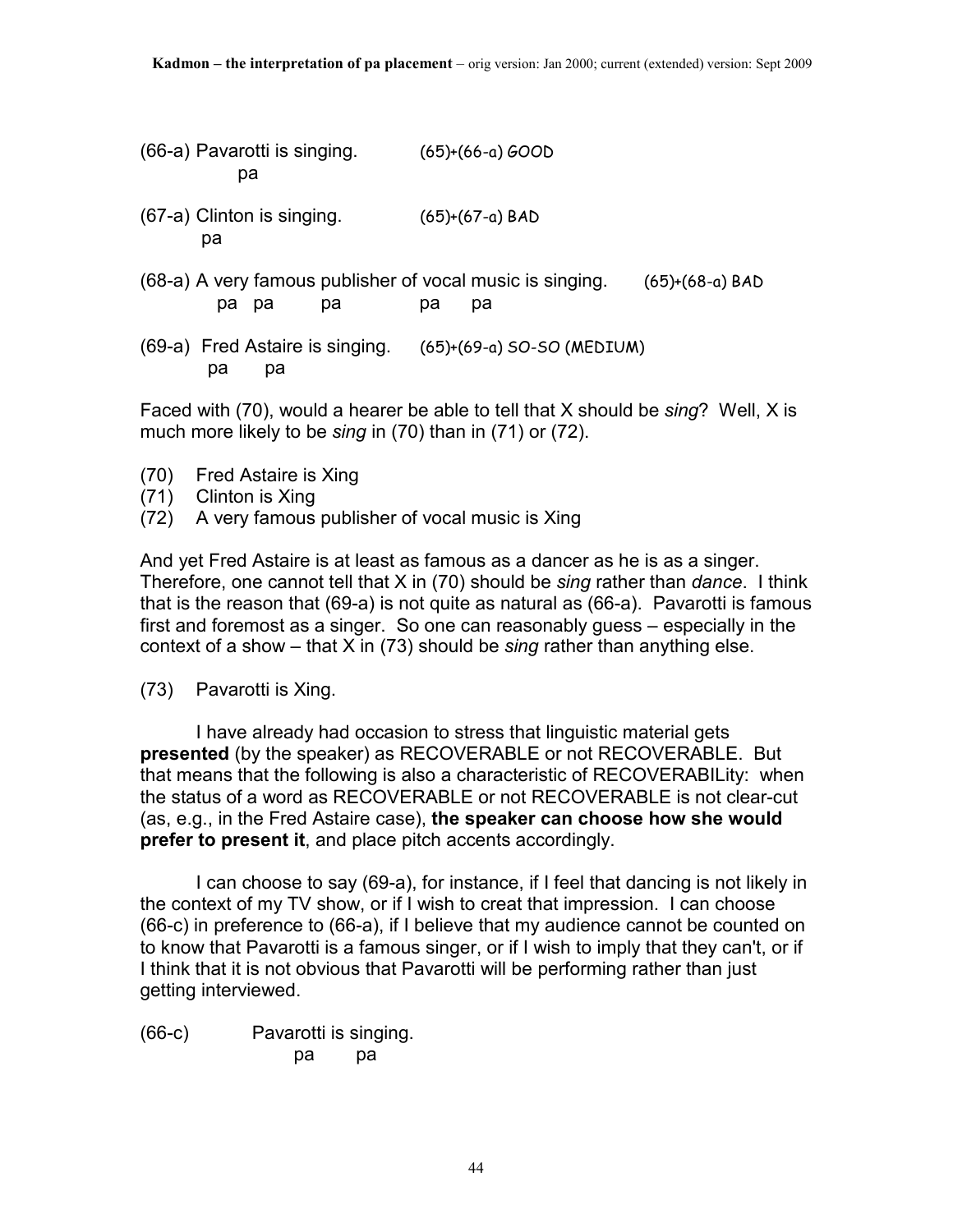```
(66-a) Pavarotti is singing.          (65)+(66-a) GOOD
           pa

(67-a) Clinton is singing.            (65)+(67-a) BAD
        pa

(68-a) A very famous publisher of vocal music is singing.     (65)+(68-a) BAD
          pa  pa       pa            pa     pa

(69-a)  Fred Astaire is singing.    (65)+(69-a) SO-SO (MEDIUM)
         pa       pa
```

Faced with (70), would a hearer be able to tell that X should be *sing*? Well, X is much more likely to be *sing* in (70) than in (71) or (72).

(70) Fred Astaire is Xing
(71) Clinton is Xing
(72) A very famous publisher of vocal music is Xing

And yet Fred Astaire is at least as famous as a dancer as he is as a singer. Therefore, one cannot tell that X in (70) should be *sing* rather than *dance*. I think that is the reason that (69-a) is not quite as natural as (66-a). Pavarotti is famous first and foremost as a singer. So one can reasonably guess – especially in the context of a show – that X in (73) should be *sing* rather than anything else.

(73) Pavarotti is Xing.

I have already had occasion to stress that linguistic material gets **presented** (by the speaker) as RECOVERABLE or not RECOVERABLE. But that means that the following is also a characteristic of RECOVERABILity: when the status of a word as RECOVERABLE or not RECOVERABLE is not clear-cut (as, e.g., in the Fred Astaire case), **the speaker can choose how she would prefer to present it**, and place pitch accents accordingly.

I can choose to say (69-a), for instance, if I feel that dancing is not likely in the context of my TV show, or if I wish to creat that impression. I can choose (66-c) in preference to (66-a), if I believe that my audience cannot be counted on to know that Pavarotti is a famous singer, or if I wish to imply that they can't, or if I think that it is not obvious that Pavarotti will be performing rather than just getting interviewed.

```
(66-c)         Pavarotti is singing.
                   pa        pa
```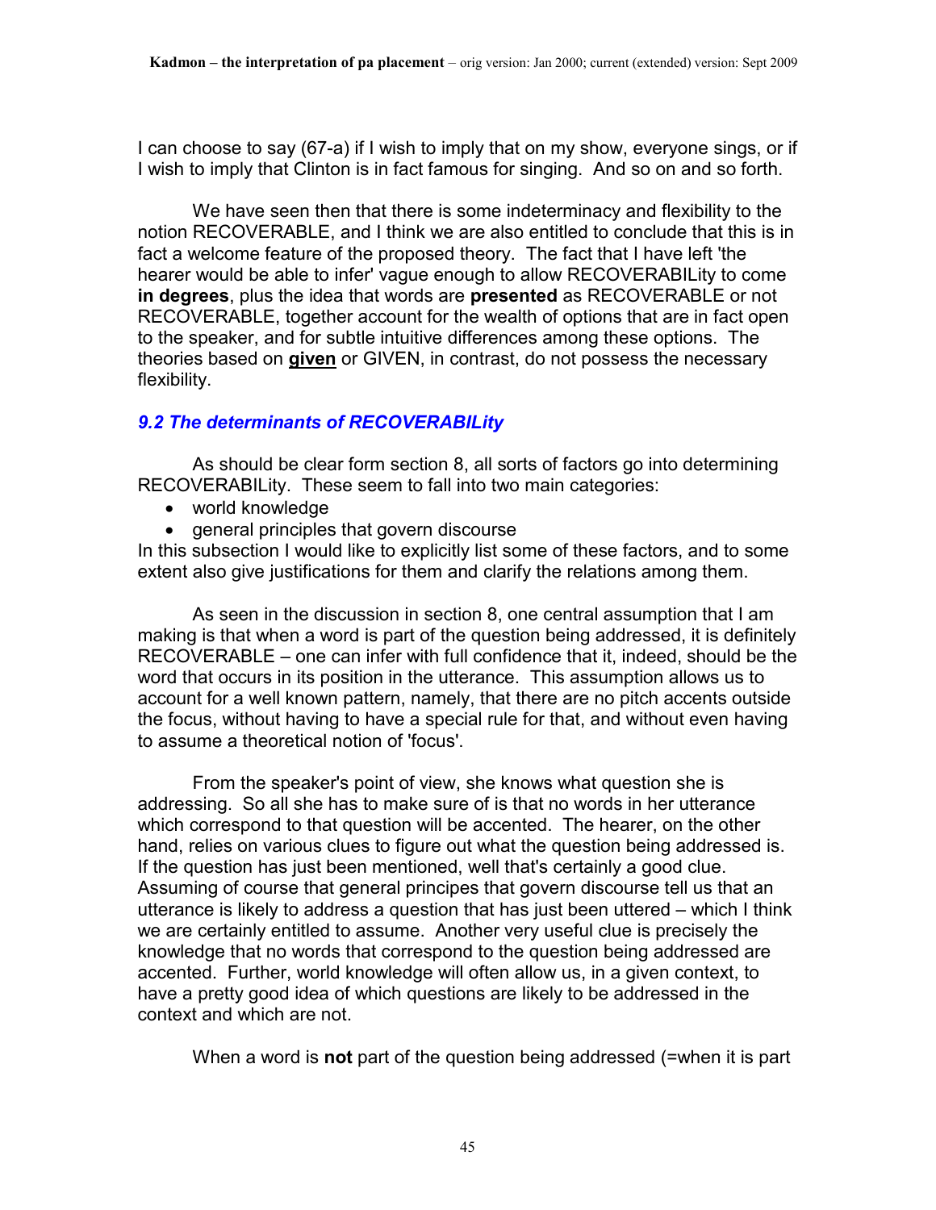I can choose to say (67-a) if I wish to imply that on my show, everyone sings, or if I wish to imply that Clinton is in fact famous for singing. And so on and so forth.

We have seen then that there is some indeterminacy and flexibility to the notion RECOVERABLE, and I think we are also entitled to conclude that this is in fact a welcome feature of the proposed theory. The fact that I have left 'the hearer would be able to infer' vague enough to allow RECOVERABILity to come **in degrees**, plus the idea that words are **presented** as RECOVERABLE or not RECOVERABLE, together account for the wealth of options that are in fact open to the speaker, and for subtle intuitive differences among these options. The theories based on **given** or GIVEN, in contrast, do not possess the necessary flexibility.

### *9.2 The determinants of RECOVERABILity*

As should be clear form section 8, all sorts of factors go into determining RECOVERABILity. These seem to fall into two main categories:

- world knowledge
- general principles that govern discourse

In this subsection I would like to explicitly list some of these factors, and to some extent also give justifications for them and clarify the relations among them.

As seen in the discussion in section 8, one central assumption that I am making is that when a word is part of the question being addressed, it is definitely RECOVERABLE – one can infer with full confidence that it, indeed, should be the word that occurs in its position in the utterance. This assumption allows us to account for a well known pattern, namely, that there are no pitch accents outside the focus, without having to have a special rule for that, and without even having to assume a theoretical notion of 'focus'.

From the speaker's point of view, she knows what question she is addressing. So all she has to make sure of is that no words in her utterance which correspond to that question will be accented. The hearer, on the other hand, relies on various clues to figure out what the question being addressed is. If the question has just been mentioned, well that's certainly a good clue. Assuming of course that general principles that govern discourse tell us that an utterance is likely to address a question that has just been uttered – which I think we are certainly entitled to assume. Another very useful clue is precisely the knowledge that no words that correspond to the question being addressed are accented. Further, world knowledge will often allow us, in a given context, to have a pretty good idea of which questions are likely to be addressed in the context and which are not.

When a word is **not** part of the question being addressed (=when it is part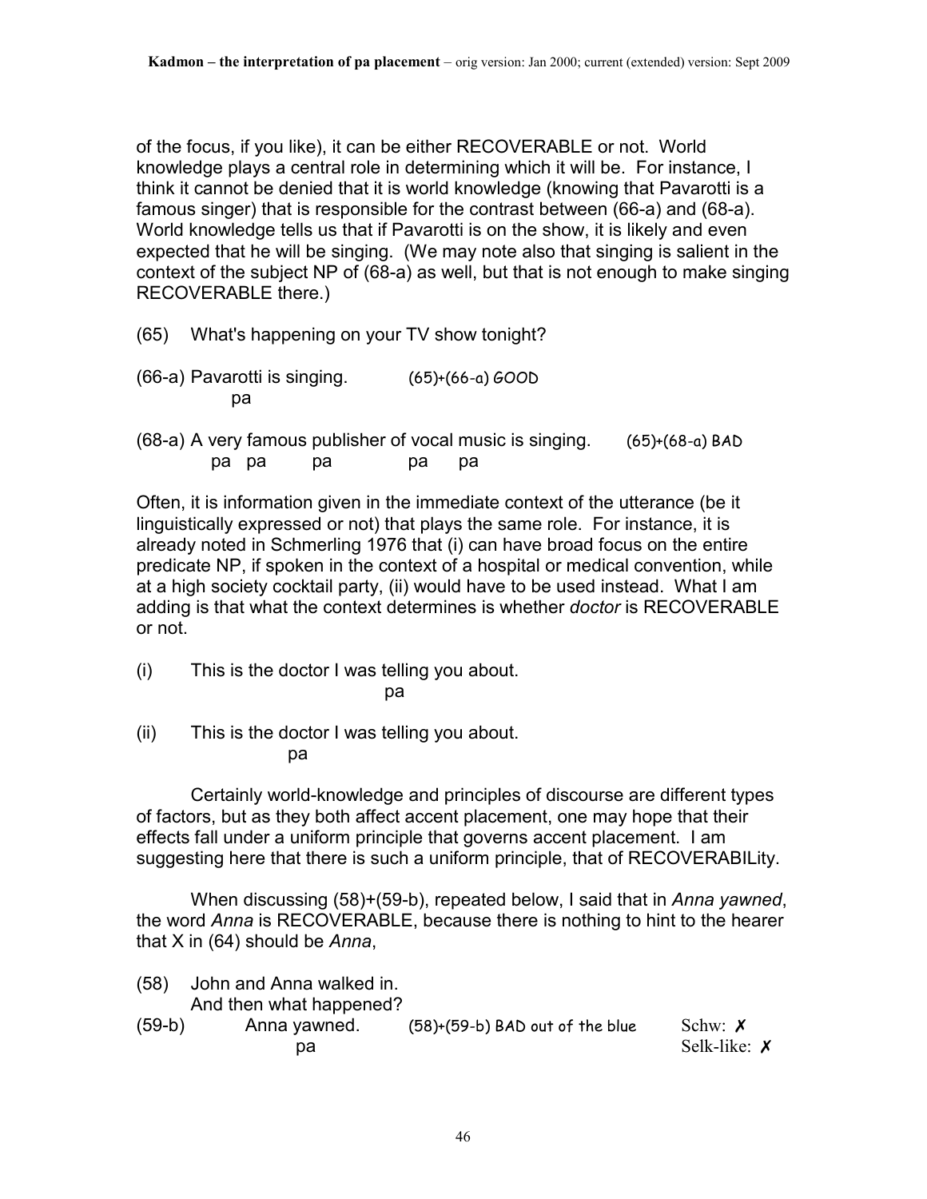of the focus, if you like), it can be either RECOVERABLE or not. World knowledge plays a central role in determining which it will be. For instance, I think it cannot be denied that it is world knowledge (knowing that Pavarotti is a famous singer) that is responsible for the contrast between (66-a) and (68-a). World knowledge tells us that if Pavarotti is on the show, it is likely and even expected that he will be singing. (We may note also that singing is salient in the context of the subject NP of (68-a) as well, but that is not enough to make singing RECOVERABLE there.)

(65) What's happening on your TV show tonight?

(66-a) Pavarotti is singing. (65)+(66-a) GOOD
  pa

(68-a) A very famous publisher of vocal music is singing. (65)+(68-a) BAD
  pa pa pa pa pa

Often, it is information given in the immediate context of the utterance (be it linguistically expressed or not) that plays the same role. For instance, it is already noted in Schmerling 1976 that (i) can have broad focus on the entire predicate NP, if spoken in the context of a hospital or medical convention, while at a high society cocktail party, (ii) would have to be used instead. What I am adding is that what the context determines is whether *doctor* is RECOVERABLE or not.

(i) This is the doctor I was telling you about.
  pa

(ii) This is the doctor I was telling you about.
  pa

Certainly world-knowledge and principles of discourse are different types of factors, but as they both affect accent placement, one may hope that their effects fall under a uniform principle that governs accent placement. I am suggesting here that there is such a uniform principle, that of RECOVERABILity.

When discussing (58)+(59-b), repeated below, I said that in *Anna yawned*, the word *Anna* is RECOVERABLE, because there is nothing to hint to the hearer that X in (64) should be *Anna*,

(58) John and Anna walked in.
  And then what happened?

(59-b) Anna yawned. (58)+(59-b) BAD out of the blue Schw: ✗
  pa Selk-like: ✗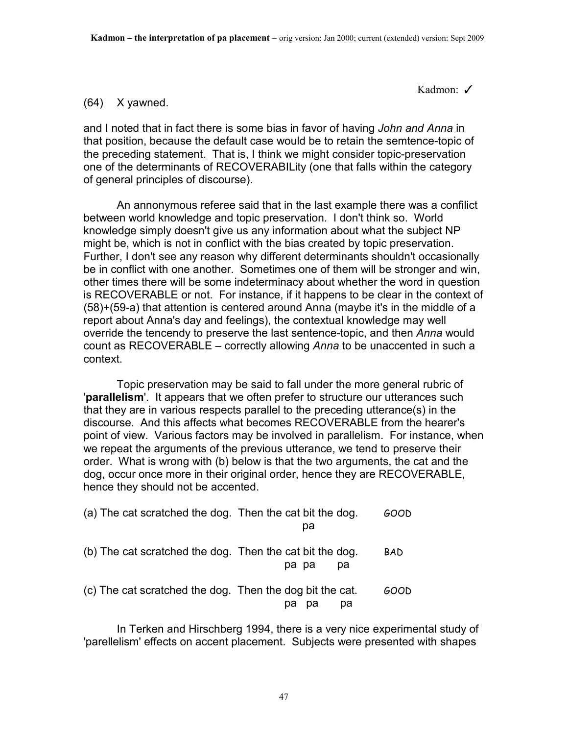Kadmon: ✓

(64) X yawned.

and I noted that in fact there is some bias in favor of having *John and Anna* in that position, because the default case would be to retain the semtence-topic of the preceding statement. That is, I think we might consider topic-preservation one of the determinants of RECOVERABILity (one that falls within the category of general principles of discourse).

An annonymous referee said that in the last example there was a confilict between world knowledge and topic preservation. I don't think so. World knowledge simply doesn't give us any information about what the subject NP might be, which is not in conflict with the bias created by topic preservation. Further, I don't see any reason why different determinants shouldn't occasionally be in conflict with one another. Sometimes one of them will be stronger and win, other times there will be some indeterminacy about whether the word in question is RECOVERABLE or not. For instance, if it happens to be clear in the context of (58)+(59-a) that attention is centered around Anna (maybe it's in the middle of a report about Anna's day and feelings), the contextual knowledge may well override the tencendy to preserve the last sentence-topic, and then *Anna* would count as RECOVERABLE – correctly allowing *Anna* to be unaccented in such a context.

Topic preservation may be said to fall under the more general rubric of '**parallelism**'. It appears that we often prefer to structure our utterances such that they are in various respects parallel to the preceding utterance(s) in the discourse. And this affects what becomes RECOVERABLE from the hearer's point of view. Various factors may be involved in parallelism. For instance, when we repeat the arguments of the previous utterance, we tend to preserve their order. What is wrong with (b) below is that the two arguments, the cat and the dog, occur once more in their original order, hence they are RECOVERABLE, hence they should not be accented.

```
(a) The cat scratched the dog.  Then the cat bit the dog.      GOOD
                                             pa

(b) The cat scratched the dog.  Then the cat bit the dog.      BAD
                                         pa  pa      pa

(c) The cat scratched the dog.  Then the dog bit the cat.      GOOD
                                         pa  pa      pa
```

In Terken and Hirschberg 1994, there is a very nice experimental study of 'parellelism' effects on accent placement. Subjects were presented with shapes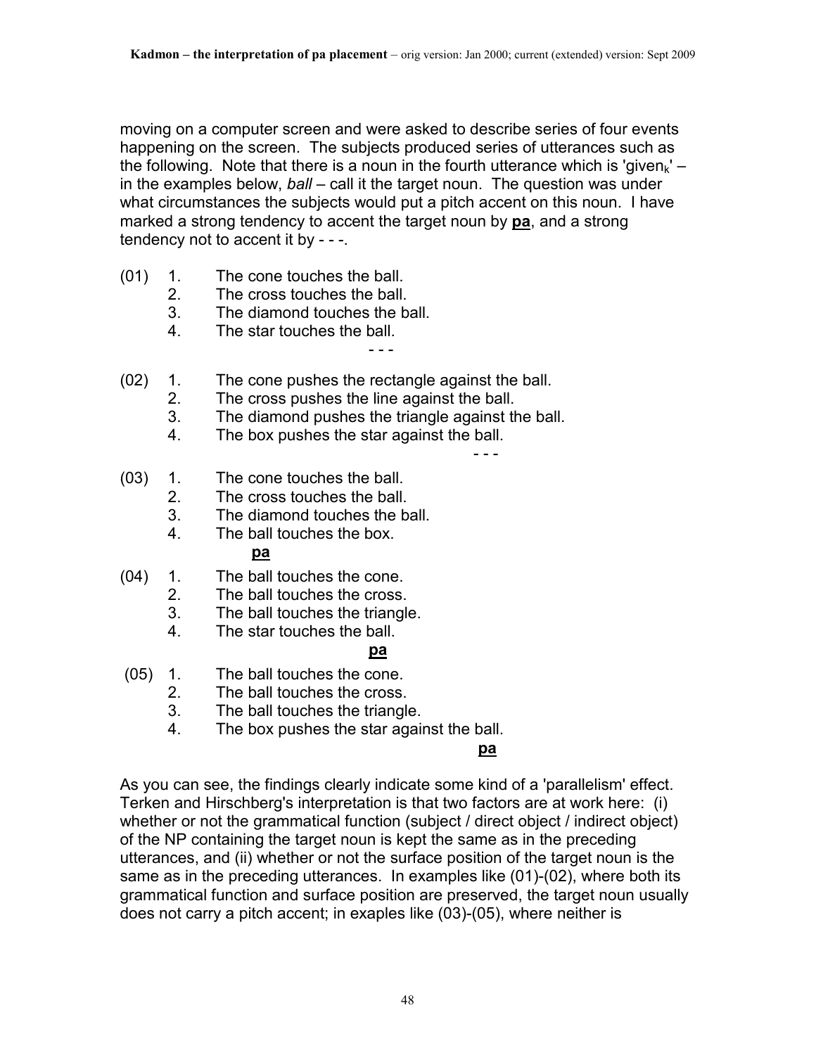moving on a computer screen and were asked to describe series of four events happening on the screen. The subjects produced series of utterances such as the following. Note that there is a noun in the fourth utterance which is 'given$_k$' – in the examples below, *ball* – call it the target noun. The question was under what circumstances the subjects would put a pitch accent on this noun. I have marked a strong tendency to accent the target noun by **pa**, and a strong tendency not to accent it by - - -.

(01) 
1. The cone touches the ball.
2. The cross touches the ball.
3. The diamond touches the ball.
4. The star touches the ball.  
   - - -

(02) 
1. The cone pushes the rectangle against the ball.
2. The cross pushes the line against the ball.
3. The diamond pushes the triangle against the ball.
4. The box pushes the star against the ball.  
   - - -

(03) 
1. The cone touches the ball.
2. The cross touches the ball.
3. The diamond touches the ball.
4. The ball touches the box.  
   **pa**

(04) 
1. The ball touches the cone.
2. The ball touches the cross.
3. The ball touches the triangle.
4. The star touches the ball.  
   **pa**

(05) 
1. The ball touches the cone.
2. The ball touches the cross.
3. The ball touches the triangle.
4. The box pushes the star against the ball.  
   **pa**

As you can see, the findings clearly indicate some kind of a 'parallelism' effect. Terken and Hirschberg's interpretation is that two factors are at work here: (i) whether or not the grammatical function (subject / direct object / indirect object) of the NP containing the target noun is kept the same as in the preceding utterances, and (ii) whether or not the surface position of the target noun is the same as in the preceding utterances. In examples like (01)-(02), where both its grammatical function and surface position are preserved, the target noun usually does not carry a pitch accent; in exaples like (03)-(05), where neither is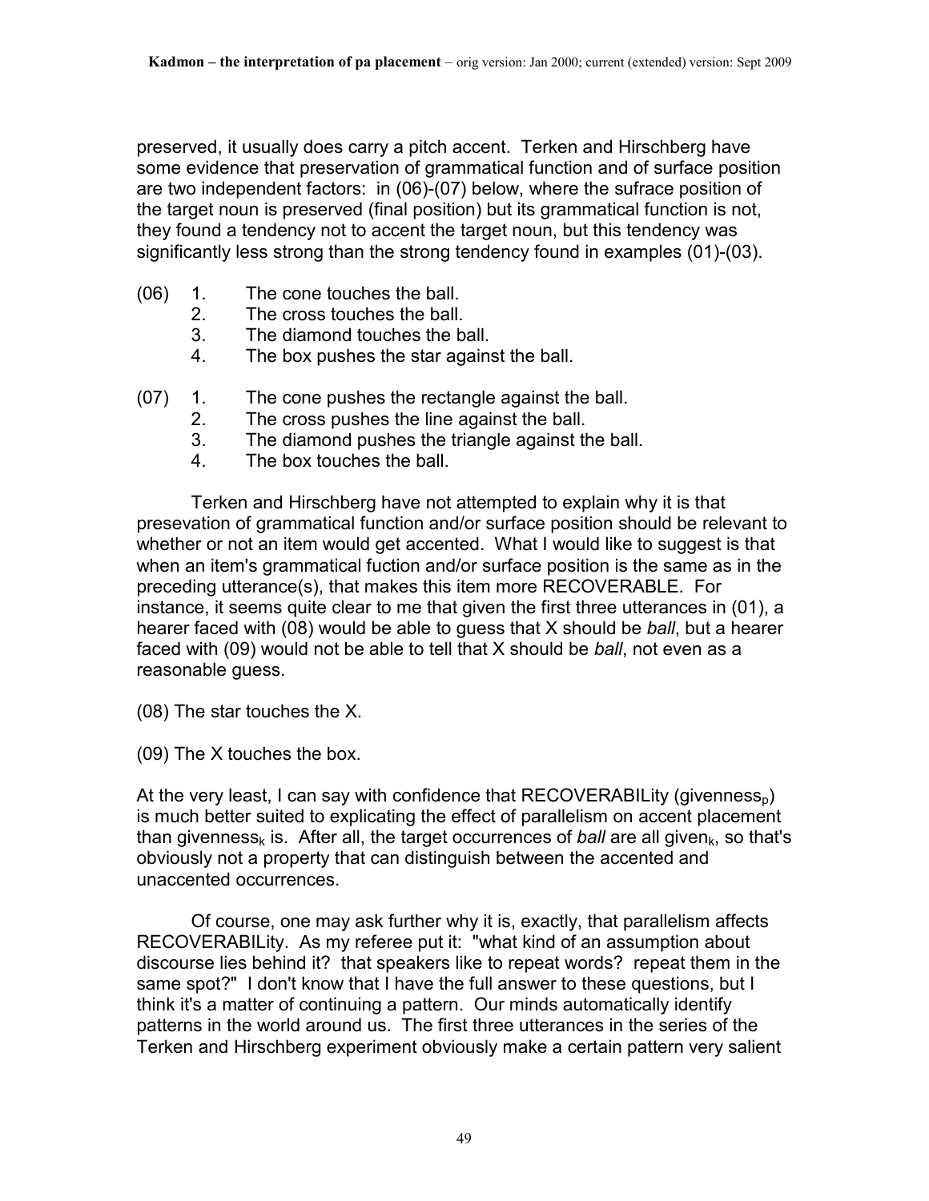preserved, it usually does carry a pitch accent. Terken and Hirschberg have some evidence that preservation of grammatical function and of surface position are two independent factors: in (06)-(07) below, where the sufrace position of the target noun is preserved (final position) but its grammatical function is not, they found a tendency not to accent the target noun, but this tendency was significantly less strong than the strong tendency found in examples (01)-(03).

(06)
1. The cone touches the ball.
2. The cross touches the ball.
3. The diamond touches the ball.
4. The box pushes the star against the ball.

(07)
1. The cone pushes the rectangle against the ball.
2. The cross pushes the line against the ball.
3. The diamond pushes the triangle against the ball.
4. The box touches the ball.

Terken and Hirschberg have not attempted to explain why it is that presevation of grammatical function and/or surface position should be relevant to whether or not an item would get accented. What I would like to suggest is that when an item's grammatical fuction and/or surface position is the same as in the preceding utterance(s), that makes this item more RECOVERABLE. For instance, it seems quite clear to me that given the first three utterances in (01), a hearer faced with (08) would be able to guess that X should be *ball*, but a hearer faced with (09) would not be able to tell that X should be *ball*, not even as a reasonable guess.

(08) The star touches the X.

(09) The X touches the box.

At the very least, I can say with confidence that RECOVERABILity (givenness$_p$) is much better suited to explicating the effect of parallelism on accent placement than givenness$_k$ is. After all, the target occurrences of *ball* are all given$_k$, so that's obviously not a property that can distinguish between the accented and unaccented occurrences.

Of course, one may ask further why it is, exactly, that parallelism affects RECOVERABILity. As my referee put it: "what kind of an assumption about discourse lies behind it? that speakers like to repeat words? repeat them in the same spot?" I don't know that I have the full answer to these questions, but I think it's a matter of continuing a pattern. Our minds automatically identify patterns in the world around us. The first three utterances in the series of the Terken and Hirschberg experiment obviously make a certain pattern very salient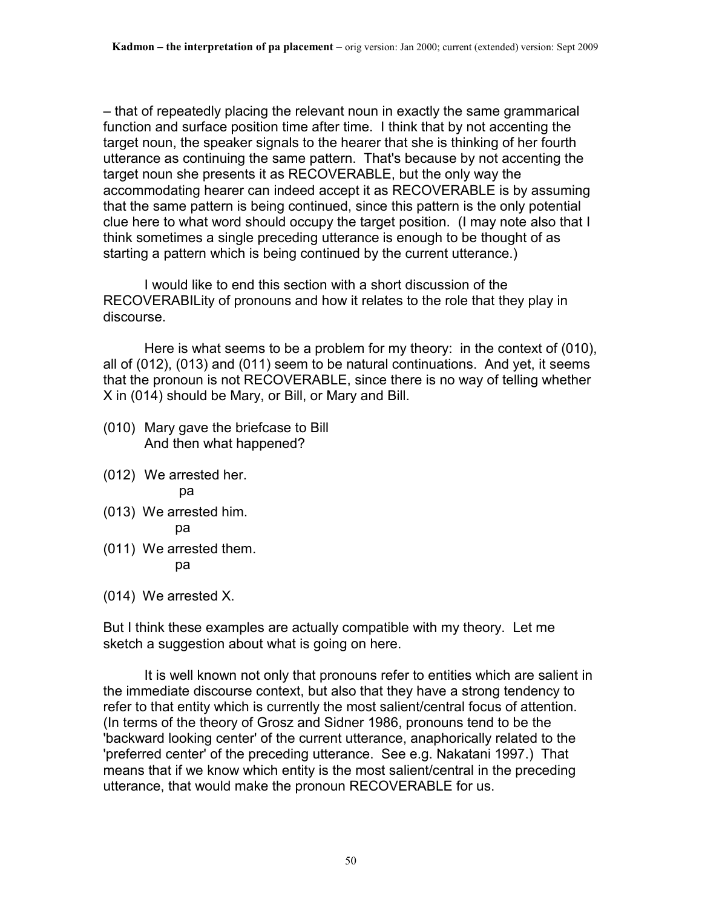– that of repeatedly placing the relevant noun in exactly the same grammarical function and surface position time after time. I think that by not accenting the target noun, the speaker signals to the hearer that she is thinking of her fourth utterance as continuing the same pattern. That's because by not accenting the target noun she presents it as RECOVERABLE, but the only way the accommodating hearer can indeed accept it as RECOVERABLE is by assuming that the same pattern is being continued, since this pattern is the only potential clue here to what word should occupy the target position. (I may note also that I think sometimes a single preceding utterance is enough to be thought of as starting a pattern which is being continued by the current utterance.)

I would like to end this section with a short discussion of the RECOVERABILity of pronouns and how it relates to the role that they play in discourse.

Here is what seems to be a problem for my theory: in the context of (010), all of (012), (013) and (011) seem to be natural continuations. And yet, it seems that the pronoun is not RECOVERABLE, since there is no way of telling whether X in (014) should be Mary, or Bill, or Mary and Bill.

(010) Mary gave the briefcase to Bill
And then what happened?

(012) We arrested her.
pa

(013) We arrested him.
pa

(011) We arrested them.
pa

(014) We arrested X.

But I think these examples are actually compatible with my theory. Let me sketch a suggestion about what is going on here.

It is well known not only that pronouns refer to entities which are salient in the immediate discourse context, but also that they have a strong tendency to refer to that entity which is currently the most salient/central focus of attention. (In terms of the theory of Grosz and Sidner 1986, pronouns tend to be the 'backward looking center' of the current utterance, anaphorically related to the 'preferred center' of the preceding utterance. See e.g. Nakatani 1997.) That means that if we know which entity is the most salient/central in the preceding utterance, that would make the pronoun RECOVERABLE for us.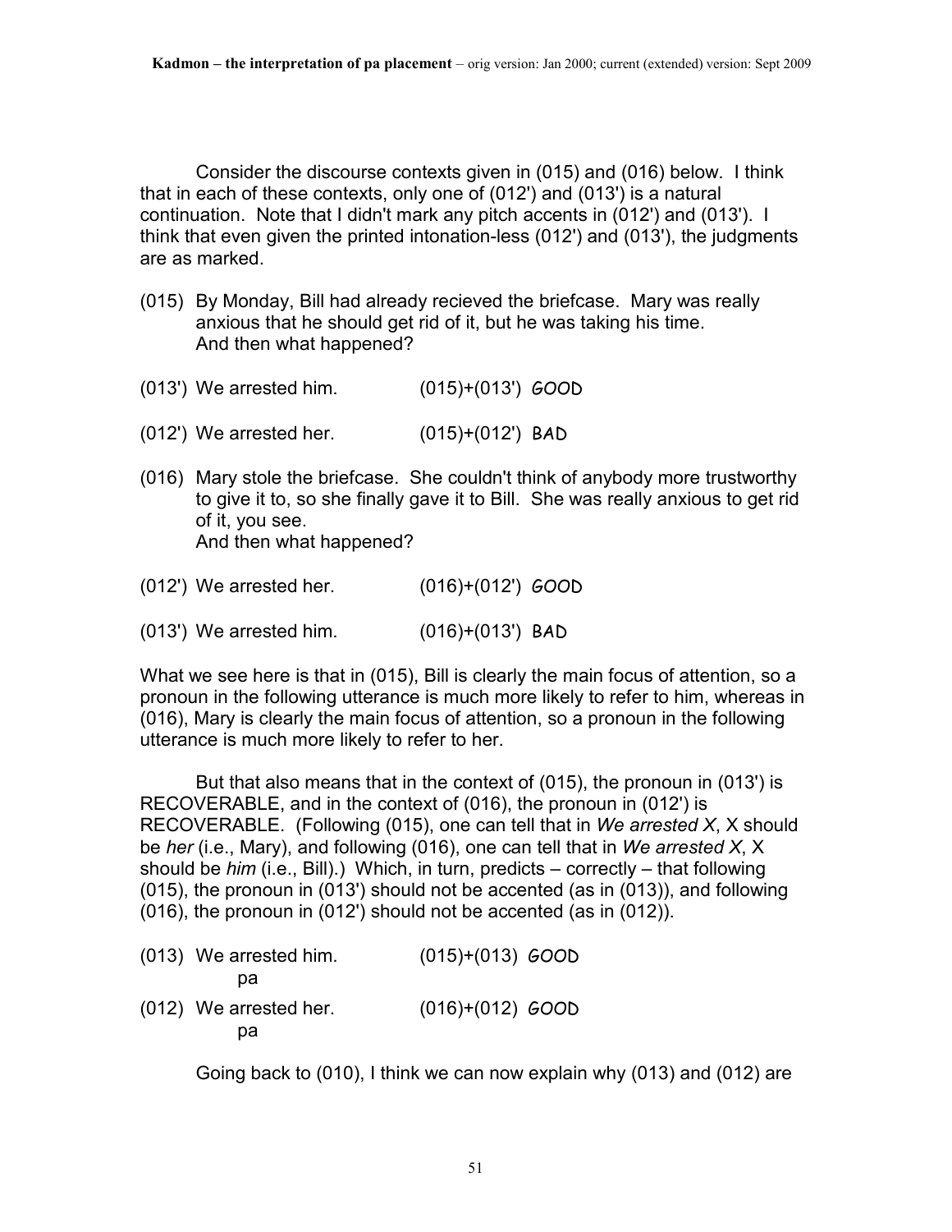Consider the discourse contexts given in (015) and (016) below. I think that in each of these contexts, only one of (012') and (013') is a natural continuation. Note that I didn't mark any pitch accents in (012') and (013'). I think that even given the printed intonation-less (012') and (013'), the judgments are as marked.

(015) By Monday, Bill had already recieved the briefcase. Mary was really anxious that he should get rid of it, but he was taking his time.
And then what happened?

(013') We arrested him. (015)+(013') GOOD

(012') We arrested her. (015)+(012') BAD

(016) Mary stole the briefcase. She couldn't think of anybody more trustworthy to give it to, so she finally gave it to Bill. She was really anxious to get rid of it, you see.
And then what happened?

(012') We arrested her. (016)+(012') GOOD

(013') We arrested him. (016)+(013') BAD

What we see here is that in (015), Bill is clearly the main focus of attention, so a pronoun in the following utterance is much more likely to refer to him, whereas in (016), Mary is clearly the main focus of attention, so a pronoun in the following utterance is much more likely to refer to her.

But that also means that in the context of (015), the pronoun in (013') is RECOVERABLE, and in the context of (016), the pronoun in (012') is RECOVERABLE. (Following (015), one can tell that in *We arrested X*, X should be *her* (i.e., Mary), and following (016), one can tell that in *We arrested X*, X should be *him* (i.e., Bill).) Which, in turn, predicts – correctly – that following (015), the pronoun in (013') should not be accented (as in (013)), and following (016), the pronoun in (012') should not be accented (as in (012)).

(013) We arrested him. (015)+(013) GOOD
pa

(012) We arrested her. (016)+(012) GOOD
pa

Going back to (010), I think we can now explain why (013) and (012) are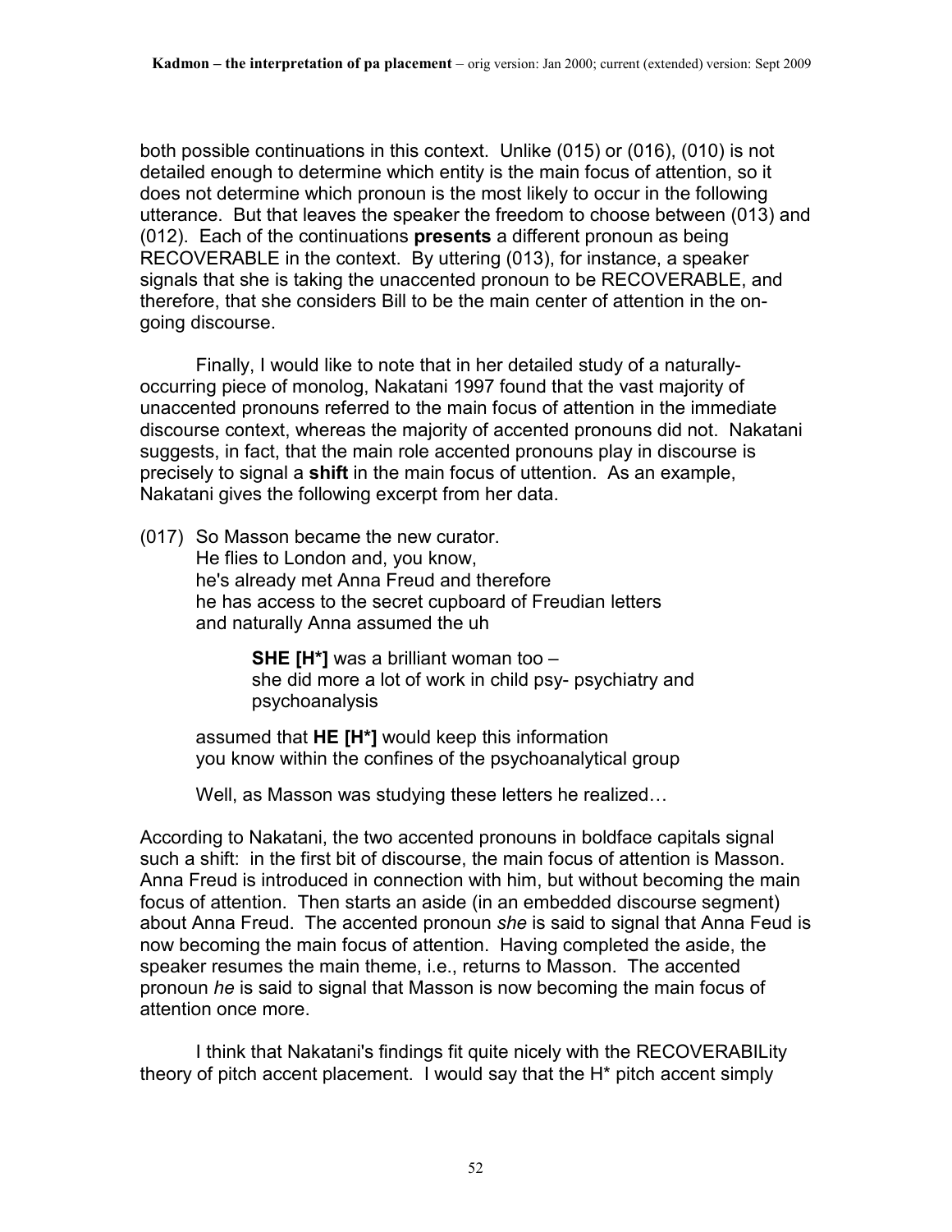both possible continuations in this context. Unlike (015) or (016), (010) is not detailed enough to determine which entity is the main focus of attention, so it does not determine which pronoun is the most likely to occur in the following utterance. But that leaves the speaker the freedom to choose between (013) and (012). Each of the continuations **presents** a different pronoun as being RECOVERABLE in the context. By uttering (013), for instance, a speaker signals that she is taking the unaccented pronoun to be RECOVERABLE, and therefore, that she considers Bill to be the main center of attention in the on-going discourse.

Finally, I would like to note that in her detailed study of a naturally-occurring piece of monolog, Nakatani 1997 found that the vast majority of unaccented pronouns referred to the main focus of attention in the immediate discourse context, whereas the majority of accented pronouns did not. Nakatani suggests, in fact, that the main role accented pronouns play in discourse is precisely to signal a **shift** in the main focus of uttention. As an example, Nakatani gives the following excerpt from her data.

(017) So Masson became the new curator.
He flies to London and, you know,
he's already met Anna Freud and therefore
he has access to the secret cupboard of Freudian letters
and naturally Anna assumed the uh

> **SHE [H*]** was a brilliant woman too –
> she did more a lot of work in child psy- psychiatry and psychoanalysis

assumed that **HE [H*]** would keep this information
you know within the confines of the psychoanalytical group

Well, as Masson was studying these letters he realized…

According to Nakatani, the two accented pronouns in boldface capitals signal such a shift: in the first bit of discourse, the main focus of attention is Masson. Anna Freud is introduced in connection with him, but without becoming the main focus of attention. Then starts an aside (in an embedded discourse segment) about Anna Freud. The accented pronoun *she* is said to signal that Anna Feud is now becoming the main focus of attention. Having completed the aside, the speaker resumes the main theme, i.e., returns to Masson. The accented pronoun *he* is said to signal that Masson is now becoming the main focus of attention once more.

I think that Nakatani's findings fit quite nicely with the RECOVERABILity theory of pitch accent placement. I would say that the H* pitch accent simply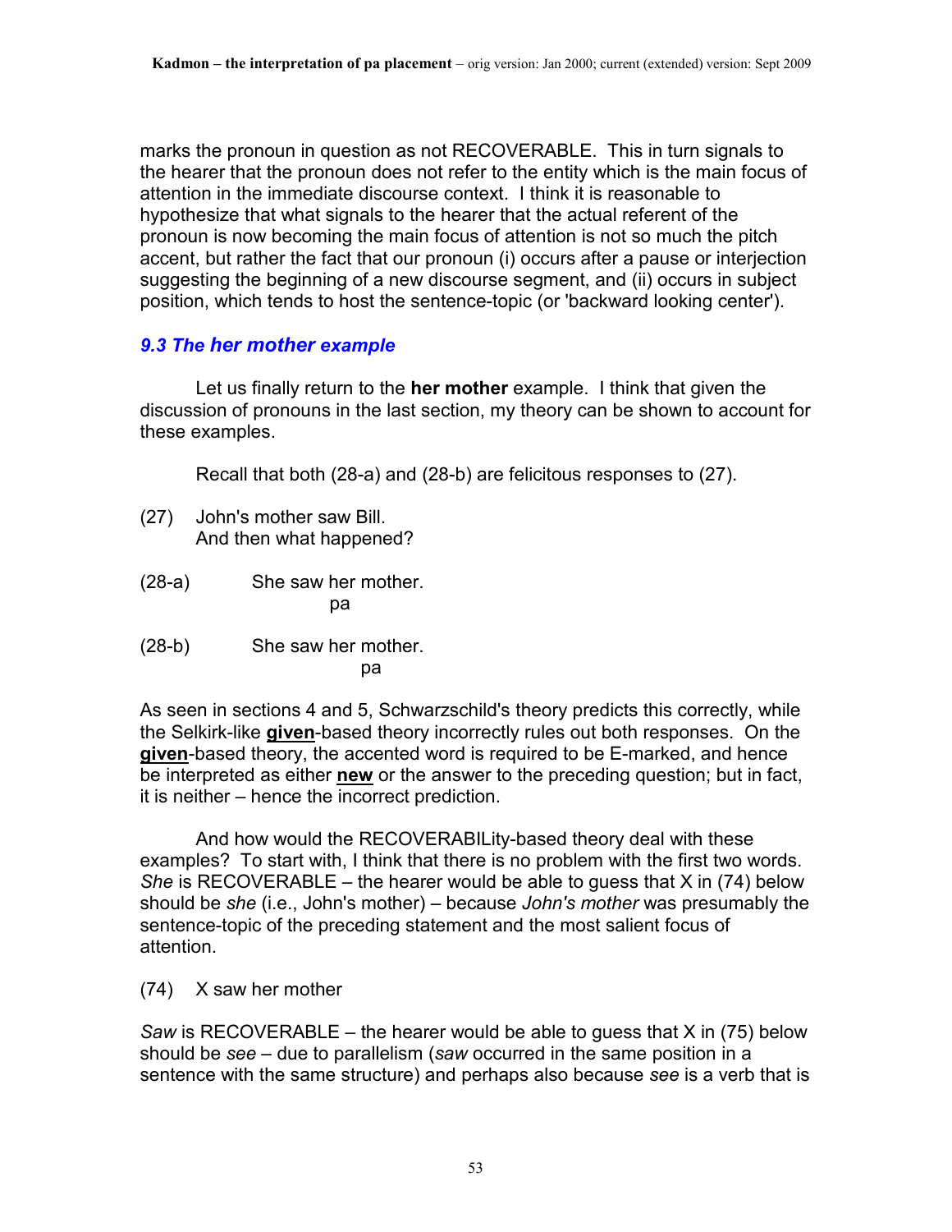marks the pronoun in question as not RECOVERABLE. This in turn signals to the hearer that the pronoun does not refer to the entity which is the main focus of attention in the immediate discourse context. I think it is reasonable to hypothesize that what signals to the hearer that the actual referent of the pronoun is now becoming the main focus of attention is not so much the pitch accent, but rather the fact that our pronoun (i) occurs after a pause or interjection suggesting the beginning of a new discourse segment, and (ii) occurs in subject position, which tends to host the sentence-topic (or 'backward looking center').

### *9.3 The her mother example*

Let us finally return to the **her mother** example. I think that given the discussion of pronouns in the last section, my theory can be shown to account for these examples.

Recall that both (28-a) and (28-b) are felicitous responses to (27).

(27) John's mother saw Bill.
And then what happened?

(28-a) She saw her mother.
pa

(28-b) She saw her mother.
pa

As seen in sections 4 and 5, Schwarzschild's theory predicts this correctly, while the Selkirk-like **given**-based theory incorrectly rules out both responses. On the **given**-based theory, the accented word is required to be E-marked, and hence be interpreted as either **new** or the answer to the preceding question; but in fact, it is neither – hence the incorrect prediction.

And how would the RECOVERABILity-based theory deal with these examples? To start with, I think that there is no problem with the first two words. *She* is RECOVERABLE – the hearer would be able to guess that X in (74) below should be *she* (i.e., John's mother) – because *John's mother* was presumably the sentence-topic of the preceding statement and the most salient focus of attention.

(74) X saw her mother

*Saw* is RECOVERABLE – the hearer would be able to guess that X in (75) below should be *see* – due to parallelism (*saw* occurred in the same position in a sentence with the same structure) and perhaps also because *see* is a verb that is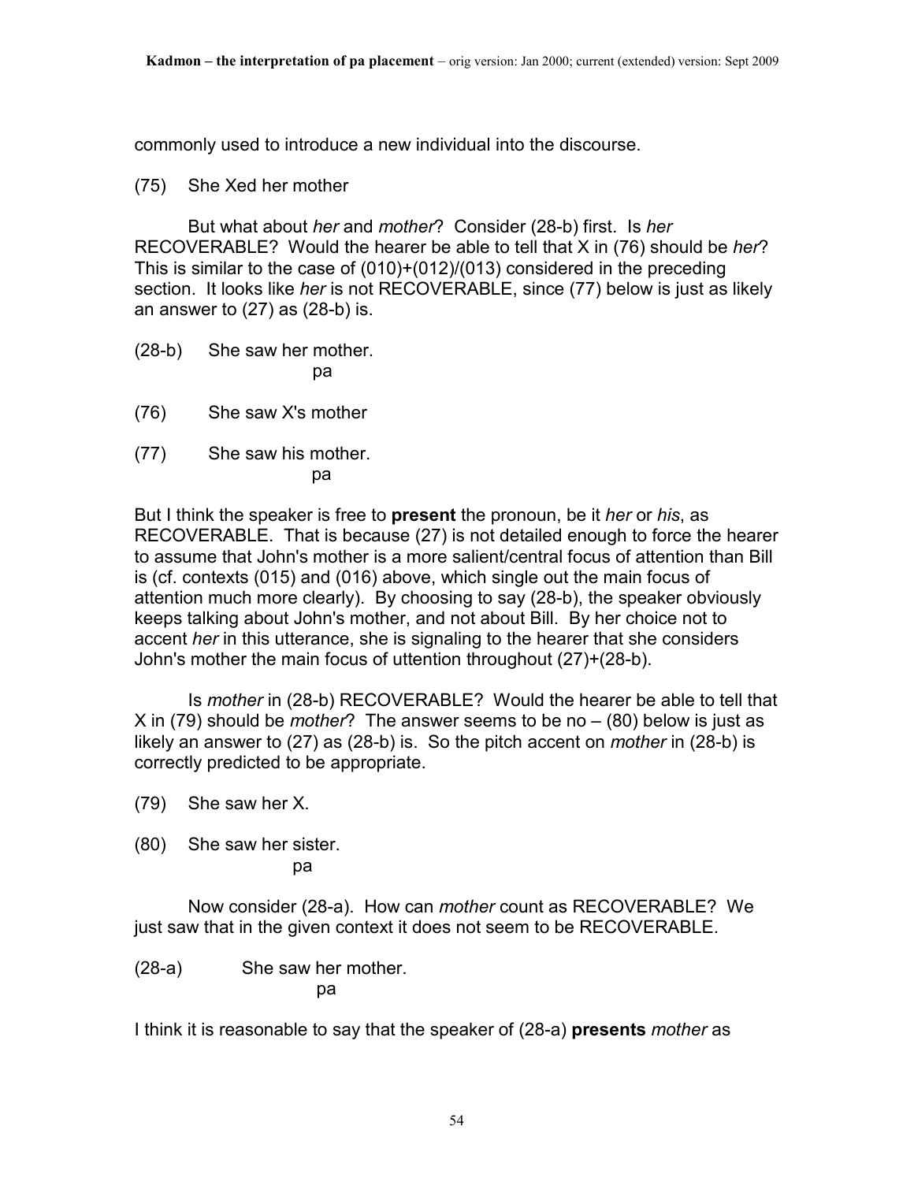commonly used to introduce a new individual into the discourse.

(75) She Xed her mother

But what about *her* and *mother*? Consider (28-b) first. Is *her* RECOVERABLE? Would the hearer be able to tell that X in (76) should be *her*? This is similar to the case of (010)+(012)/(013) considered in the preceding section. It looks like *her* is not RECOVERABLE, since (77) below is just as likely an answer to (27) as (28-b) is.

(28-b) She saw her mother.
                    pa

(76) She saw X's mother

(77) She saw his mother.
                    pa

But I think the speaker is free to **present** the pronoun, be it *her* or *his*, as RECOVERABLE. That is because (27) is not detailed enough to force the hearer to assume that John's mother is a more salient/central focus of attention than Bill is (cf. contexts (015) and (016) above, which single out the main focus of attention much more clearly). By choosing to say (28-b), the speaker obviously keeps talking about John's mother, and not about Bill. By her choice not to accent *her* in this utterance, she is signaling to the hearer that she considers John's mother the main focus of uttention throughout (27)+(28-b).

Is *mother* in (28-b) RECOVERABLE? Would the hearer be able to tell that X in (79) should be *mother*? The answer seems to be no – (80) below is just as likely an answer to (27) as (28-b) is. So the pitch accent on *mother* in (28-b) is correctly predicted to be appropriate.

(79) She saw her X.

(80) She saw her sister.
                    pa

Now consider (28-a). How can *mother* count as RECOVERABLE? We just saw that in the given context it does not seem to be RECOVERABLE.

(28-a) She saw her mother.
                    pa

I think it is reasonable to say that the speaker of (28-a) **presents** *mother* as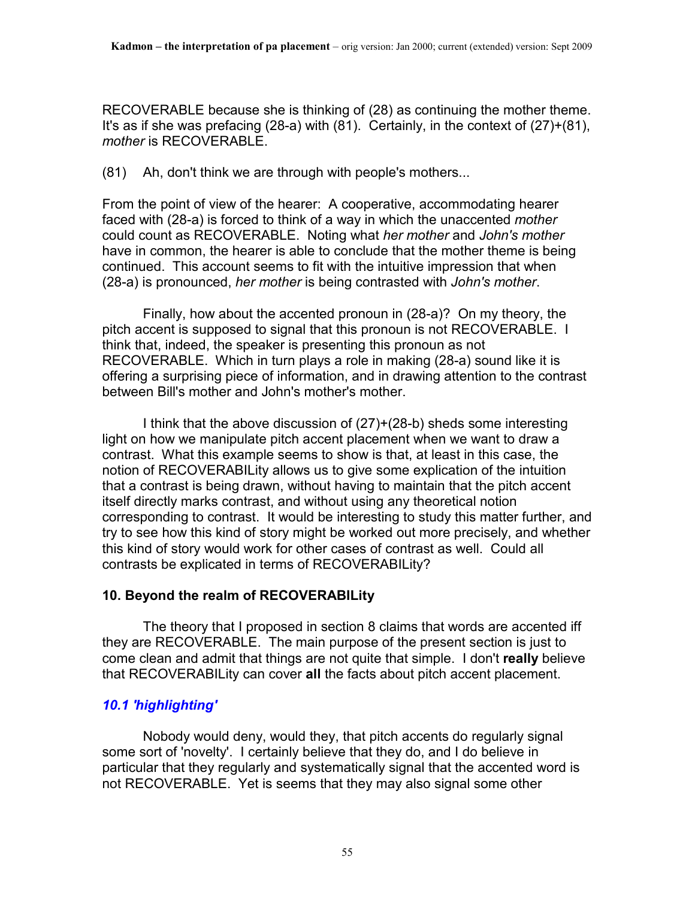RECOVERABLE because she is thinking of (28) as continuing the mother theme. It's as if she was prefacing (28-a) with (81). Certainly, in the context of (27)+(81), *mother* is RECOVERABLE.

(81) Ah, don't think we are through with people's mothers...

From the point of view of the hearer: A cooperative, accommodating hearer faced with (28-a) is forced to think of a way in which the unaccented *mother* could count as RECOVERABLE. Noting what *her mother* and *John's mother* have in common, the hearer is able to conclude that the mother theme is being continued. This account seems to fit with the intuitive impression that when (28-a) is pronounced, *her mother* is being contrasted with *John's mother*.

Finally, how about the accented pronoun in (28-a)? On my theory, the pitch accent is supposed to signal that this pronoun is not RECOVERABLE. I think that, indeed, the speaker is presenting this pronoun as not RECOVERABLE. Which in turn plays a role in making (28-a) sound like it is offering a surprising piece of information, and in drawing attention to the contrast between Bill's mother and John's mother's mother.

I think that the above discussion of (27)+(28-b) sheds some interesting light on how we manipulate pitch accent placement when we want to draw a contrast. What this example seems to show is that, at least in this case, the notion of RECOVERABILity allows us to give some explication of the intuition that a contrast is being drawn, without having to maintain that the pitch accent itself directly marks contrast, and without using any theoretical notion corresponding to contrast. It would be interesting to study this matter further, and try to see how this kind of story might be worked out more precisely, and whether this kind of story would work for other cases of contrast as well. Could all contrasts be explicated in terms of RECOVERABILity?

## 10. Beyond the realm of RECOVERABILity

The theory that I proposed in section 8 claims that words are accented iff they are RECOVERABLE. The main purpose of the present section is just to come clean and admit that things are not quite that simple. I don't **really** believe that RECOVERABILity can cover **all** the facts about pitch accent placement.

### *10.1 'highlighting'*

Nobody would deny, would they, that pitch accents do regularly signal some sort of 'novelty'. I certainly believe that they do, and I do believe in particular that they regularly and systematically signal that the accented word is not RECOVERABLE. Yet is seems that they may also signal some other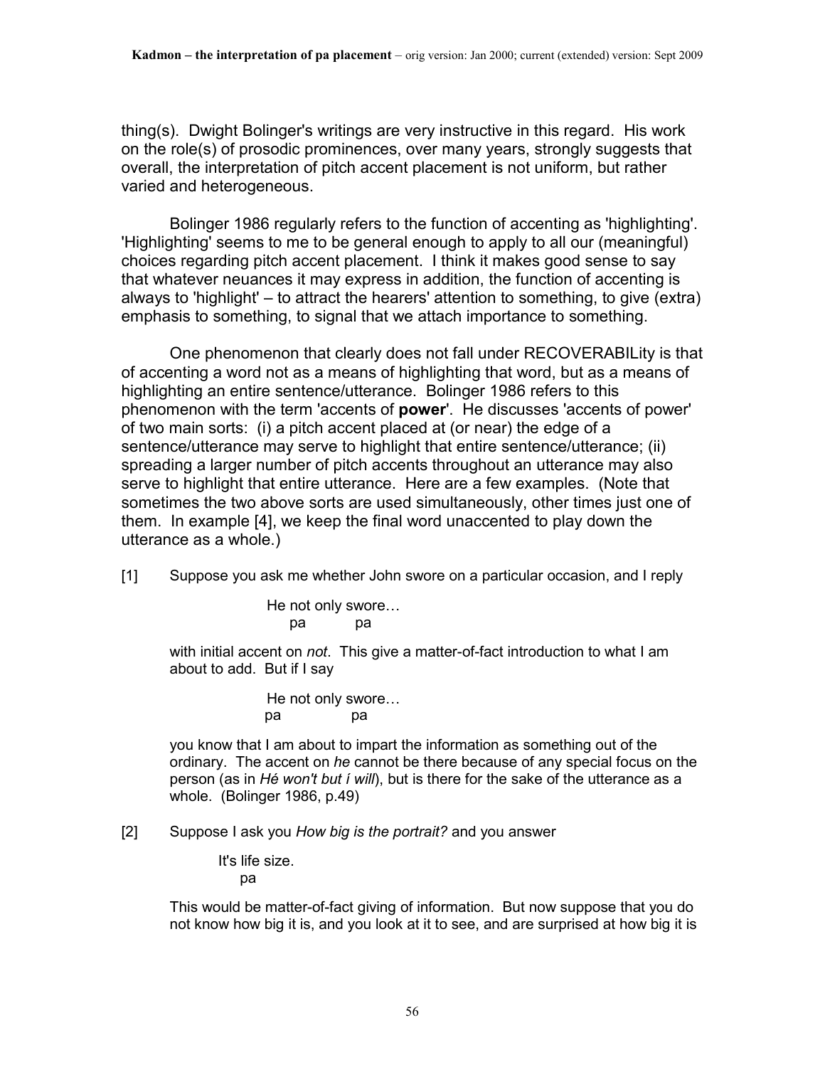thing(s). Dwight Bolinger's writings are very instructive in this regard. His work on the role(s) of prosodic prominences, over many years, strongly suggests that overall, the interpretation of pitch accent placement is not uniform, but rather varied and heterogeneous.

Bolinger 1986 regularly refers to the function of accenting as 'highlighting'. 'Highlighting' seems to me to be general enough to apply to all our (meaningful) choices regarding pitch accent placement. I think it makes good sense to say that whatever neuances it may express in addition, the function of accenting is always to 'highlight' – to attract the hearers' attention to something, to give (extra) emphasis to something, to signal that we attach importance to something.

One phenomenon that clearly does not fall under RECOVERABILity is that of accenting a word not as a means of highlighting that word, but as a means of highlighting an entire sentence/utterance. Bolinger 1986 refers to this phenomenon with the term 'accents of **power**'. He discusses 'accents of power' of two main sorts: (i) a pitch accent placed at (or near) the edge of a sentence/utterance may serve to highlight that entire sentence/utterance; (ii) spreading a larger number of pitch accents throughout an utterance may also serve to highlight that entire utterance. Here are a few examples. (Note that sometimes the two above sorts are used simultaneously, other times just one of them. In example [4], we keep the final word unaccented to play down the utterance as a whole.)

[1] Suppose you ask me whether John swore on a particular occasion, and I reply

```
He not only swore…
    pa        pa
```

with initial accent on *not*. This give a matter-of-fact introduction to what I am about to add. But if I say

```
He not only swore…
pa            pa
```

you know that I am about to impart the information as something out of the ordinary. The accent on *he* cannot be there because of any special focus on the person (as in *Hé won't but í will*), but is there for the sake of the utterance as a whole. (Bolinger 1986, p.49)

[2] Suppose I ask you *How big is the portrait?* and you answer

```
It's life size.
     pa
```

This would be matter-of-fact giving of information. But now suppose that you do not know how big it is, and you look at it to see, and are surprised at how big it is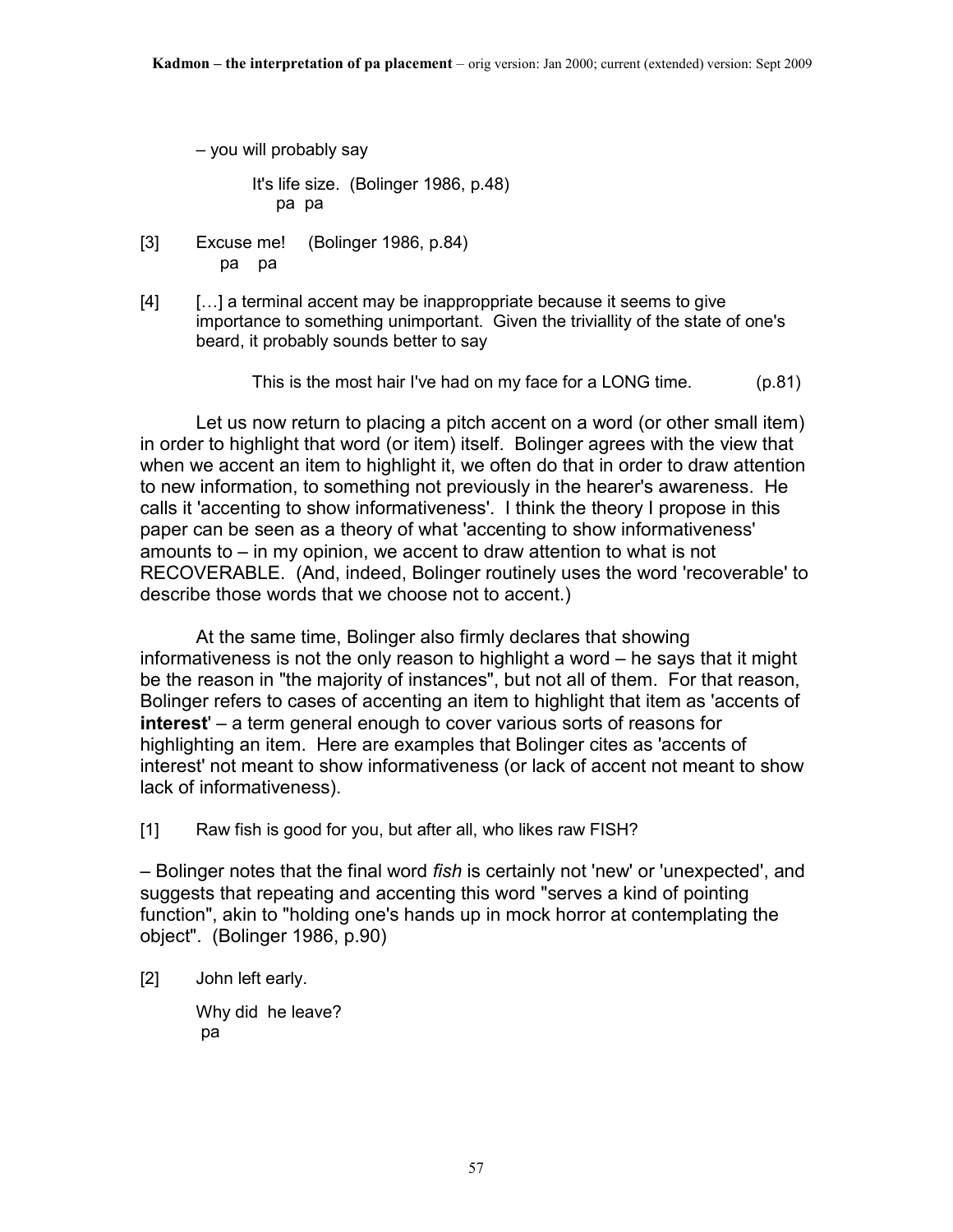– you will probably say

    It's life size.  (Bolinger 1986, p.48)
       pa  pa

[3]  Excuse me!  (Bolinger 1986, p.84)
        pa   pa

[4]  […] a terminal accent may be inapproppriate because it seems to give importance to something unimportant. Given the triviallity of the state of one's beard, it probably sounds better to say

    This is the most hair I've had on my face for a LONG time.  (p.81)

Let us now return to placing a pitch accent on a word (or other small item) in order to highlight that word (or item) itself. Bolinger agrees with the view that when we accent an item to highlight it, we often do that in order to draw attention to new information, to something not previously in the hearer's awareness. He calls it 'accenting to show informativeness'. I think the theory I propose in this paper can be seen as a theory of what 'accenting to show informativeness' amounts to – in my opinion, we accent to draw attention to what is not RECOVERABLE. (And, indeed, Bolinger routinely uses the word 'recoverable' to describe those words that we choose not to accent.)

At the same time, Bolinger also firmly declares that showing informativeness is not the only reason to highlight a word – he says that it might be the reason in "the majority of instances", but not all of them. For that reason, Bolinger refers to cases of accenting an item to highlight that item as 'accents of **interest**' – a term general enough to cover various sorts of reasons for highlighting an item. Here are examples that Bolinger cites as 'accents of interest' not meant to show informativeness (or lack of accent not meant to show lack of informativeness).

[1]  Raw fish is good for you, but after all, who likes raw FISH?

– Bolinger notes that the final word *fish* is certainly not 'new' or 'unexpected', and suggests that repeating and accenting this word "serves a kind of pointing function", akin to "holding one's hands up in mock horror at contemplating the object". (Bolinger 1986, p.90)

[2]  John left early.

    Why did  he leave?
     pa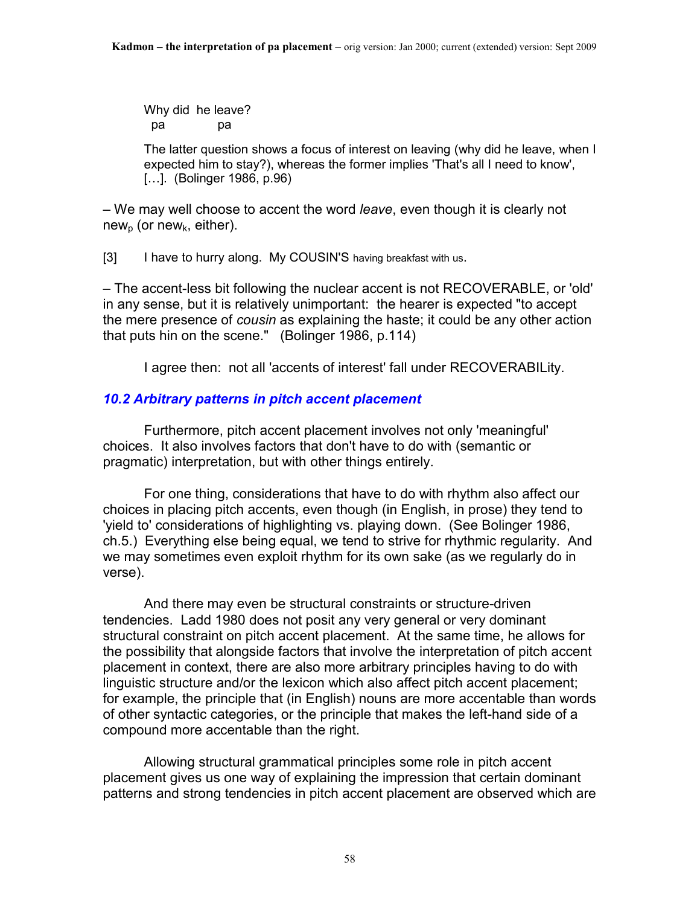Why did  he leave?
  pa            pa

The latter question shows a focus of interest on leaving (why did he leave, when I expected him to stay?), whereas the former implies 'That's all I need to know', […]. (Bolinger 1986, p.96)

– We may well choose to accent the word *leave*, even though it is clearly not new$_p$ (or new$_k$, either).

[3]  I have to hurry along. My COUSIN'S having breakfast with us.

– The accent-less bit following the nuclear accent is not RECOVERABLE, or 'old' in any sense, but it is relatively unimportant: the hearer is expected "to accept the mere presence of *cousin* as explaining the haste; it could be any other action that puts hin on the scene." (Bolinger 1986, p.114)

I agree then: not all 'accents of interest' fall under RECOVERABILity.

### *10.2 Arbitrary patterns in pitch accent placement*

Furthermore, pitch accent placement involves not only 'meaningful' choices. It also involves factors that don't have to do with (semantic or pragmatic) interpretation, but with other things entirely.

For one thing, considerations that have to do with rhythm also affect our choices in placing pitch accents, even though (in English, in prose) they tend to 'yield to' considerations of highlighting vs. playing down. (See Bolinger 1986, ch.5.) Everything else being equal, we tend to strive for rhythmic regularity. And we may sometimes even exploit rhythm for its own sake (as we regularly do in verse).

And there may even be structural constraints or structure-driven tendencies. Ladd 1980 does not posit any very general or very dominant structural constraint on pitch accent placement. At the same time, he allows for the possibility that alongside factors that involve the interpretation of pitch accent placement in context, there are also more arbitrary principles having to do with linguistic structure and/or the lexicon which also affect pitch accent placement; for example, the principle that (in English) nouns are more accentable than words of other syntactic categories, or the principle that makes the left-hand side of a compound more accentable than the right.

Allowing structural grammatical principles some role in pitch accent placement gives us one way of explaining the impression that certain dominant patterns and strong tendencies in pitch accent placement are observed which are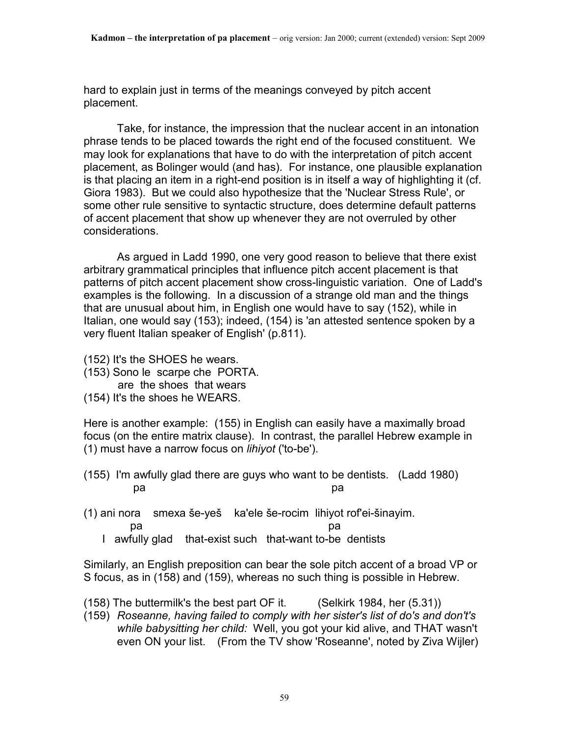hard to explain just in terms of the meanings conveyed by pitch accent placement.

Take, for instance, the impression that the nuclear accent in an intonation phrase tends to be placed towards the right end of the focused constituent. We may look for explanations that have to do with the interpretation of pitch accent placement, as Bolinger would (and has). For instance, one plausible explanation is that placing an item in a right-end position is in itself a way of highlighting it (cf. Giora 1983). But we could also hypothesize that the 'Nuclear Stress Rule', or some other rule sensitive to syntactic structure, does determine default patterns of accent placement that show up whenever they are not overruled by other considerations.

As argued in Ladd 1990, one very good reason to believe that there exist arbitrary grammatical principles that influence pitch accent placement is that patterns of pitch accent placement show cross-linguistic variation. One of Ladd's examples is the following. In a discussion of a strange old man and the things that are unusual about him, in English one would have to say (152), while in Italian, one would say (153); indeed, (154) is 'an attested sentence spoken by a very fluent Italian speaker of English' (p.811).

(152) It's the SHOES he wears.
(153) Sono le scarpe che PORTA.
      are the shoes that wears
(154) It's the shoes he WEARS.

Here is another example: (155) in English can easily have a maximally broad focus (on the entire matrix clause). In contrast, the parallel Hebrew example in (1) must have a narrow focus on *lihiyot* ('to-be').

```
(155)  I'm awfully glad there are guys who want to be dentists.   (Ladd 1980)
           pa                                       pa

(1) ani nora    smexa še-yeš    ka'ele še-rocim  lihiyot rof'ei-šinayim.
          pa                                      pa
    I  awfully glad   that-exist such  that-want to-be  dentists
```

Similarly, an English preposition can bear the sole pitch accent of a broad VP or S focus, as in (158) and (159), whereas no such thing is possible in Hebrew.

(158) The buttermilk's the best part OF it. (Selkirk 1984, her (5.31))
(159) *Roseanne, having failed to comply with her sister's list of do's and don't's while babysitting her child:* Well, you got your kid alive, and THAT wasn't even ON your list. (From the TV show 'Roseanne', noted by Ziva Wijler)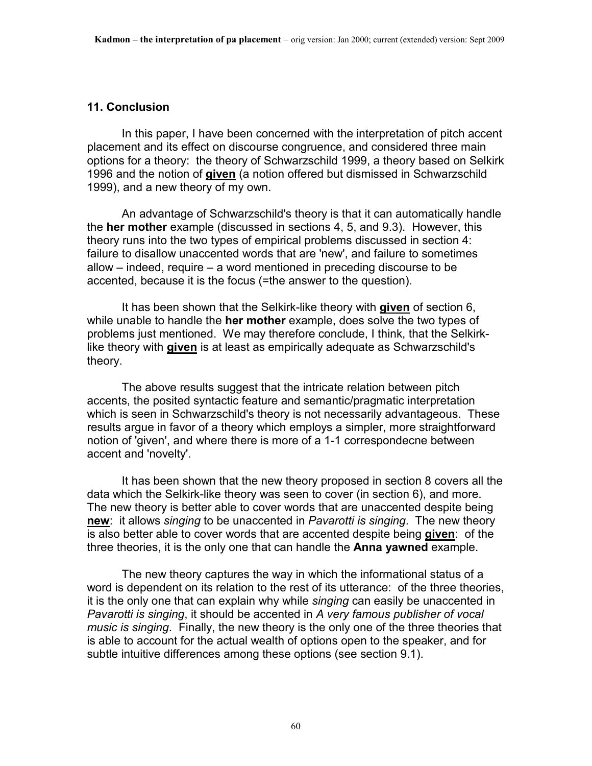## 11. Conclusion

In this paper, I have been concerned with the interpretation of pitch accent placement and its effect on discourse congruence, and considered three main options for a theory: the theory of Schwarzschild 1999, a theory based on Selkirk 1996 and the notion of **given** (a notion offered but dismissed in Schwarzschild 1999), and a new theory of my own.

An advantage of Schwarzschild's theory is that it can automatically handle the **her mother** example (discussed in sections 4, 5, and 9.3). However, this theory runs into the two types of empirical problems discussed in section 4: failure to disallow unaccented words that are 'new', and failure to sometimes allow – indeed, require – a word mentioned in preceding discourse to be accented, because it is the focus (=the answer to the question).

It has been shown that the Selkirk-like theory with **given** of section 6, while unable to handle the **her mother** example, does solve the two types of problems just mentioned. We may therefore conclude, I think, that the Selkirk-like theory with **given** is at least as empirically adequate as Schwarzschild's theory.

The above results suggest that the intricate relation between pitch accents, the posited syntactic feature and semantic/pragmatic interpretation which is seen in Schwarzschild's theory is not necessarily advantageous. These results argue in favor of a theory which employs a simpler, more straightforward notion of 'given', and where there is more of a 1-1 correspondecne between accent and 'novelty'.

It has been shown that the new theory proposed in section 8 covers all the data which the Selkirk-like theory was seen to cover (in section 6), and more. The new theory is better able to cover words that are unaccented despite being **new**: it allows *singing* to be unaccented in *Pavarotti is singing*. The new theory is also better able to cover words that are accented despite being **given**: of the three theories, it is the only one that can handle the **Anna yawned** example.

The new theory captures the way in which the informational status of a word is dependent on its relation to the rest of its utterance: of the three theories, it is the only one that can explain why while *singing* can easily be unaccented in *Pavarotti is singing*, it should be accented in *A very famous publisher of vocal music is singing*. Finally, the new theory is the only one of the three theories that is able to account for the actual wealth of options open to the speaker, and for subtle intuitive differences among these options (see section 9.1).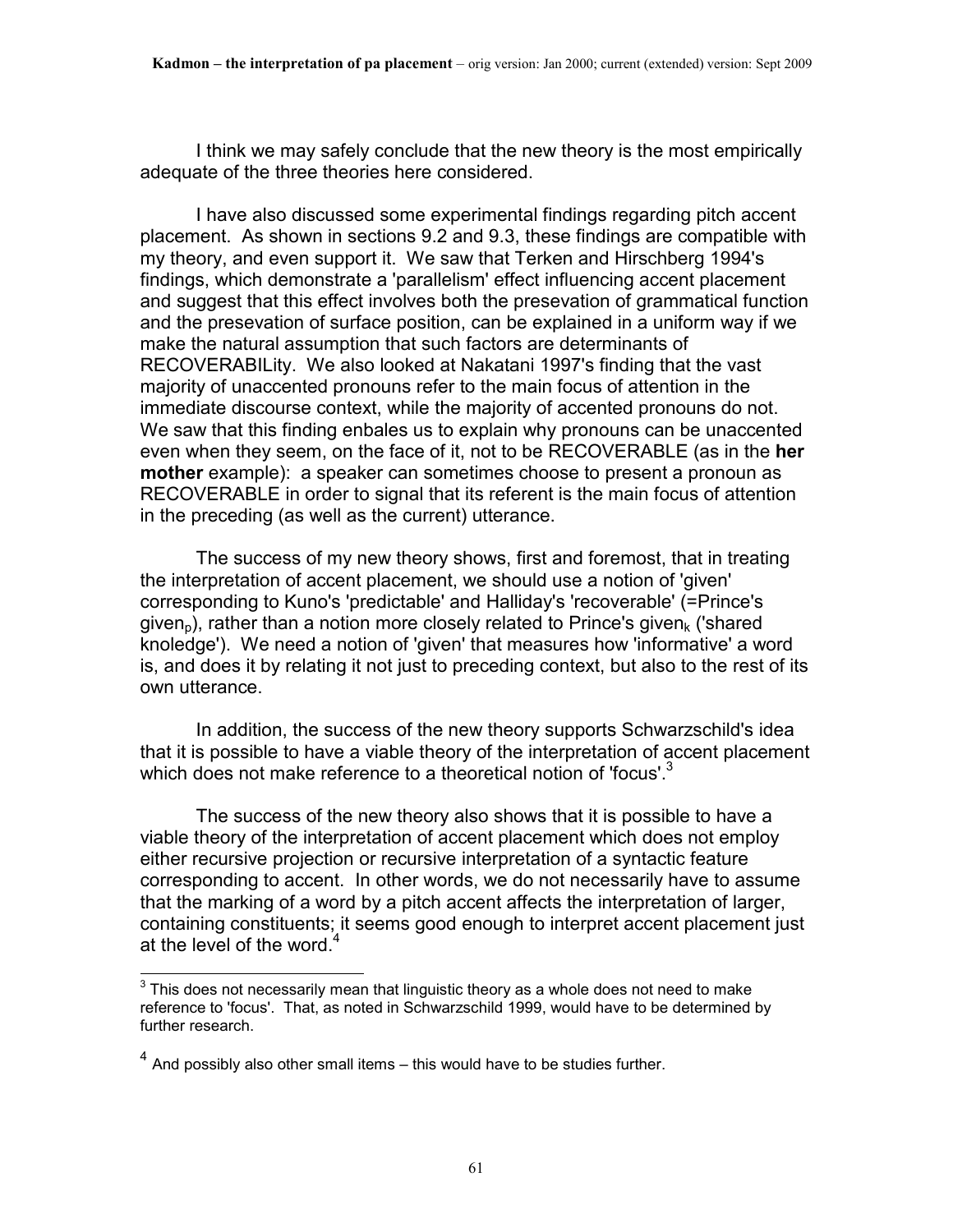I think we may safely conclude that the new theory is the most empirically adequate of the three theories here considered.

I have also discussed some experimental findings regarding pitch accent placement. As shown in sections 9.2 and 9.3, these findings are compatible with my theory, and even support it. We saw that Terken and Hirschberg 1994's findings, which demonstrate a 'parallelism' effect influencing accent placement and suggest that this effect involves both the presevation of grammatical function and the presevation of surface position, can be explained in a uniform way if we make the natural assumption that such factors are determinants of RECOVERABILity. We also looked at Nakatani 1997's finding that the vast majority of unaccented pronouns refer to the main focus of attention in the immediate discourse context, while the majority of accented pronouns do not. We saw that this finding enbales us to explain why pronouns can be unaccented even when they seem, on the face of it, not to be RECOVERABLE (as in the **her mother** example): a speaker can sometimes choose to present a pronoun as RECOVERABLE in order to signal that its referent is the main focus of attention in the preceding (as well as the current) utterance.

The success of my new theory shows, first and foremost, that in treating the interpretation of accent placement, we should use a notion of 'given' corresponding to Kuno's 'predictable' and Halliday's 'recoverable' (=Prince's $given_p$), rather than a notion more closely related to Prince's $given_k$ ('shared knoledge'). We need a notion of 'given' that measures how 'informative' a word is, and does it by relating it not just to preceding context, but also to the rest of its own utterance.

In addition, the success of the new theory supports Schwarzschild's idea that it is possible to have a viable theory of the interpretation of accent placement which does not make reference to a theoretical notion of 'focus'.[3]

The success of the new theory also shows that it is possible to have a viable theory of the interpretation of accent placement which does not employ either recursive projection or recursive interpretation of a syntactic feature corresponding to accent. In other words, we do not necessarily have to assume that the marking of a word by a pitch accent affects the interpretation of larger, containing constituents; it seems good enough to interpret accent placement just at the level of the word.[4]

---

[3] This does not necessarily mean that linguistic theory as a whole does not need to make reference to 'focus'. That, as noted in Schwarzschild 1999, would have to be determined by further research.

[4] And possibly also other small items – this would have to be studies further.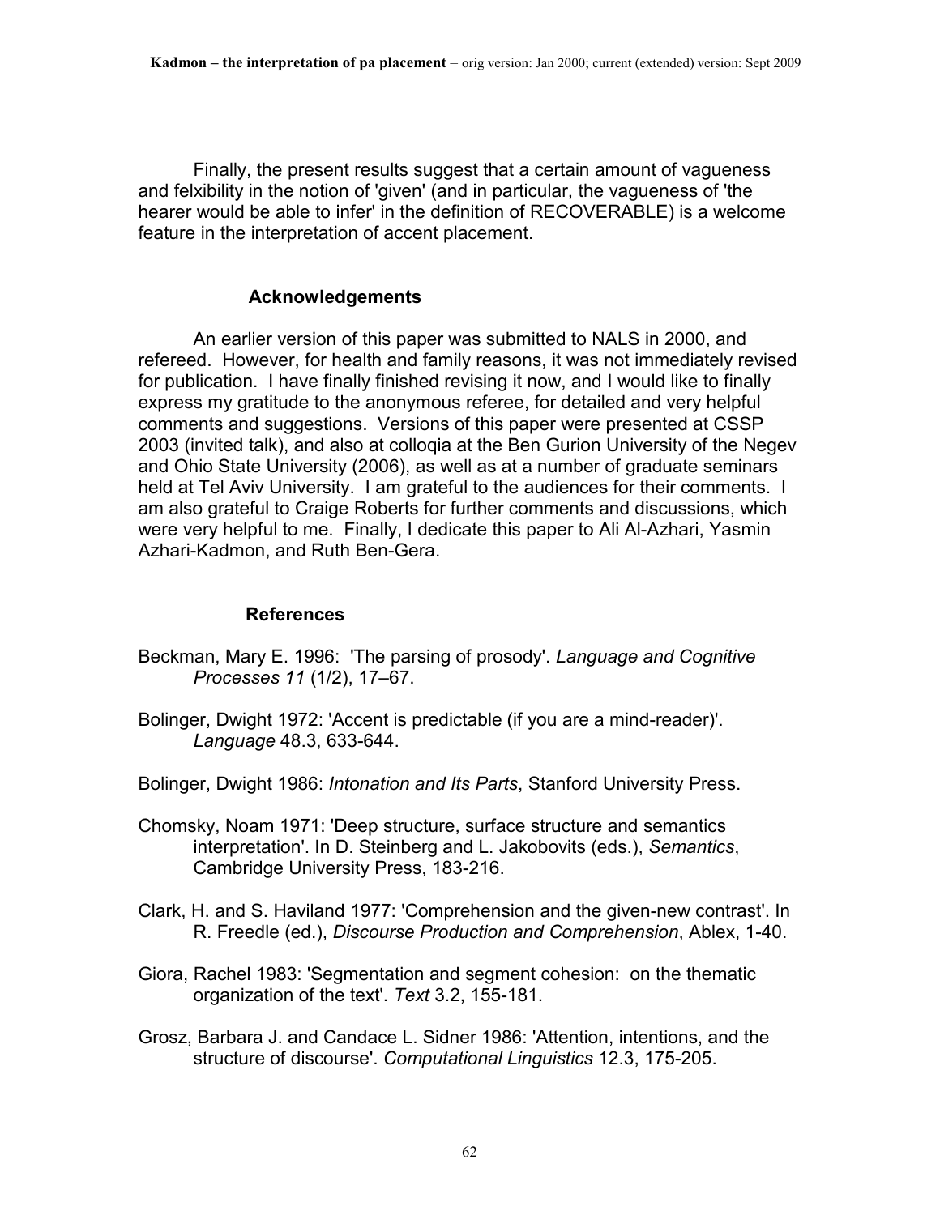Finally, the present results suggest that a certain amount of vagueness and felxibility in the notion of 'given' (and in particular, the vagueness of 'the hearer would be able to infer' in the definition of RECOVERABLE) is a welcome feature in the interpretation of accent placement.

## Acknowledgements

An earlier version of this paper was submitted to NALS in 2000, and refereed. However, for health and family reasons, it was not immediately revised for publication. I have finally finished revising it now, and I would like to finally express my gratitude to the anonymous referee, for detailed and very helpful comments and suggestions. Versions of this paper were presented at CSSP 2003 (invited talk), and also at colloqia at the Ben Gurion University of the Negev and Ohio State University (2006), as well as at a number of graduate seminars held at Tel Aviv University. I am grateful to the audiences for their comments. I am also grateful to Craige Roberts for further comments and discussions, which were very helpful to me. Finally, I dedicate this paper to Ali Al-Azhari, Yasmin Azhari-Kadmon, and Ruth Ben-Gera.

## References

Beckman, Mary E. 1996: 'The parsing of prosody'. *Language and Cognitive Processes 11* (1/2), 17–67.

Bolinger, Dwight 1972: 'Accent is predictable (if you are a mind-reader)'. *Language* 48.3, 633-644.

Bolinger, Dwight 1986: *Intonation and Its Parts*, Stanford University Press.

Chomsky, Noam 1971: 'Deep structure, surface structure and semantics interpretation'. In D. Steinberg and L. Jakobovits (eds.), *Semantics*, Cambridge University Press, 183-216.

Clark, H. and S. Haviland 1977: 'Comprehension and the given-new contrast'. In R. Freedle (ed.), *Discourse Production and Comprehension*, Ablex, 1-40.

Giora, Rachel 1983: 'Segmentation and segment cohesion: on the thematic organization of the text'. *Text* 3.2, 155-181.

Grosz, Barbara J. and Candace L. Sidner 1986: 'Attention, intentions, and the structure of discourse'. *Computational Linguistics* 12.3, 175-205.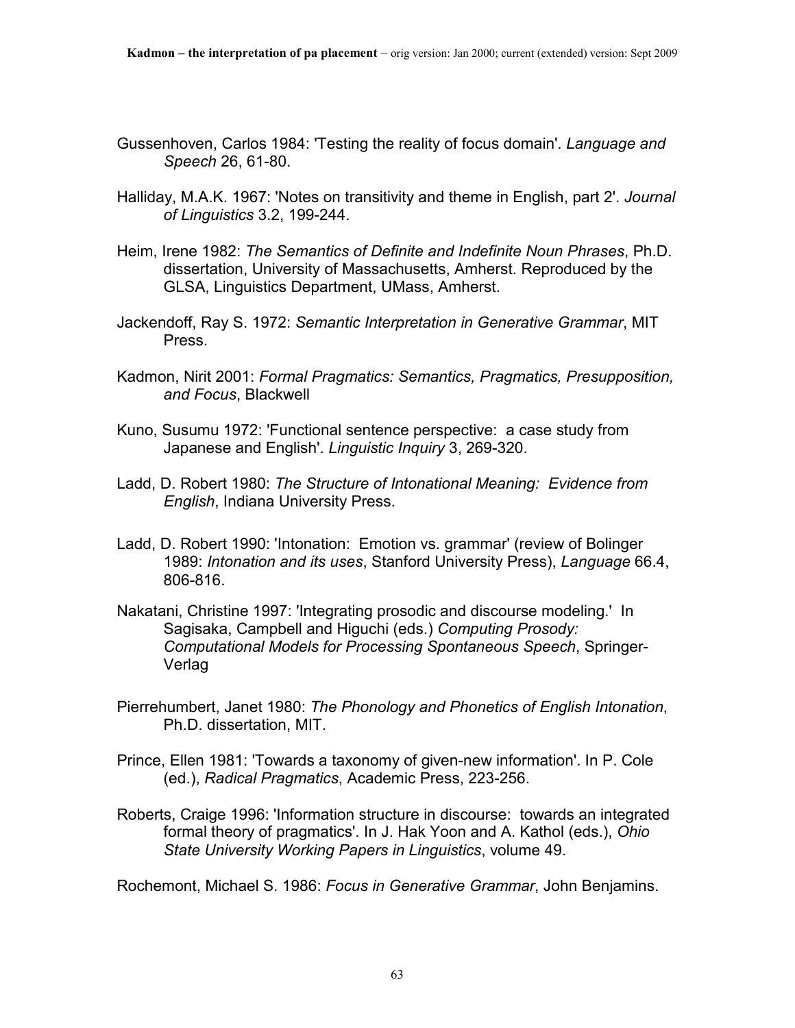Gussenhoven, Carlos 1984: 'Testing the reality of focus domain'. *Language and Speech* 26, 61-80.

Halliday, M.A.K. 1967: 'Notes on transitivity and theme in English, part 2'. *Journal of Linguistics* 3.2, 199-244.

Heim, Irene 1982: *The Semantics of Definite and Indefinite Noun Phrases*, Ph.D. dissertation, University of Massachusetts, Amherst. Reproduced by the GLSA, Linguistics Department, UMass, Amherst.

Jackendoff, Ray S. 1972: *Semantic Interpretation in Generative Grammar*, MIT Press.

Kadmon, Nirit 2001: *Formal Pragmatics: Semantics, Pragmatics, Presupposition, and Focus*, Blackwell

Kuno, Susumu 1972: 'Functional sentence perspective: a case study from Japanese and English'. *Linguistic Inquiry* 3, 269-320.

Ladd, D. Robert 1980: *The Structure of Intonational Meaning: Evidence from English*, Indiana University Press.

Ladd, D. Robert 1990: 'Intonation: Emotion vs. grammar' (review of Bolinger 1989: *Intonation and its uses*, Stanford University Press), *Language* 66.4, 806-816.

Nakatani, Christine 1997: 'Integrating prosodic and discourse modeling.' In Sagisaka, Campbell and Higuchi (eds.) *Computing Prosody: Computational Models for Processing Spontaneous Speech*, Springer-Verlag

Pierrehumbert, Janet 1980: *The Phonology and Phonetics of English Intonation*, Ph.D. dissertation, MIT.

Prince, Ellen 1981: 'Towards a taxonomy of given-new information'. In P. Cole (ed.), *Radical Pragmatics*, Academic Press, 223-256.

Roberts, Craige 1996: 'Information structure in discourse: towards an integrated formal theory of pragmatics'. In J. Hak Yoon and A. Kathol (eds.), *Ohio State University Working Papers in Linguistics*, volume 49.

Rochemont, Michael S. 1986: *Focus in Generative Grammar*, John Benjamins.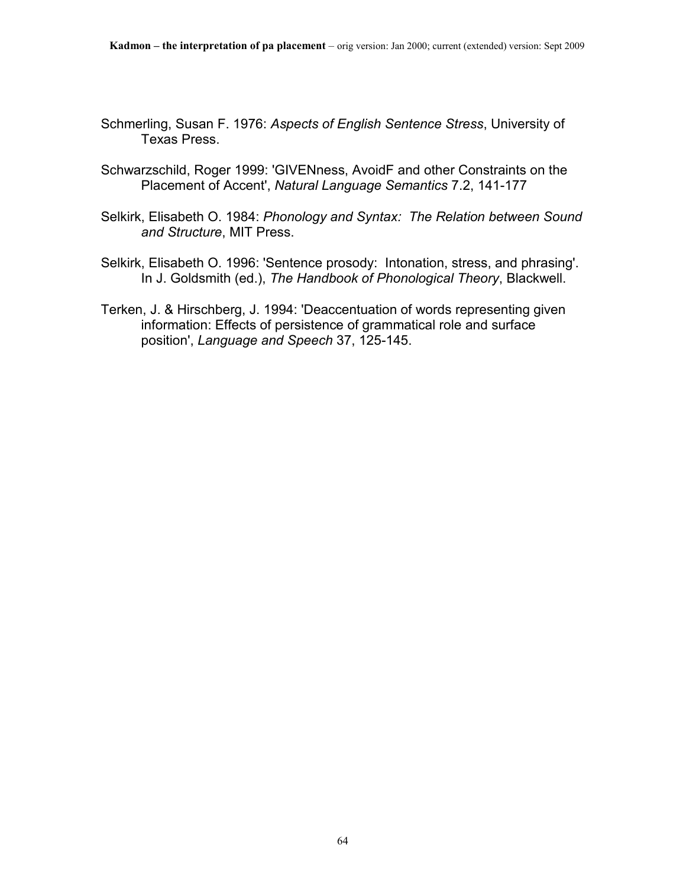Schmerling, Susan F. 1976: *Aspects of English Sentence Stress*, University of Texas Press.

Schwarzschild, Roger 1999: 'GIVENness, AvoidF and other Constraints on the Placement of Accent', *Natural Language Semantics* 7.2, 141-177

Selkirk, Elisabeth O. 1984: *Phonology and Syntax: The Relation between Sound and Structure*, MIT Press.

Selkirk, Elisabeth O. 1996: 'Sentence prosody: Intonation, stress, and phrasing'. In J. Goldsmith (ed.), *The Handbook of Phonological Theory*, Blackwell.

Terken, J. & Hirschberg, J. 1994: 'Deaccentuation of words representing given information: Effects of persistence of grammatical role and surface position', *Language and Speech* 37, 125-145.